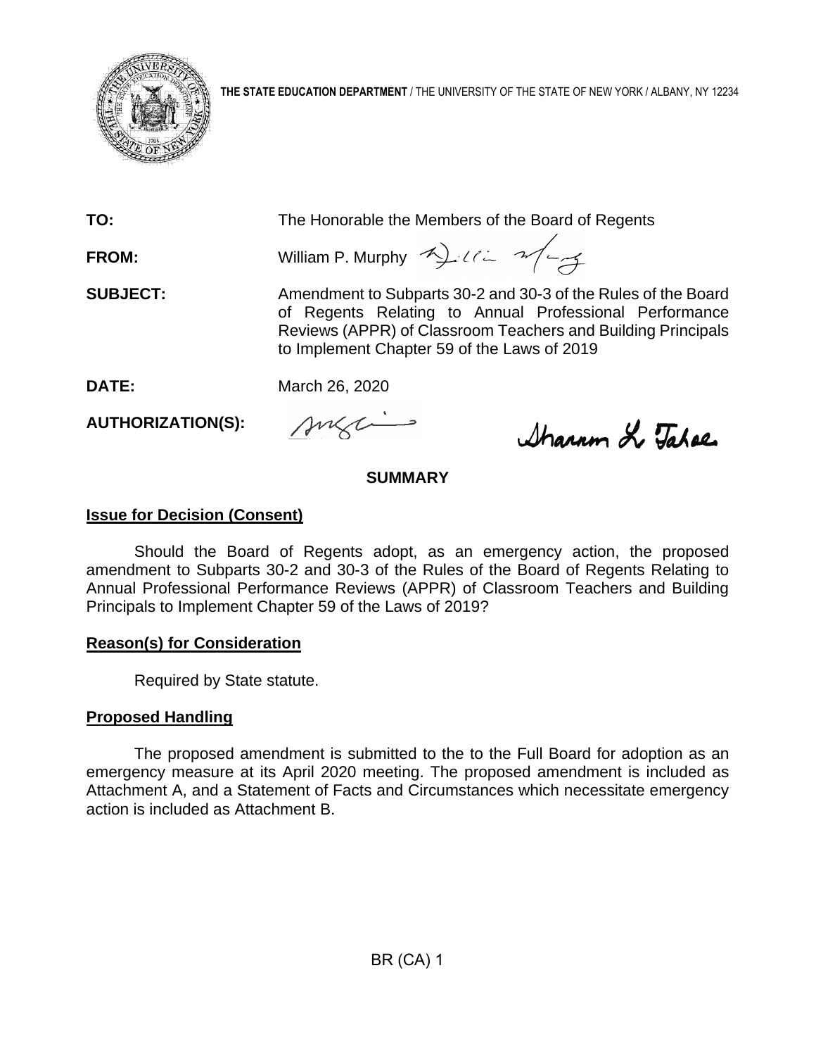**THE STATE EDUCATION DEPARTMENT** / THE UNIVERSITY OF THE STATE OF NEW YORK / ALBANY, NY 12234

**TO:** The Honorable the Members of the Board of Regents

**FROM:** William P. Murphy

**SUBJECT:** Amendment to Subparts 30-2 and 30-3 of the Rules of the Board of Regents Relating to Annual Professional Performance Reviews (APPR) of Classroom Teachers and Building Principals to Implement Chapter 59 of the Laws of 2019

**DATE:** March 26, 2020

**AUTHORIZATION(S):**

## SUMMARY

### Issue for Decision (Consent)

Should the Board of Regents adopt, as an emergency action, the proposed amendment to Subparts 30-2 and 30-3 of the Rules of the Board of Regents Relating to Annual Professional Performance Reviews (APPR) of Classroom Teachers and Building Principals to Implement Chapter 59 of the Laws of 2019?

### Reason(s) for Consideration

Required by State statute.

### Proposed Handling

The proposed amendment is submitted to the to the Full Board for adoption as an emergency measure at its April 2020 meeting. The proposed amendment is included as Attachment A, and a Statement of Facts and Circumstances which necessitate emergency action is included as Attachment B.

BR (CA) 1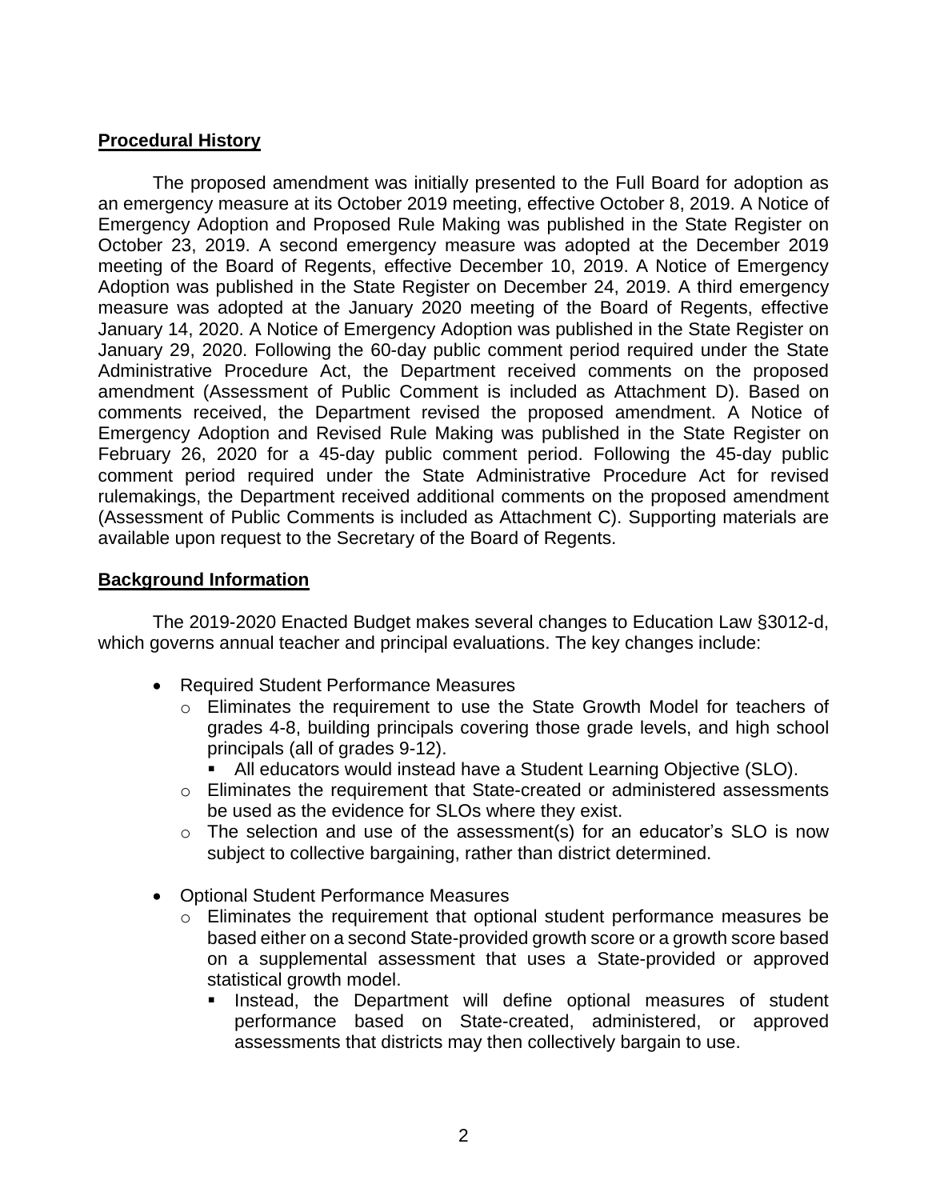## Procedural History

The proposed amendment was initially presented to the Full Board for adoption as an emergency measure at its October 2019 meeting, effective October 8, 2019. A Notice of Emergency Adoption and Proposed Rule Making was published in the State Register on October 23, 2019. A second emergency measure was adopted at the December 2019 meeting of the Board of Regents, effective December 10, 2019. A Notice of Emergency Adoption was published in the State Register on December 24, 2019. A third emergency measure was adopted at the January 2020 meeting of the Board of Regents, effective January 14, 2020. A Notice of Emergency Adoption was published in the State Register on January 29, 2020. Following the 60-day public comment period required under the State Administrative Procedure Act, the Department received comments on the proposed amendment (Assessment of Public Comment is included as Attachment D). Based on comments received, the Department revised the proposed amendment. A Notice of Emergency Adoption and Revised Rule Making was published in the State Register on February 26, 2020 for a 45-day public comment period. Following the 45-day public comment period required under the State Administrative Procedure Act for revised rulemakings, the Department received additional comments on the proposed amendment (Assessment of Public Comments is included as Attachment C). Supporting materials are available upon request to the Secretary of the Board of Regents.

## Background Information

The 2019-2020 Enacted Budget makes several changes to Education Law §3012-d, which governs annual teacher and principal evaluations. The key changes include:

- Required Student Performance Measures
  - Eliminates the requirement to use the State Growth Model for teachers of grades 4-8, building principals covering those grade levels, and high school principals (all of grades 9-12).
    - All educators would instead have a Student Learning Objective (SLO).
  - Eliminates the requirement that State-created or administered assessments be used as the evidence for SLOs where they exist.
  - The selection and use of the assessment(s) for an educator's SLO is now subject to collective bargaining, rather than district determined.

- Optional Student Performance Measures
  - Eliminates the requirement that optional student performance measures be based either on a second State-provided growth score or a growth score based on a supplemental assessment that uses a State-provided or approved statistical growth model.
    - Instead, the Department will define optional measures of student performance based on State-created, administered, or approved assessments that districts may then collectively bargain to use.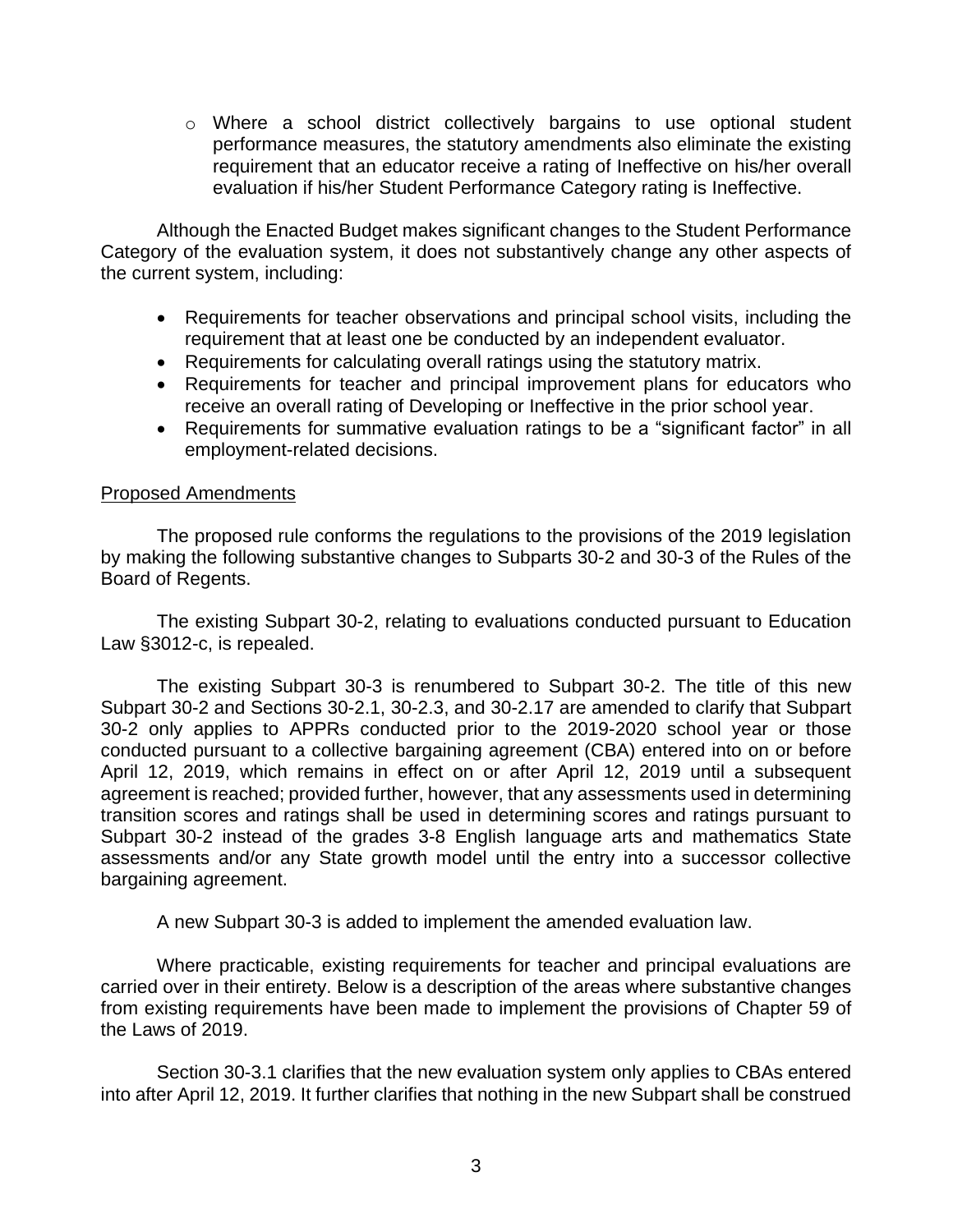- Where a school district collectively bargains to use optional student performance measures, the statutory amendments also eliminate the existing requirement that an educator receive a rating of Ineffective on his/her overall evaluation if his/her Student Performance Category rating is Ineffective.

Although the Enacted Budget makes significant changes to the Student Performance Category of the evaluation system, it does not substantively change any other aspects of the current system, including:

- Requirements for teacher observations and principal school visits, including the requirement that at least one be conducted by an independent evaluator.
- Requirements for calculating overall ratings using the statutory matrix.
- Requirements for teacher and principal improvement plans for educators who receive an overall rating of Developing or Ineffective in the prior school year.
- Requirements for summative evaluation ratings to be a "significant factor" in all employment-related decisions.

Proposed Amendments

The proposed rule conforms the regulations to the provisions of the 2019 legislation by making the following substantive changes to Subparts 30-2 and 30-3 of the Rules of the Board of Regents.

The existing Subpart 30-2, relating to evaluations conducted pursuant to Education Law §3012-c, is repealed.

The existing Subpart 30-3 is renumbered to Subpart 30-2. The title of this new Subpart 30-2 and Sections 30-2.1, 30-2.3, and 30-2.17 are amended to clarify that Subpart 30-2 only applies to APPRs conducted prior to the 2019-2020 school year or those conducted pursuant to a collective bargaining agreement (CBA) entered into on or before April 12, 2019, which remains in effect on or after April 12, 2019 until a subsequent agreement is reached; provided further, however, that any assessments used in determining transition scores and ratings shall be used in determining scores and ratings pursuant to Subpart 30-2 instead of the grades 3-8 English language arts and mathematics State assessments and/or any State growth model until the entry into a successor collective bargaining agreement.

A new Subpart 30-3 is added to implement the amended evaluation law.

Where practicable, existing requirements for teacher and principal evaluations are carried over in their entirety. Below is a description of the areas where substantive changes from existing requirements have been made to implement the provisions of Chapter 59 of the Laws of 2019.

Section 30-3.1 clarifies that the new evaluation system only applies to CBAs entered into after April 12, 2019. It further clarifies that nothing in the new Subpart shall be construed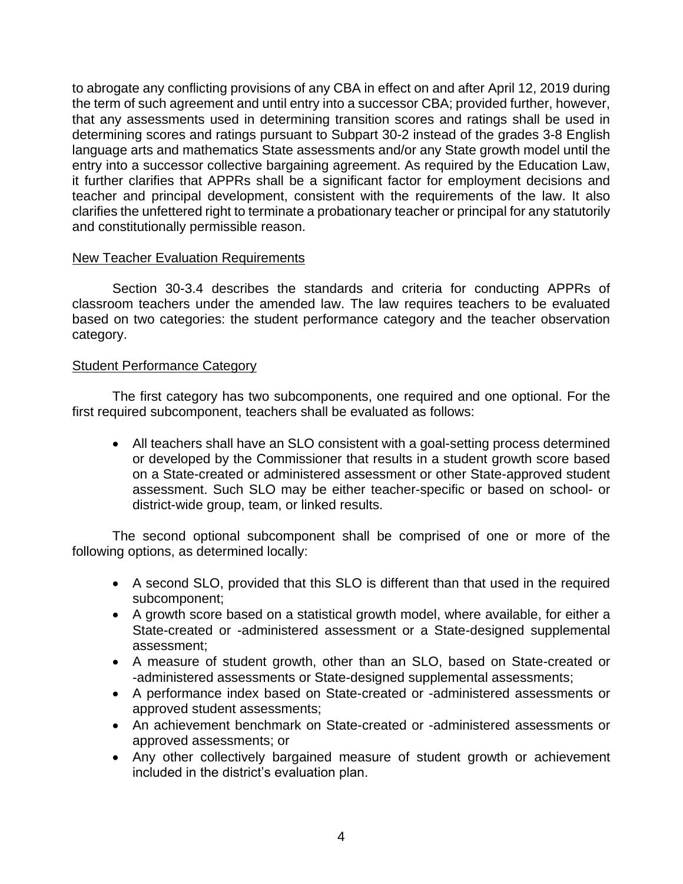to abrogate any conflicting provisions of any CBA in effect on and after April 12, 2019 during the term of such agreement and until entry into a successor CBA; provided further, however, that any assessments used in determining transition scores and ratings shall be used in determining scores and ratings pursuant to Subpart 30-2 instead of the grades 3-8 English language arts and mathematics State assessments and/or any State growth model until the entry into a successor collective bargaining agreement. As required by the Education Law, it further clarifies that APPRs shall be a significant factor for employment decisions and teacher and principal development, consistent with the requirements of the law. It also clarifies the unfettered right to terminate a probationary teacher or principal for any statutorily and constitutionally permissible reason.

New Teacher Evaluation Requirements

Section 30-3.4 describes the standards and criteria for conducting APPRs of classroom teachers under the amended law. The law requires teachers to be evaluated based on two categories: the student performance category and the teacher observation category.

Student Performance Category

The first category has two subcomponents, one required and one optional. For the first required subcomponent, teachers shall be evaluated as follows:

- All teachers shall have an SLO consistent with a goal-setting process determined or developed by the Commissioner that results in a student growth score based on a State-created or administered assessment or other State-approved student assessment. Such SLO may be either teacher-specific or based on school- or district-wide group, team, or linked results.

The second optional subcomponent shall be comprised of one or more of the following options, as determined locally:

- A second SLO, provided that this SLO is different than that used in the required subcomponent;
- A growth score based on a statistical growth model, where available, for either a State-created or -administered assessment or a State-designed supplemental assessment;
- A measure of student growth, other than an SLO, based on State-created or -administered assessments or State-designed supplemental assessments;
- A performance index based on State-created or -administered assessments or approved student assessments;
- An achievement benchmark on State-created or -administered assessments or approved assessments; or
- Any other collectively bargained measure of student growth or achievement included in the district's evaluation plan.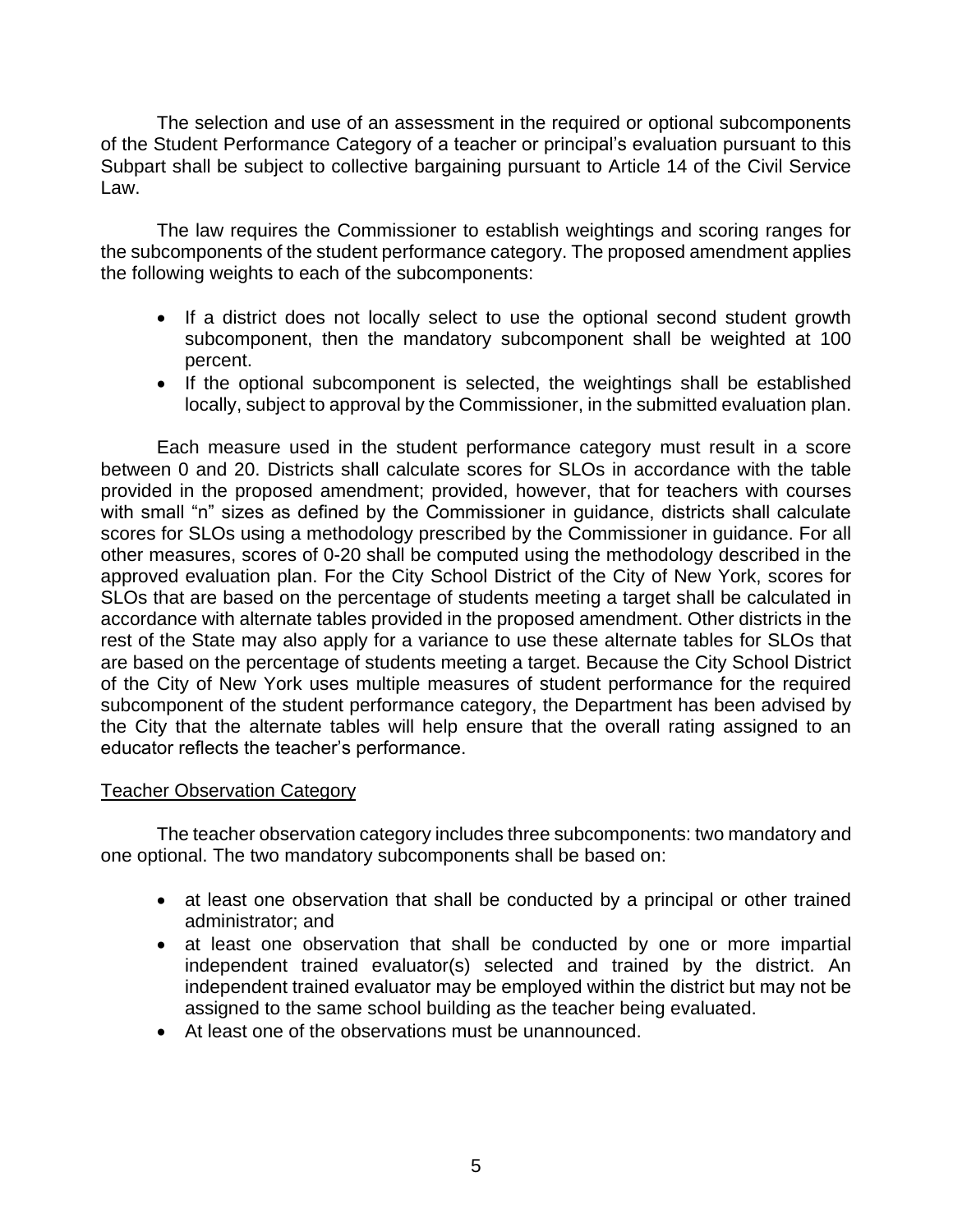The selection and use of an assessment in the required or optional subcomponents of the Student Performance Category of a teacher or principal's evaluation pursuant to this Subpart shall be subject to collective bargaining pursuant to Article 14 of the Civil Service Law.

The law requires the Commissioner to establish weightings and scoring ranges for the subcomponents of the student performance category. The proposed amendment applies the following weights to each of the subcomponents:

- If a district does not locally select to use the optional second student growth subcomponent, then the mandatory subcomponent shall be weighted at 100 percent.
- If the optional subcomponent is selected, the weightings shall be established locally, subject to approval by the Commissioner, in the submitted evaluation plan.

Each measure used in the student performance category must result in a score between 0 and 20. Districts shall calculate scores for SLOs in accordance with the table provided in the proposed amendment; provided, however, that for teachers with courses with small "n" sizes as defined by the Commissioner in guidance, districts shall calculate scores for SLOs using a methodology prescribed by the Commissioner in guidance. For all other measures, scores of 0-20 shall be computed using the methodology described in the approved evaluation plan. For the City School District of the City of New York, scores for SLOs that are based on the percentage of students meeting a target shall be calculated in accordance with alternate tables provided in the proposed amendment. Other districts in the rest of the State may also apply for a variance to use these alternate tables for SLOs that are based on the percentage of students meeting a target. Because the City School District of the City of New York uses multiple measures of student performance for the required subcomponent of the student performance category, the Department has been advised by the City that the alternate tables will help ensure that the overall rating assigned to an educator reflects the teacher's performance.

Teacher Observation Category

The teacher observation category includes three subcomponents: two mandatory and one optional. The two mandatory subcomponents shall be based on:

- at least one observation that shall be conducted by a principal or other trained administrator; and
- at least one observation that shall be conducted by one or more impartial independent trained evaluator(s) selected and trained by the district. An independent trained evaluator may be employed within the district but may not be assigned to the same school building as the teacher being evaluated.
- At least one of the observations must be unannounced.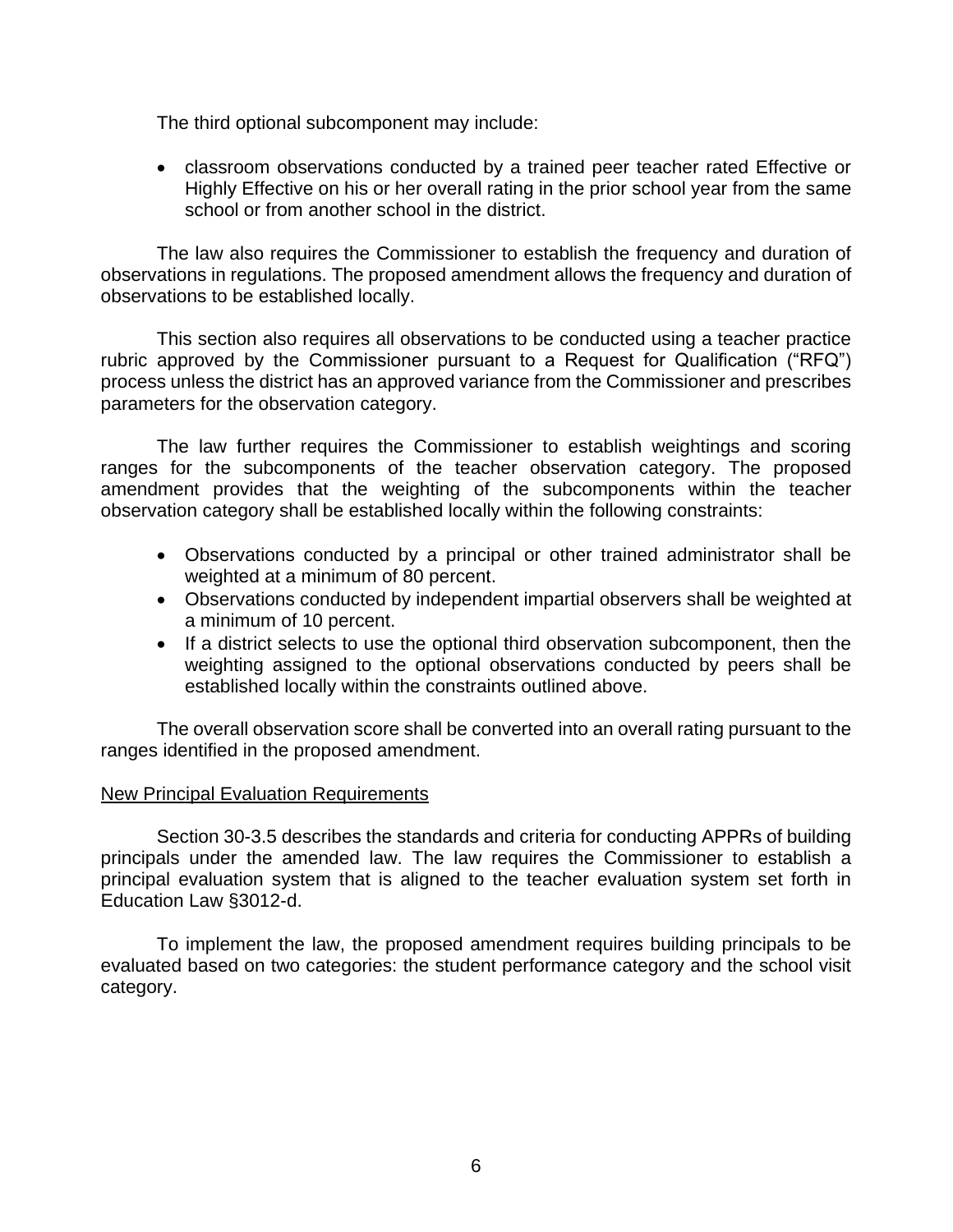The third optional subcomponent may include:

- classroom observations conducted by a trained peer teacher rated Effective or Highly Effective on his or her overall rating in the prior school year from the same school or from another school in the district.

The law also requires the Commissioner to establish the frequency and duration of observations in regulations. The proposed amendment allows the frequency and duration of observations to be established locally.

This section also requires all observations to be conducted using a teacher practice rubric approved by the Commissioner pursuant to a Request for Qualification ("RFQ") process unless the district has an approved variance from the Commissioner and prescribes parameters for the observation category.

The law further requires the Commissioner to establish weightings and scoring ranges for the subcomponents of the teacher observation category. The proposed amendment provides that the weighting of the subcomponents within the teacher observation category shall be established locally within the following constraints:

- Observations conducted by a principal or other trained administrator shall be weighted at a minimum of 80 percent.
- Observations conducted by independent impartial observers shall be weighted at a minimum of 10 percent.
- If a district selects to use the optional third observation subcomponent, then the weighting assigned to the optional observations conducted by peers shall be established locally within the constraints outlined above.

The overall observation score shall be converted into an overall rating pursuant to the ranges identified in the proposed amendment.

New Principal Evaluation Requirements

Section 30-3.5 describes the standards and criteria for conducting APPRs of building principals under the amended law. The law requires the Commissioner to establish a principal evaluation system that is aligned to the teacher evaluation system set forth in Education Law §3012-d.

To implement the law, the proposed amendment requires building principals to be evaluated based on two categories: the student performance category and the school visit category.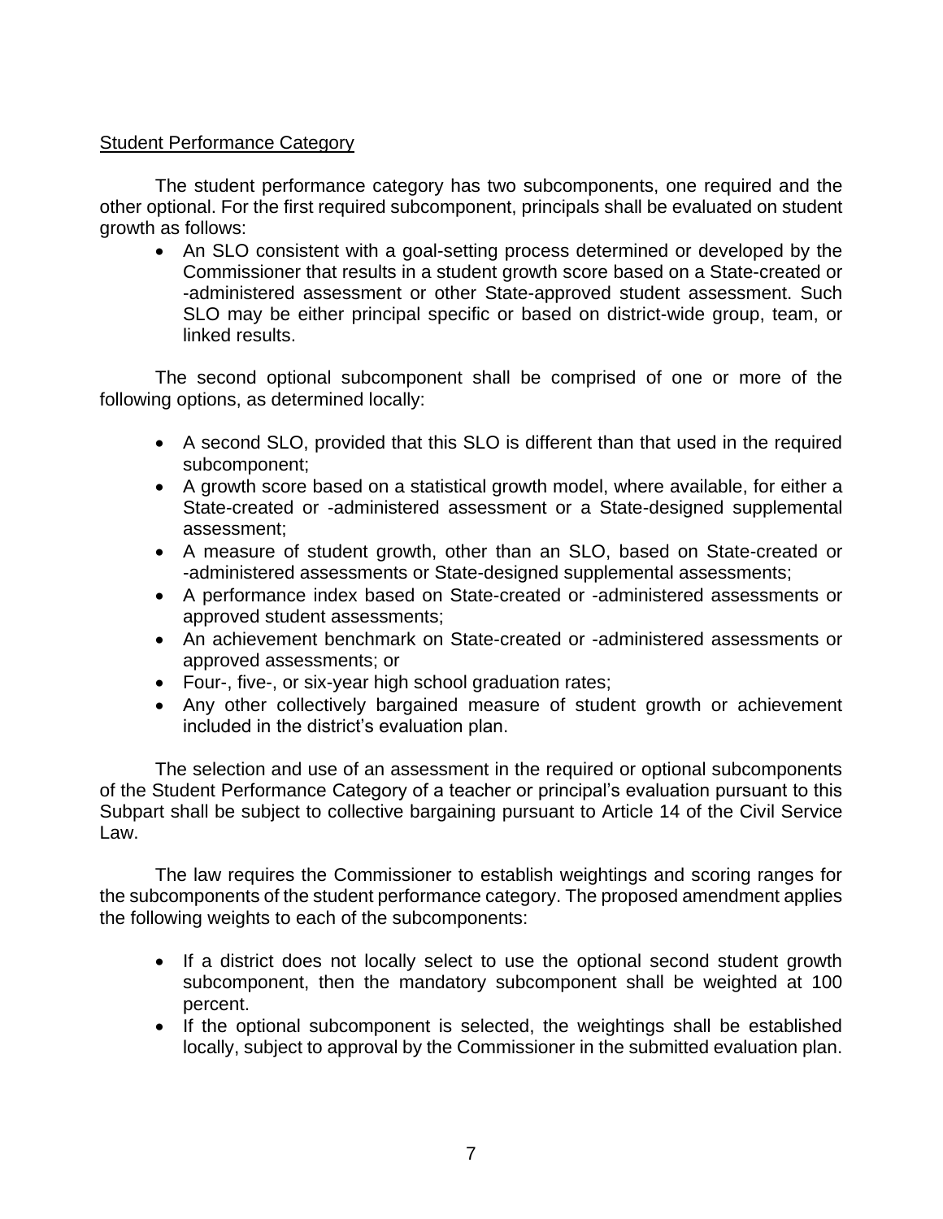<u>Student Performance Category</u>

The student performance category has two subcomponents, one required and the other optional. For the first required subcomponent, principals shall be evaluated on student growth as follows:

- An SLO consistent with a goal-setting process determined or developed by the Commissioner that results in a student growth score based on a State-created or -administered assessment or other State-approved student assessment. Such SLO may be either principal specific or based on district-wide group, team, or linked results.

The second optional subcomponent shall be comprised of one or more of the following options, as determined locally:

- A second SLO, provided that this SLO is different than that used in the required subcomponent;
- A growth score based on a statistical growth model, where available, for either a State-created or -administered assessment or a State-designed supplemental assessment;
- A measure of student growth, other than an SLO, based on State-created or -administered assessments or State-designed supplemental assessments;
- A performance index based on State-created or -administered assessments or approved student assessments;
- An achievement benchmark on State-created or -administered assessments or approved assessments; or
- Four-, five-, or six-year high school graduation rates;
- Any other collectively bargained measure of student growth or achievement included in the district's evaluation plan.

The selection and use of an assessment in the required or optional subcomponents of the Student Performance Category of a teacher or principal's evaluation pursuant to this Subpart shall be subject to collective bargaining pursuant to Article 14 of the Civil Service Law.

The law requires the Commissioner to establish weightings and scoring ranges for the subcomponents of the student performance category. The proposed amendment applies the following weights to each of the subcomponents:

- If a district does not locally select to use the optional second student growth subcomponent, then the mandatory subcomponent shall be weighted at 100 percent.
- If the optional subcomponent is selected, the weightings shall be established locally, subject to approval by the Commissioner in the submitted evaluation plan.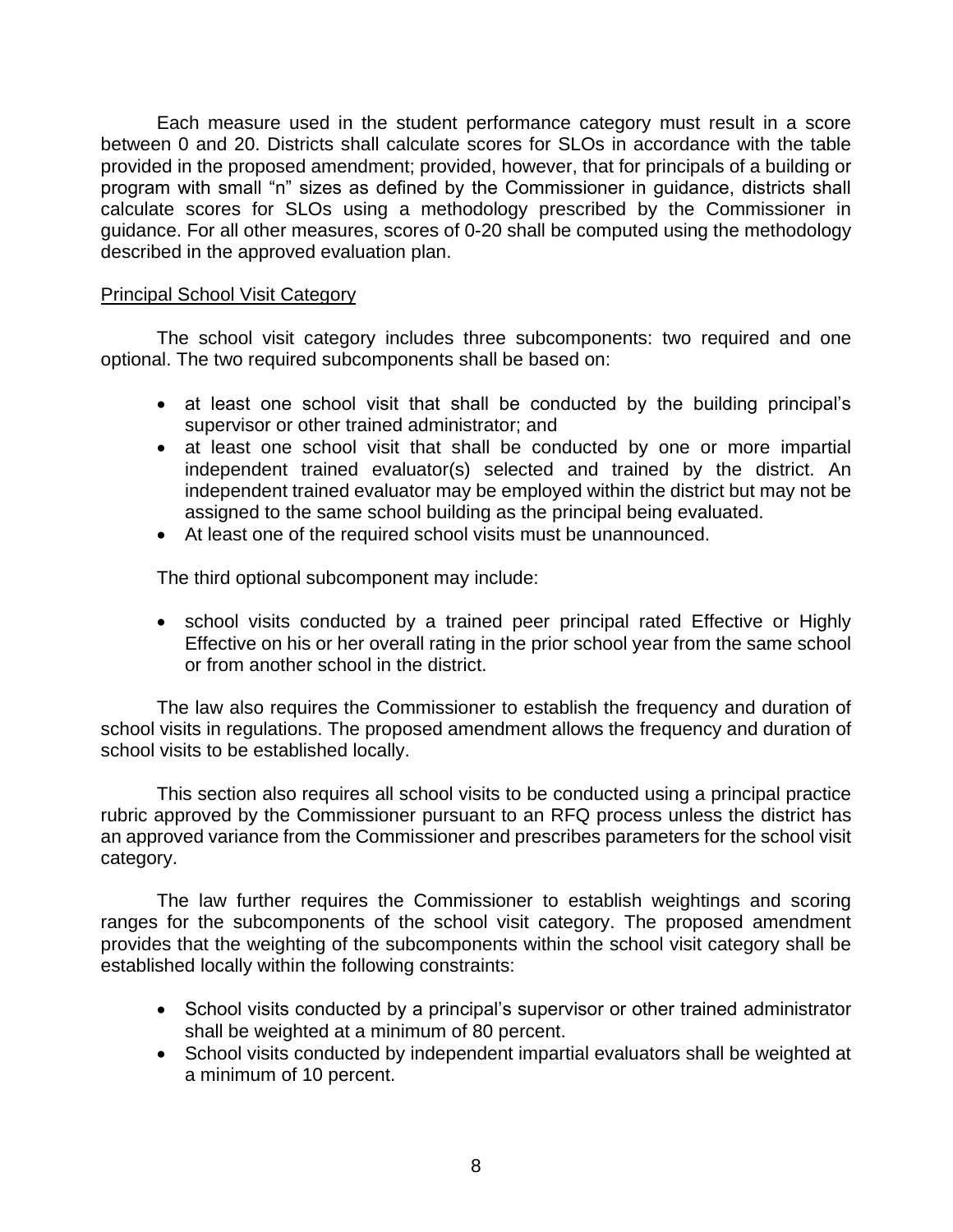Each measure used in the student performance category must result in a score between 0 and 20. Districts shall calculate scores for SLOs in accordance with the table provided in the proposed amendment; provided, however, that for principals of a building or program with small "n" sizes as defined by the Commissioner in guidance, districts shall calculate scores for SLOs using a methodology prescribed by the Commissioner in guidance. For all other measures, scores of 0-20 shall be computed using the methodology described in the approved evaluation plan.

<u>Principal School Visit Category</u>

The school visit category includes three subcomponents: two required and one optional. The two required subcomponents shall be based on:

- at least one school visit that shall be conducted by the building principal's supervisor or other trained administrator; and
- at least one school visit that shall be conducted by one or more impartial independent trained evaluator(s) selected and trained by the district. An independent trained evaluator may be employed within the district but may not be assigned to the same school building as the principal being evaluated.
- At least one of the required school visits must be unannounced.

The third optional subcomponent may include:

- school visits conducted by a trained peer principal rated Effective or Highly Effective on his or her overall rating in the prior school year from the same school or from another school in the district.

The law also requires the Commissioner to establish the frequency and duration of school visits in regulations. The proposed amendment allows the frequency and duration of school visits to be established locally.

This section also requires all school visits to be conducted using a principal practice rubric approved by the Commissioner pursuant to an RFQ process unless the district has an approved variance from the Commissioner and prescribes parameters for the school visit category.

The law further requires the Commissioner to establish weightings and scoring ranges for the subcomponents of the school visit category. The proposed amendment provides that the weighting of the subcomponents within the school visit category shall be established locally within the following constraints:

- School visits conducted by a principal's supervisor or other trained administrator shall be weighted at a minimum of 80 percent.
- School visits conducted by independent impartial evaluators shall be weighted at a minimum of 10 percent.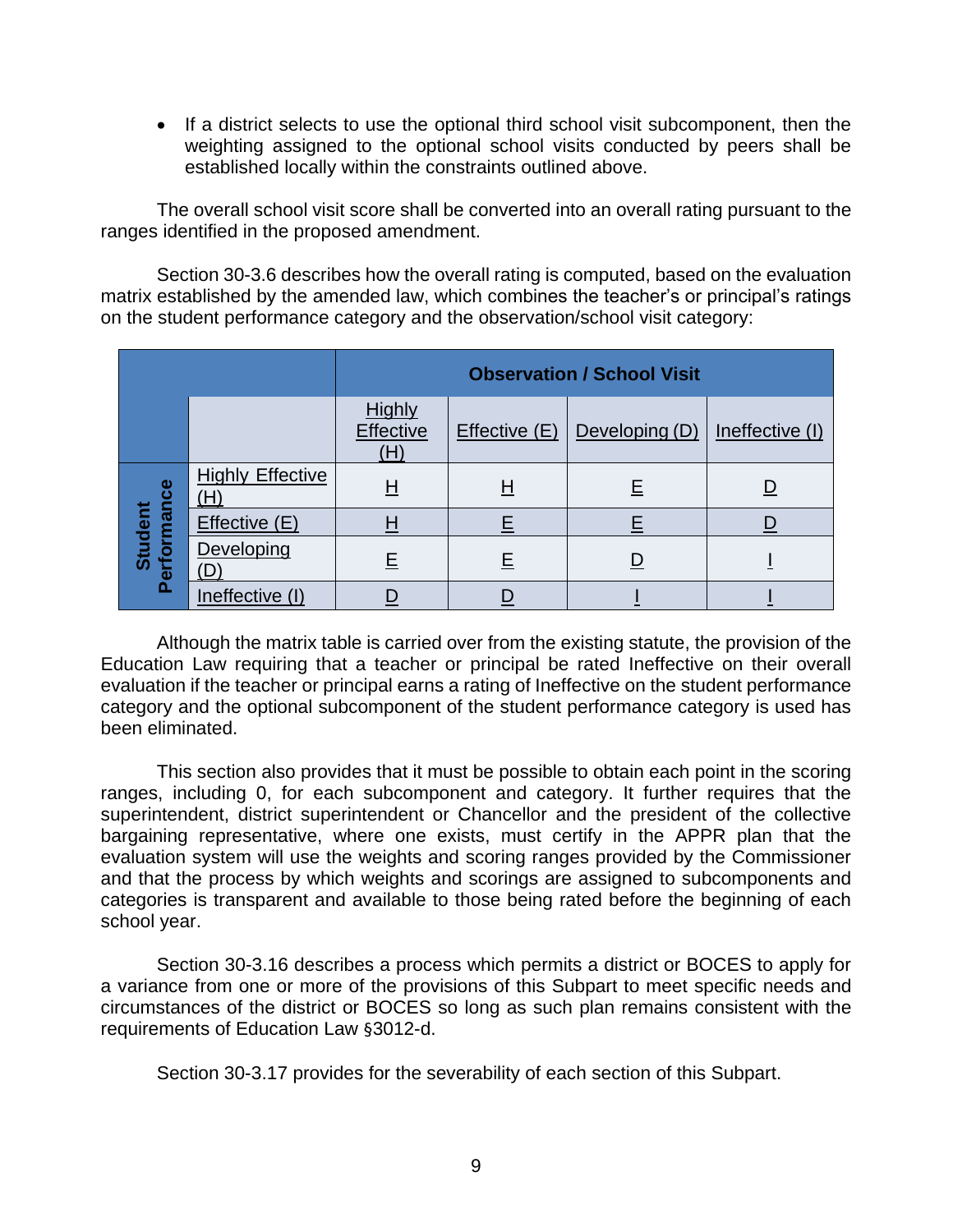- If a district selects to use the optional third school visit subcomponent, then the weighting assigned to the optional school visits conducted by peers shall be established locally within the constraints outlined above.

The overall school visit score shall be converted into an overall rating pursuant to the ranges identified in the proposed amendment.

Section 30-3.6 describes how the overall rating is computed, based on the evaluation matrix established by the amended law, which combines the teacher's or principal's ratings on the student performance category and the observation/school visit category:

| | | **Observation / School Visit** | | | |
|---|---|---|---|---|---|
| | | Highly Effective (H) | Effective (E) | Developing (D) | Ineffective (I) |
| **Student Performance** | Highly Effective (H) | H | H | E | D |
| | Effective (E) | H | E | E | D |
| | Developing (D) | E | E | D | I |
| | Ineffective (I) | D | D | I | I |

Although the matrix table is carried over from the existing statute, the provision of the Education Law requiring that a teacher or principal be rated Ineffective on their overall evaluation if the teacher or principal earns a rating of Ineffective on the student performance category and the optional subcomponent of the student performance category is used has been eliminated.

This section also provides that it must be possible to obtain each point in the scoring ranges, including 0, for each subcomponent and category. It further requires that the superintendent, district superintendent or Chancellor and the president of the collective bargaining representative, where one exists, must certify in the APPR plan that the evaluation system will use the weights and scoring ranges provided by the Commissioner and that the process by which weights and scorings are assigned to subcomponents and categories is transparent and available to those being rated before the beginning of each school year.

Section 30-3.16 describes a process which permits a district or BOCES to apply for a variance from one or more of the provisions of this Subpart to meet specific needs and circumstances of the district or BOCES so long as such plan remains consistent with the requirements of Education Law §3012-d.

Section 30-3.17 provides for the severability of each section of this Subpart.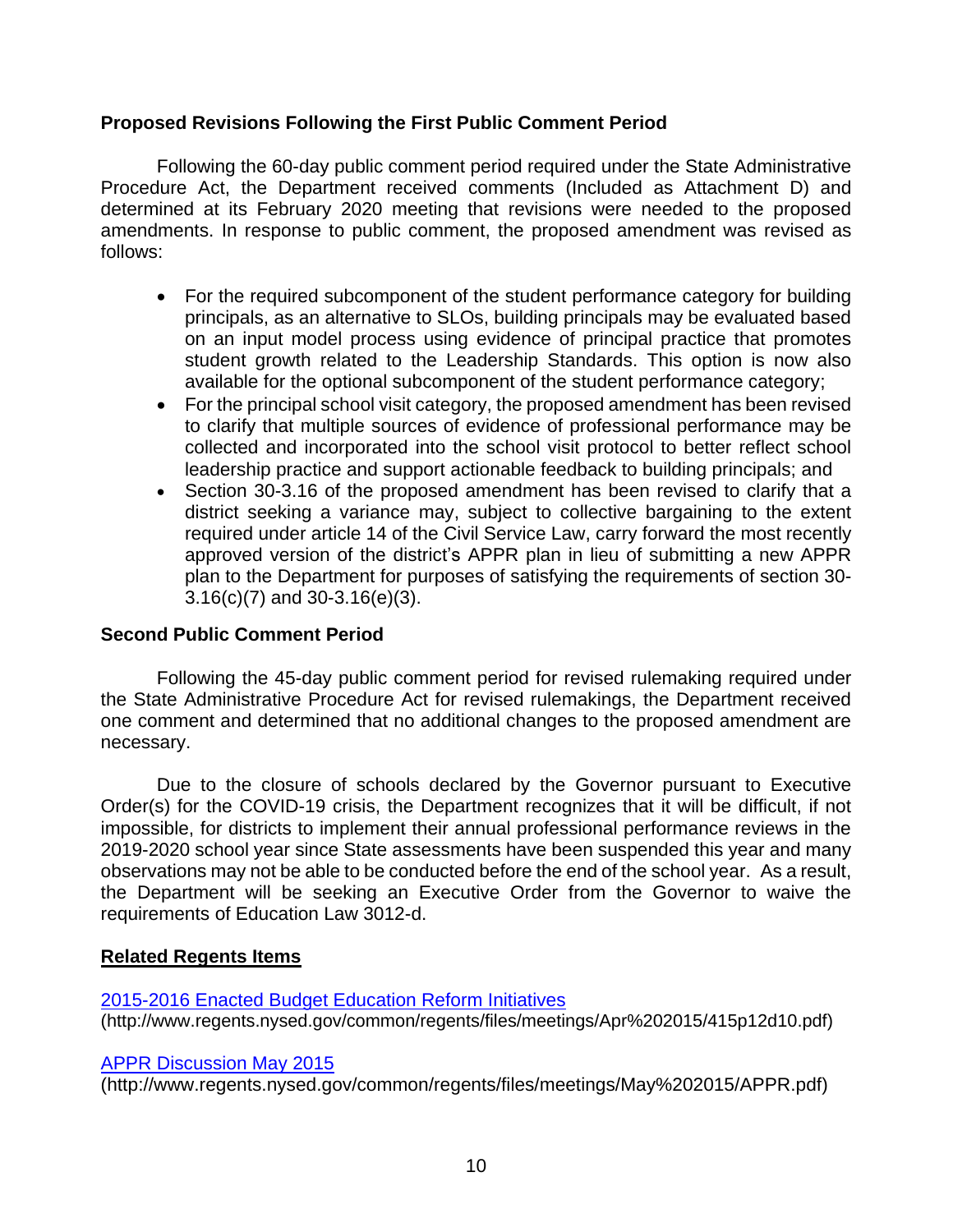**Proposed Revisions Following the First Public Comment Period**

Following the 60-day public comment period required under the State Administrative Procedure Act, the Department received comments (Included as Attachment D) and determined at its February 2020 meeting that revisions were needed to the proposed amendments. In response to public comment, the proposed amendment was revised as follows:

- For the required subcomponent of the student performance category for building principals, as an alternative to SLOs, building principals may be evaluated based on an input model process using evidence of principal practice that promotes student growth related to the Leadership Standards. This option is now also available for the optional subcomponent of the student performance category;
- For the principal school visit category, the proposed amendment has been revised to clarify that multiple sources of evidence of professional performance may be collected and incorporated into the school visit protocol to better reflect school leadership practice and support actionable feedback to building principals; and
- Section 30-3.16 of the proposed amendment has been revised to clarify that a district seeking a variance may, subject to collective bargaining to the extent required under article 14 of the Civil Service Law, carry forward the most recently approved version of the district's APPR plan in lieu of submitting a new APPR plan to the Department for purposes of satisfying the requirements of section 30-3.16(c)(7) and 30-3.16(e)(3).

**Second Public Comment Period**

Following the 45-day public comment period for revised rulemaking required under the State Administrative Procedure Act for revised rulemakings, the Department received one comment and determined that no additional changes to the proposed amendment are necessary.

Due to the closure of schools declared by the Governor pursuant to Executive Order(s) for the COVID-19 crisis, the Department recognizes that it will be difficult, if not impossible, for districts to implement their annual professional performance reviews in the 2019-2020 school year since State assessments have been suspended this year and many observations may not be able to be conducted before the end of the school year. As a result, the Department will be seeking an Executive Order from the Governor to waive the requirements of Education Law 3012-d.

**Related Regents Items**

2015-2016 Enacted Budget Education Reform Initiatives
(http://www.regents.nysed.gov/common/regents/files/meetings/Apr%202015/415p12d10.pdf)

APPR Discussion May 2015
(http://www.regents.nysed.gov/common/regents/files/meetings/May%202015/APPR.pdf)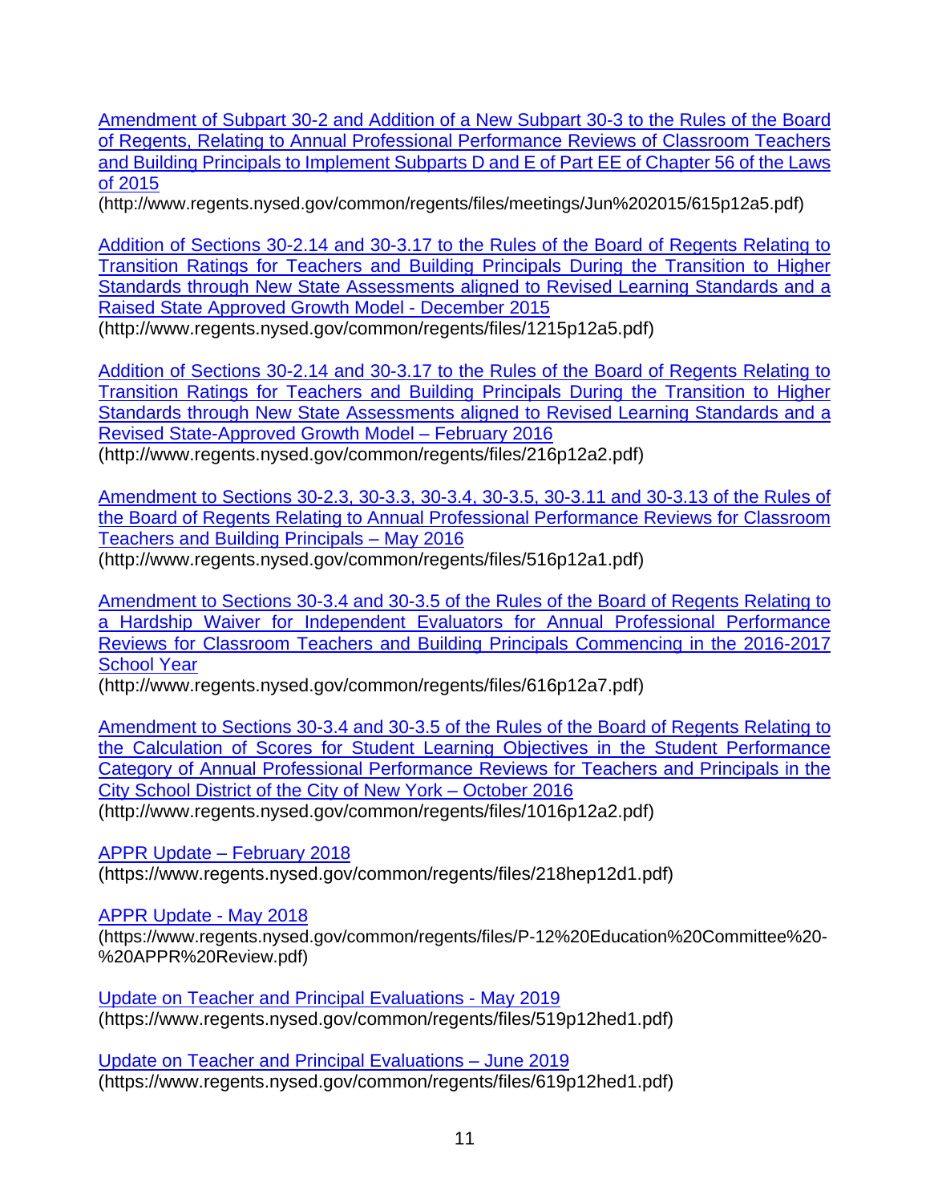Amendment of Subpart 30-2 and Addition of a New Subpart 30-3 to the Rules of the Board of Regents, Relating to Annual Professional Performance Reviews of Classroom Teachers and Building Principals to Implement Subparts D and E of Part EE of Chapter 56 of the Laws of 2015
(http://www.regents.nysed.gov/common/regents/files/meetings/Jun%202015/615p12a5.pdf)

Addition of Sections 30-2.14 and 30-3.17 to the Rules of the Board of Regents Relating to Transition Ratings for Teachers and Building Principals During the Transition to Higher Standards through New State Assessments aligned to Revised Learning Standards and a Raised State Approved Growth Model - December 2015
(http://www.regents.nysed.gov/common/regents/files/1215p12a5.pdf)

Addition of Sections 30-2.14 and 30-3.17 to the Rules of the Board of Regents Relating to Transition Ratings for Teachers and Building Principals During the Transition to Higher Standards through New State Assessments aligned to Revised Learning Standards and a Revised State-Approved Growth Model – February 2016
(http://www.regents.nysed.gov/common/regents/files/216p12a2.pdf)

Amendment to Sections 30-2.3, 30-3.3, 30-3.4, 30-3.5, 30-3.11 and 30-3.13 of the Rules of the Board of Regents Relating to Annual Professional Performance Reviews for Classroom Teachers and Building Principals – May 2016
(http://www.regents.nysed.gov/common/regents/files/516p12a1.pdf)

Amendment to Sections 30-3.4 and 30-3.5 of the Rules of the Board of Regents Relating to a Hardship Waiver for Independent Evaluators for Annual Professional Performance Reviews for Classroom Teachers and Building Principals Commencing in the 2016-2017 School Year
(http://www.regents.nysed.gov/common/regents/files/616p12a7.pdf)

Amendment to Sections 30-3.4 and 30-3.5 of the Rules of the Board of Regents Relating to the Calculation of Scores for Student Learning Objectives in the Student Performance Category of Annual Professional Performance Reviews for Teachers and Principals in the City School District of the City of New York – October 2016
(http://www.regents.nysed.gov/common/regents/files/1016p12a2.pdf)

APPR Update – February 2018
(https://www.regents.nysed.gov/common/regents/files/218hep12d1.pdf)

APPR Update - May 2018
(https://www.regents.nysed.gov/common/regents/files/P-12%20Education%20Committee%20-%20APPR%20Review.pdf)

Update on Teacher and Principal Evaluations - May 2019
(https://www.regents.nysed.gov/common/regents/files/519p12hed1.pdf)

Update on Teacher and Principal Evaluations – June 2019
(https://www.regents.nysed.gov/common/regents/files/619p12hed1.pdf)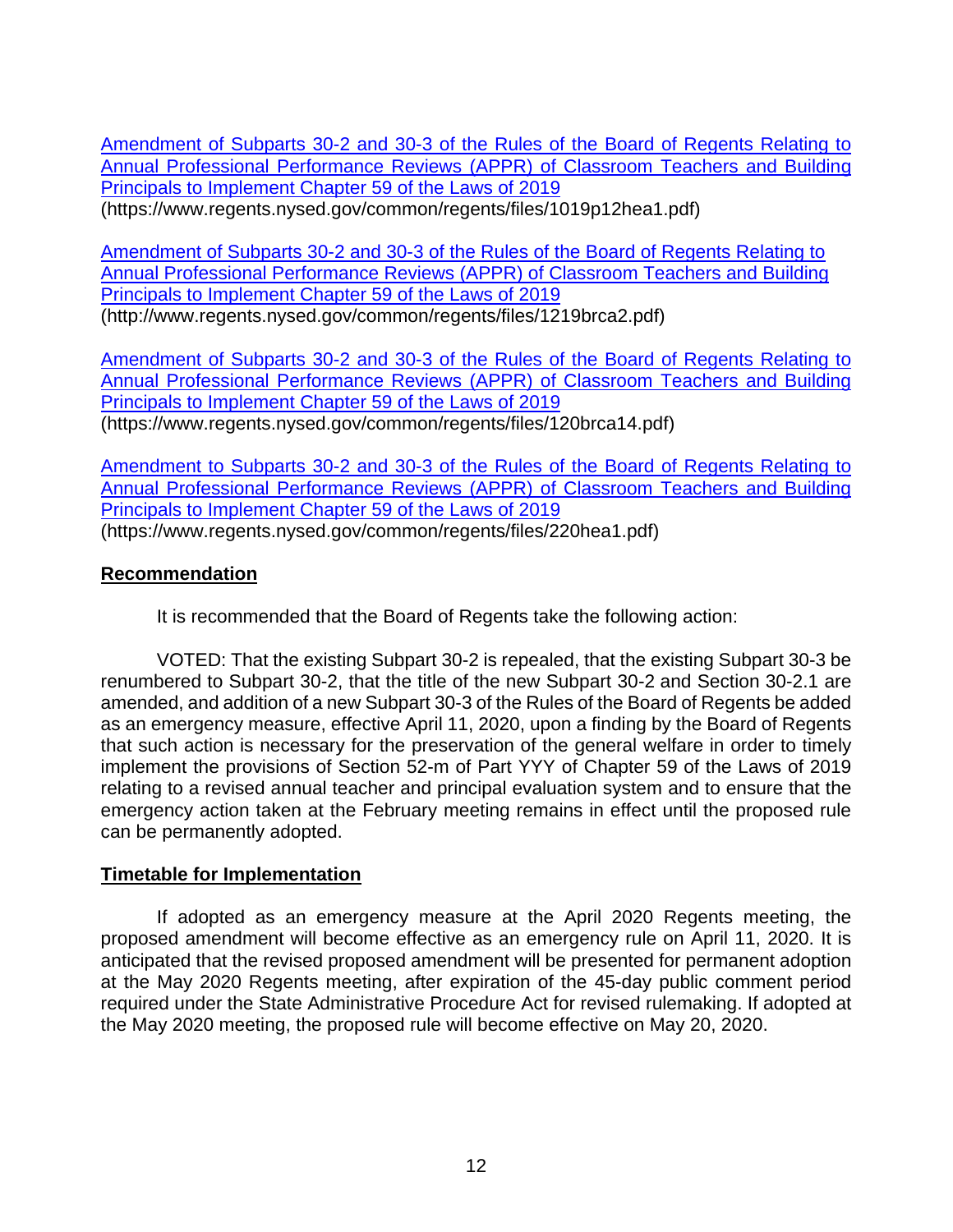[Amendment of Subparts 30-2 and 30-3 of the Rules of the Board of Regents Relating to Annual Professional Performance Reviews (APPR) of Classroom Teachers and Building Principals to Implement Chapter 59 of the Laws of 2019](https://www.regents.nysed.gov/common/regents/files/1019p12hea1.pdf)
(https://www.regents.nysed.gov/common/regents/files/1019p12hea1.pdf)

[Amendment of Subparts 30-2 and 30-3 of the Rules of the Board of Regents Relating to Annual Professional Performance Reviews (APPR) of Classroom Teachers and Building Principals to Implement Chapter 59 of the Laws of 2019](http://www.regents.nysed.gov/common/regents/files/1219brca2.pdf)
(http://www.regents.nysed.gov/common/regents/files/1219brca2.pdf)

[Amendment of Subparts 30-2 and 30-3 of the Rules of the Board of Regents Relating to Annual Professional Performance Reviews (APPR) of Classroom Teachers and Building Principals to Implement Chapter 59 of the Laws of 2019](https://www.regents.nysed.gov/common/regents/files/120brca14.pdf)
(https://www.regents.nysed.gov/common/regents/files/120brca14.pdf)

[Amendment to Subparts 30-2 and 30-3 of the Rules of the Board of Regents Relating to Annual Professional Performance Reviews (APPR) of Classroom Teachers and Building Principals to Implement Chapter 59 of the Laws of 2019](https://www.regents.nysed.gov/common/regents/files/220hea1.pdf)
(https://www.regents.nysed.gov/common/regents/files/220hea1.pdf)

## Recommendation

It is recommended that the Board of Regents take the following action:

VOTED: That the existing Subpart 30-2 is repealed, that the existing Subpart 30-3 be renumbered to Subpart 30-2, that the title of the new Subpart 30-2 and Section 30-2.1 are amended, and addition of a new Subpart 30-3 of the Rules of the Board of Regents be added as an emergency measure, effective April 11, 2020, upon a finding by the Board of Regents that such action is necessary for the preservation of the general welfare in order to timely implement the provisions of Section 52-m of Part YYY of Chapter 59 of the Laws of 2019 relating to a revised annual teacher and principal evaluation system and to ensure that the emergency action taken at the February meeting remains in effect until the proposed rule can be permanently adopted.

## Timetable for Implementation

If adopted as an emergency measure at the April 2020 Regents meeting, the proposed amendment will become effective as an emergency rule on April 11, 2020. It is anticipated that the revised proposed amendment will be presented for permanent adoption at the May 2020 Regents meeting, after expiration of the 45-day public comment period required under the State Administrative Procedure Act for revised rulemaking. If adopted at the May 2020 meeting, the proposed rule will become effective on May 20, 2020.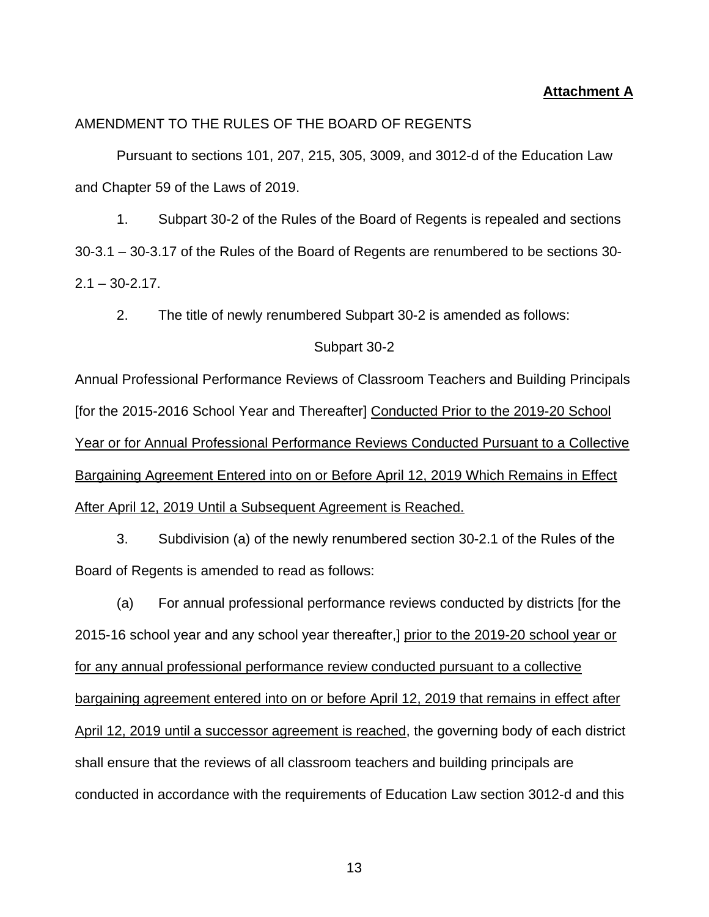**Attachment A**

AMENDMENT TO THE RULES OF THE BOARD OF REGENTS

Pursuant to sections 101, 207, 215, 305, 3009, and 3012-d of the Education Law and Chapter 59 of the Laws of 2019.

1. Subpart 30-2 of the Rules of the Board of Regents is repealed and sections 30-3.1 – 30-3.17 of the Rules of the Board of Regents are renumbered to be sections 30-2.1 – 30-2.17.

2. The title of newly renumbered Subpart 30-2 is amended as follows:

Subpart 30-2

Annual Professional Performance Reviews of Classroom Teachers and Building Principals [for the 2015-2016 School Year and Thereafter] <u>Conducted Prior to the 2019-20 School Year or for Annual Professional Performance Reviews Conducted Pursuant to a Collective Bargaining Agreement Entered into on or Before April 12, 2019 Which Remains in Effect After April 12, 2019 Until a Subsequent Agreement is Reached.</u>

3. Subdivision (a) of the newly renumbered section 30-2.1 of the Rules of the Board of Regents is amended to read as follows:

(a) For annual professional performance reviews conducted by districts [for the 2015-16 school year and any school year thereafter,] <u>prior to the 2019-20 school year or for any annual professional performance review conducted pursuant to a collective bargaining agreement entered into on or before April 12, 2019 that remains in effect after April 12, 2019 until a successor agreement is reached</u>, the governing body of each district shall ensure that the reviews of all classroom teachers and building principals are conducted in accordance with the requirements of Education Law section 3012-d and this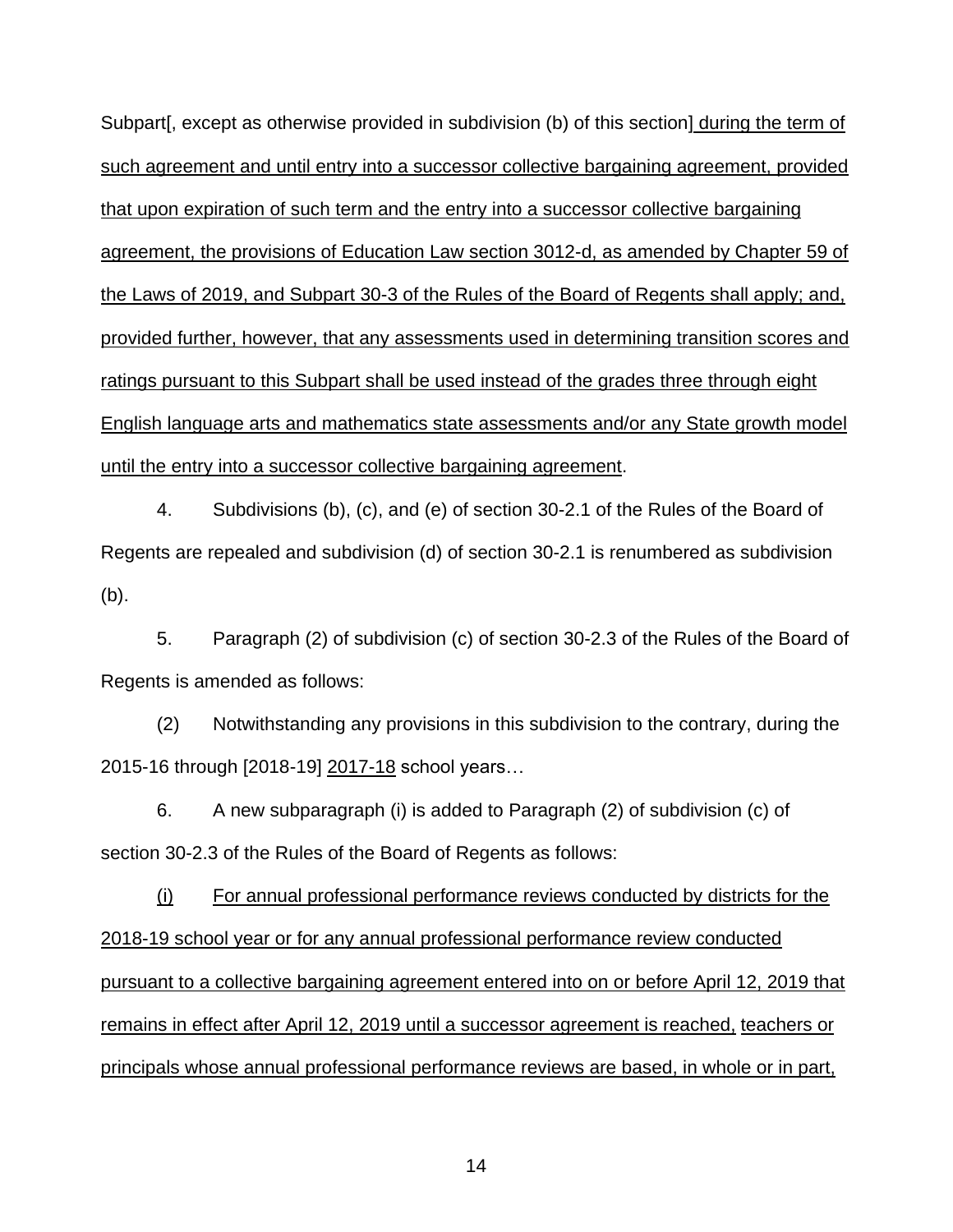Subpart[, except as otherwise provided in subdivision (b) of this section] <u>during the term of such agreement and until entry into a successor collective bargaining agreement, provided that upon expiration of such term and the entry into a successor collective bargaining agreement, the provisions of Education Law section 3012-d, as amended by Chapter 59 of the Laws of 2019, and Subpart 30-3 of the Rules of the Board of Regents shall apply; and, provided further, however, that any assessments used in determining transition scores and ratings pursuant to this Subpart shall be used instead of the grades three through eight English language arts and mathematics state assessments and/or any State growth model until the entry into a successor collective bargaining agreement</u>.

4. Subdivisions (b), (c), and (e) of section 30-2.1 of the Rules of the Board of Regents are repealed and subdivision (d) of section 30-2.1 is renumbered as subdivision (b).

5. Paragraph (2) of subdivision (c) of section 30-2.3 of the Rules of the Board of Regents is amended as follows:

(2) Notwithstanding any provisions in this subdivision to the contrary, during the 2015-16 through [2018-19] <u>2017-18</u> school years…

6. A new subparagraph (i) is added to Paragraph (2) of subdivision (c) of section 30-2.3 of the Rules of the Board of Regents as follows:

<u>(i)</u> <u>For annual professional performance reviews conducted by districts for the 2018-19 school year or for any annual professional performance review conducted pursuant to a collective bargaining agreement entered into on or before April 12, 2019 that remains in effect after April 12, 2019 until a successor agreement is reached,</u> <u>teachers or principals whose annual professional performance reviews are based, in whole or in part,</u>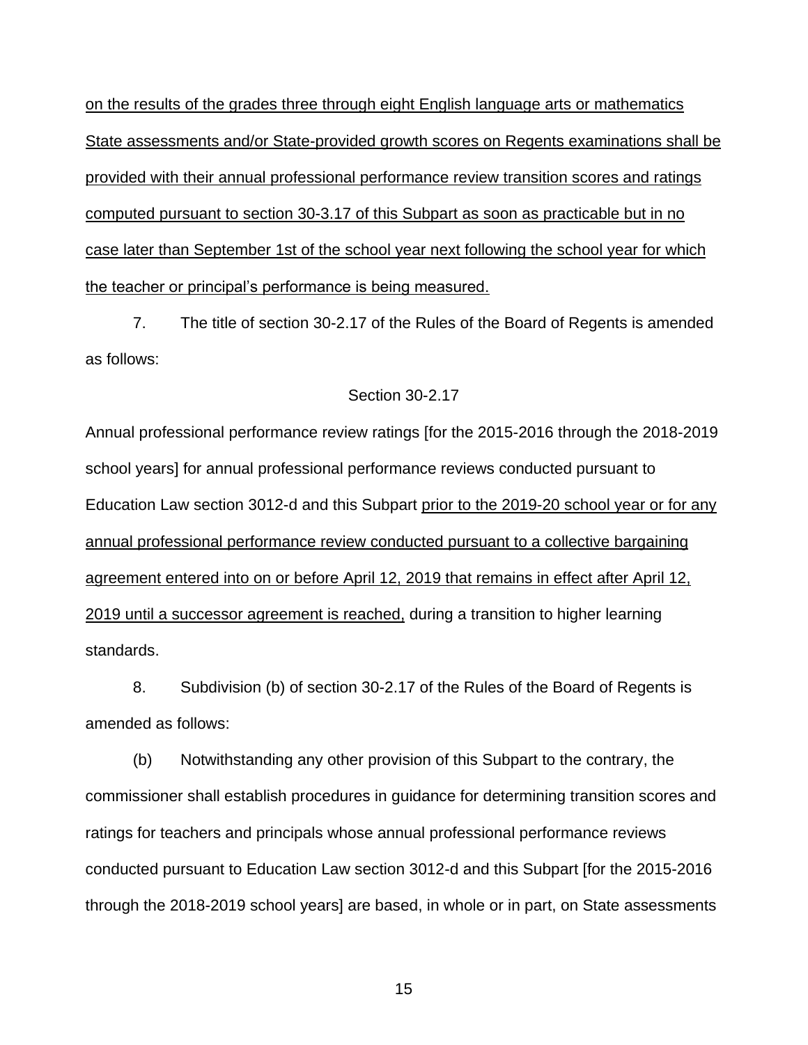<u>on the results of the grades three through eight English language arts or mathematics State assessments and/or State-provided growth scores on Regents examinations shall be provided with their annual professional performance review transition scores and ratings computed pursuant to section 30-3.17 of this Subpart as soon as practicable but in no case later than September 1st of the school year next following the school year for which the teacher or principal's performance is being measured.</u>

7. The title of section 30-2.17 of the Rules of the Board of Regents is amended as follows:

Section 30-2.17

Annual professional performance review ratings [for the 2015-2016 through the 2018-2019 school years] for annual professional performance reviews conducted pursuant to Education Law section 3012-d and this Subpart <u>prior to the 2019-20 school year or for any annual professional performance review conducted pursuant to a collective bargaining agreement entered into on or before April 12, 2019 that remains in effect after April 12, 2019 until a successor agreement is reached,</u> during a transition to higher learning standards.

8. Subdivision (b) of section 30-2.17 of the Rules of the Board of Regents is amended as follows:

(b) Notwithstanding any other provision of this Subpart to the contrary, the commissioner shall establish procedures in guidance for determining transition scores and ratings for teachers and principals whose annual professional performance reviews conducted pursuant to Education Law section 3012-d and this Subpart [for the 2015-2016 through the 2018-2019 school years] are based, in whole or in part, on State assessments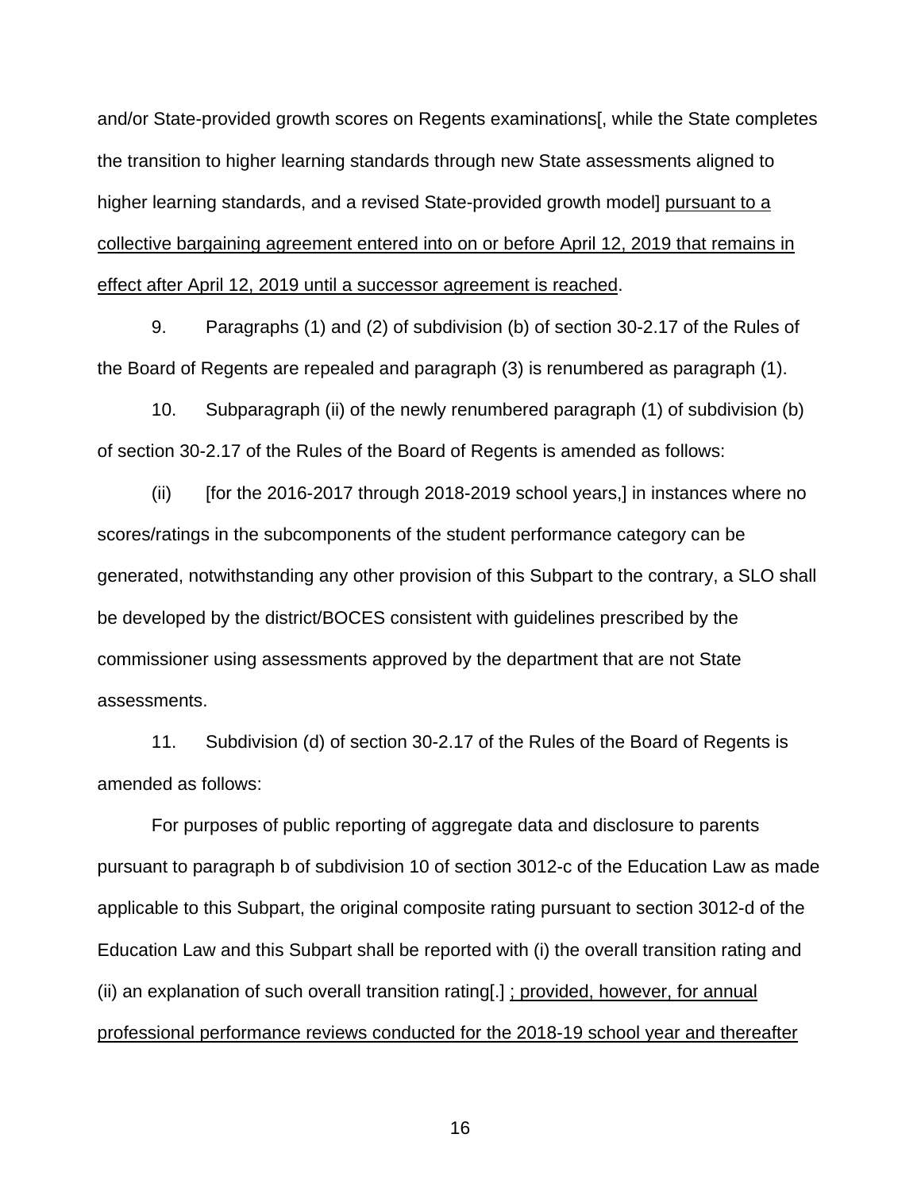and/or State-provided growth scores on Regents examinations[, while the State completes the transition to higher learning standards through new State assessments aligned to higher learning standards, and a revised State-provided growth model] <u>pursuant to a collective bargaining agreement entered into on or before April 12, 2019 that remains in effect after April 12, 2019 until a successor agreement is reached</u>.

9. Paragraphs (1) and (2) of subdivision (b) of section 30-2.17 of the Rules of the Board of Regents are repealed and paragraph (3) is renumbered as paragraph (1).

10. Subparagraph (ii) of the newly renumbered paragraph (1) of subdivision (b) of section 30-2.17 of the Rules of the Board of Regents is amended as follows:

(ii) [for the 2016-2017 through 2018-2019 school years,] in instances where no scores/ratings in the subcomponents of the student performance category can be generated, notwithstanding any other provision of this Subpart to the contrary, a SLO shall be developed by the district/BOCES consistent with guidelines prescribed by the commissioner using assessments approved by the department that are not State assessments.

11. Subdivision (d) of section 30-2.17 of the Rules of the Board of Regents is amended as follows:

For purposes of public reporting of aggregate data and disclosure to parents pursuant to paragraph b of subdivision 10 of section 3012-c of the Education Law as made applicable to this Subpart, the original composite rating pursuant to section 3012-d of the Education Law and this Subpart shall be reported with (i) the overall transition rating and (ii) an explanation of such overall transition rating[.] <u>; provided, however, for annual professional performance reviews conducted for the 2018-19 school year and thereafter</u>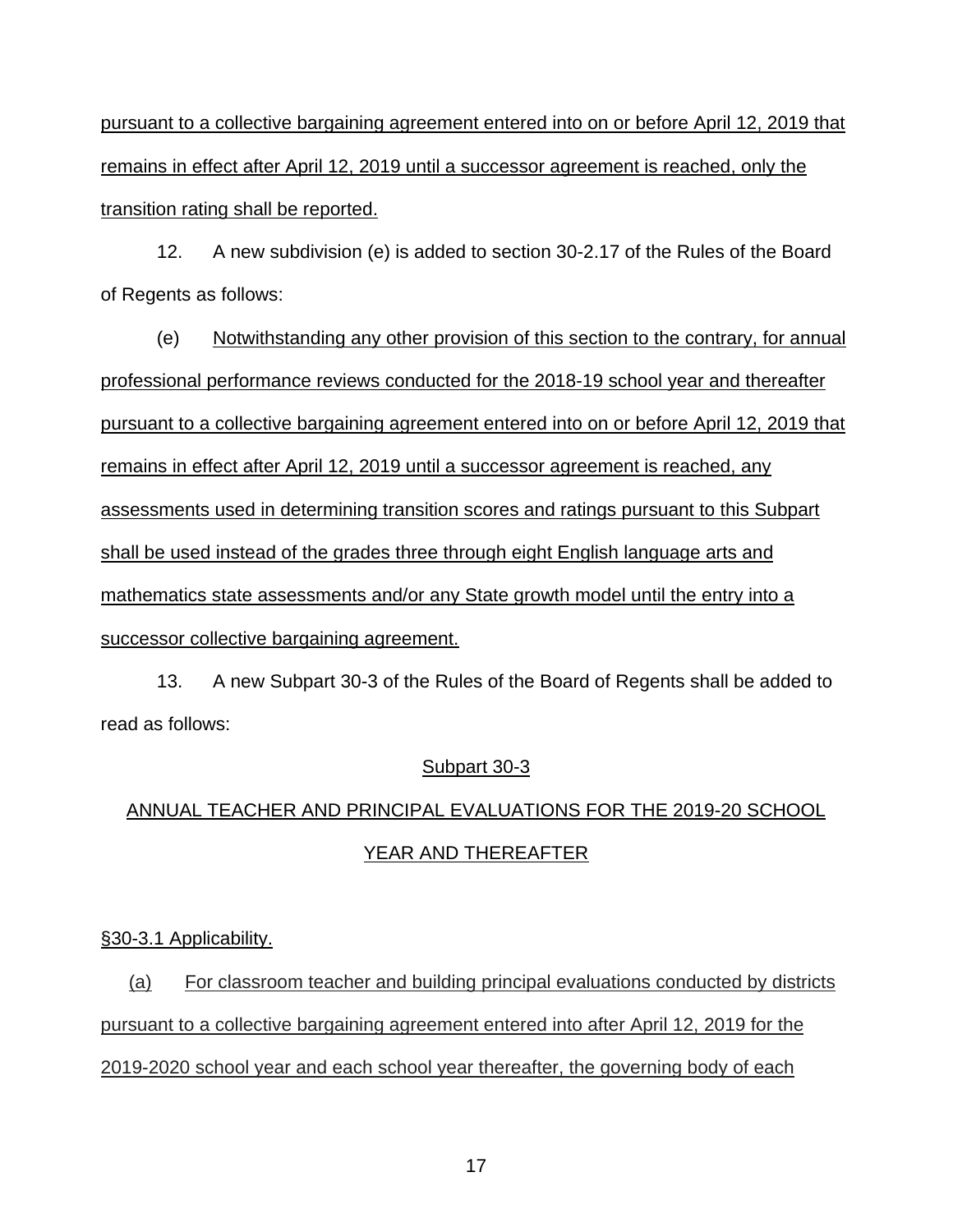pursuant to a collective bargaining agreement entered into on or before April 12, 2019 that remains in effect after April 12, 2019 until a successor agreement is reached, only the transition rating shall be reported.

12. A new subdivision (e) is added to section 30-2.17 of the Rules of the Board of Regents as follows:

(e) Notwithstanding any other provision of this section to the contrary, for annual professional performance reviews conducted for the 2018-19 school year and thereafter pursuant to a collective bargaining agreement entered into on or before April 12, 2019 that remains in effect after April 12, 2019 until a successor agreement is reached, any assessments used in determining transition scores and ratings pursuant to this Subpart shall be used instead of the grades three through eight English language arts and mathematics state assessments and/or any State growth model until the entry into a successor collective bargaining agreement.

13. A new Subpart 30-3 of the Rules of the Board of Regents shall be added to read as follows:

## Subpart 30-3

## ANNUAL TEACHER AND PRINCIPAL EVALUATIONS FOR THE 2019-20 SCHOOL YEAR AND THEREAFTER

§30-3.1 Applicability.

(a) For classroom teacher and building principal evaluations conducted by districts pursuant to a collective bargaining agreement entered into after April 12, 2019 for the 2019-2020 school year and each school year thereafter, the governing body of each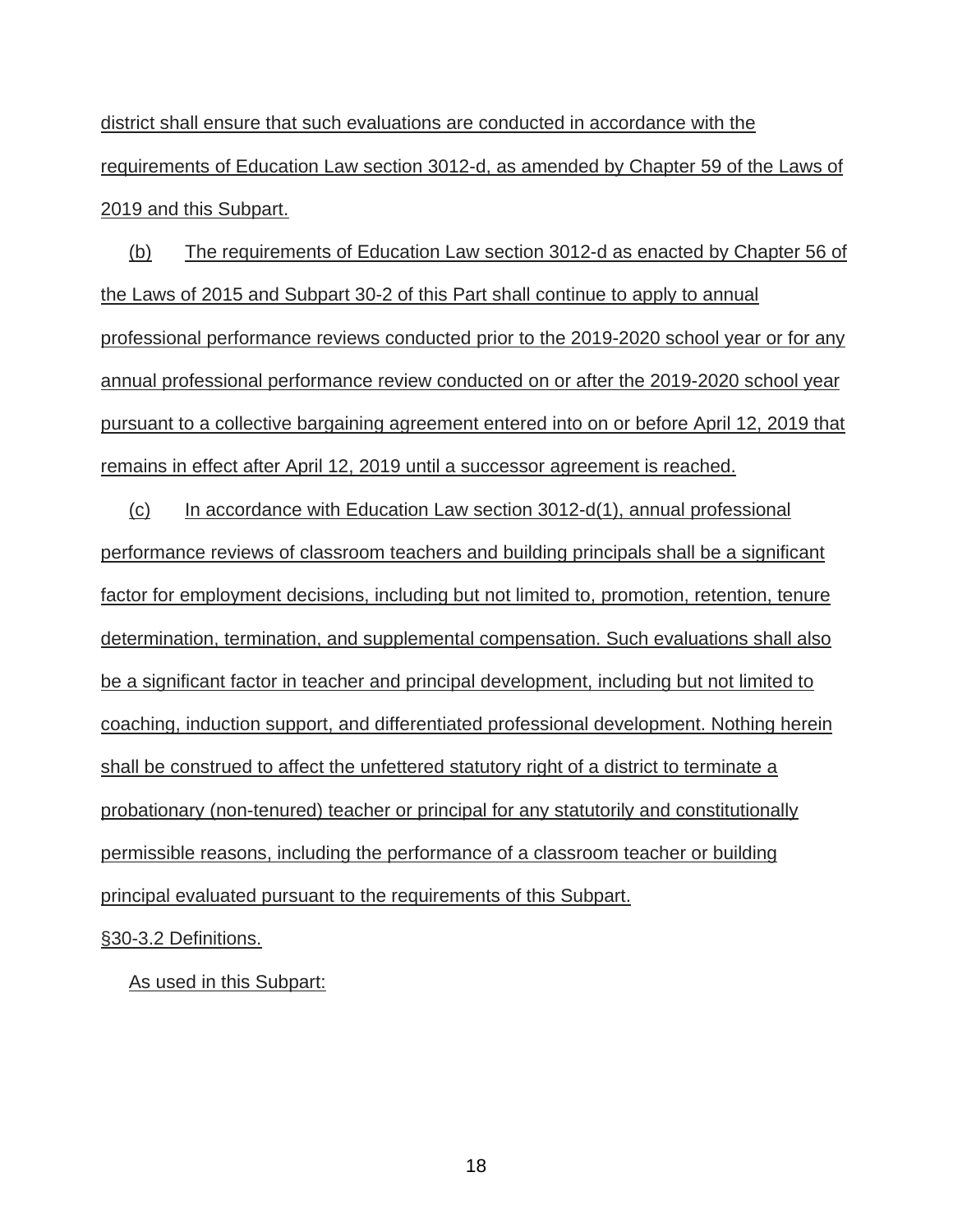district shall ensure that such evaluations are conducted in accordance with the requirements of Education Law section 3012-d, as amended by Chapter 59 of the Laws of 2019 and this Subpart.

(b) The requirements of Education Law section 3012-d as enacted by Chapter 56 of the Laws of 2015 and Subpart 30-2 of this Part shall continue to apply to annual professional performance reviews conducted prior to the 2019-2020 school year or for any annual professional performance review conducted on or after the 2019-2020 school year pursuant to a collective bargaining agreement entered into on or before April 12, 2019 that remains in effect after April 12, 2019 until a successor agreement is reached.

(c) In accordance with Education Law section 3012-d(1), annual professional performance reviews of classroom teachers and building principals shall be a significant factor for employment decisions, including but not limited to, promotion, retention, tenure determination, termination, and supplemental compensation. Such evaluations shall also be a significant factor in teacher and principal development, including but not limited to coaching, induction support, and differentiated professional development. Nothing herein shall be construed to affect the unfettered statutory right of a district to terminate a probationary (non-tenured) teacher or principal for any statutorily and constitutionally permissible reasons, including the performance of a classroom teacher or building principal evaluated pursuant to the requirements of this Subpart.

§30-3.2 Definitions.

As used in this Subpart: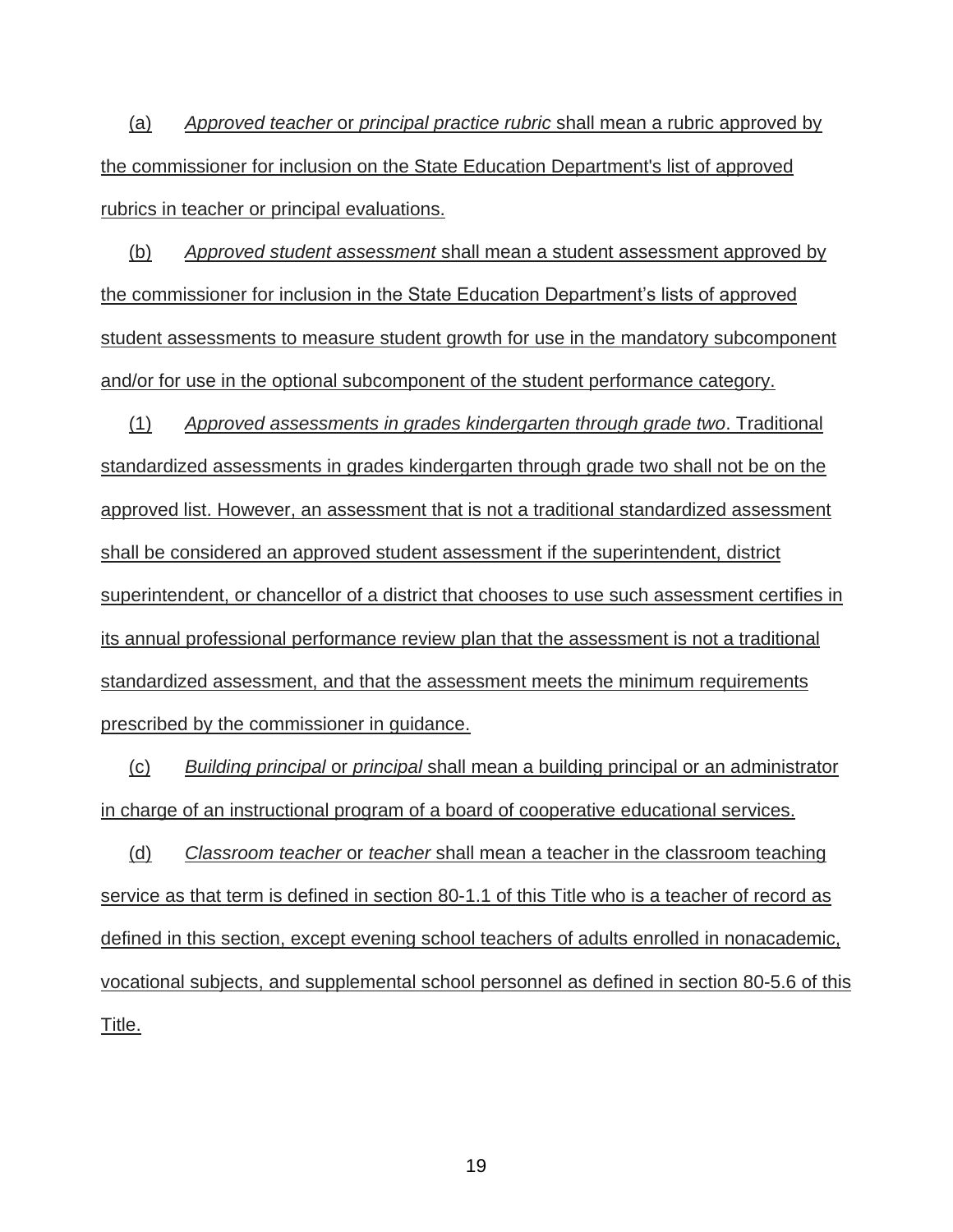(a) *Approved teacher* or *principal practice rubric* shall mean a rubric approved by the commissioner for inclusion on the State Education Department's list of approved rubrics in teacher or principal evaluations.

(b) *Approved student assessment* shall mean a student assessment approved by the commissioner for inclusion in the State Education Department's lists of approved student assessments to measure student growth for use in the mandatory subcomponent and/or for use in the optional subcomponent of the student performance category.

(1) *Approved assessments in grades kindergarten through grade two*. Traditional standardized assessments in grades kindergarten through grade two shall not be on the approved list. However, an assessment that is not a traditional standardized assessment shall be considered an approved student assessment if the superintendent, district superintendent, or chancellor of a district that chooses to use such assessment certifies in its annual professional performance review plan that the assessment is not a traditional standardized assessment, and that the assessment meets the minimum requirements prescribed by the commissioner in guidance.

(c) *Building principal* or *principal* shall mean a building principal or an administrator in charge of an instructional program of a board of cooperative educational services.

(d) *Classroom teacher* or *teacher* shall mean a teacher in the classroom teaching service as that term is defined in section 80-1.1 of this Title who is a teacher of record as defined in this section, except evening school teachers of adults enrolled in nonacademic, vocational subjects, and supplemental school personnel as defined in section 80-5.6 of this Title.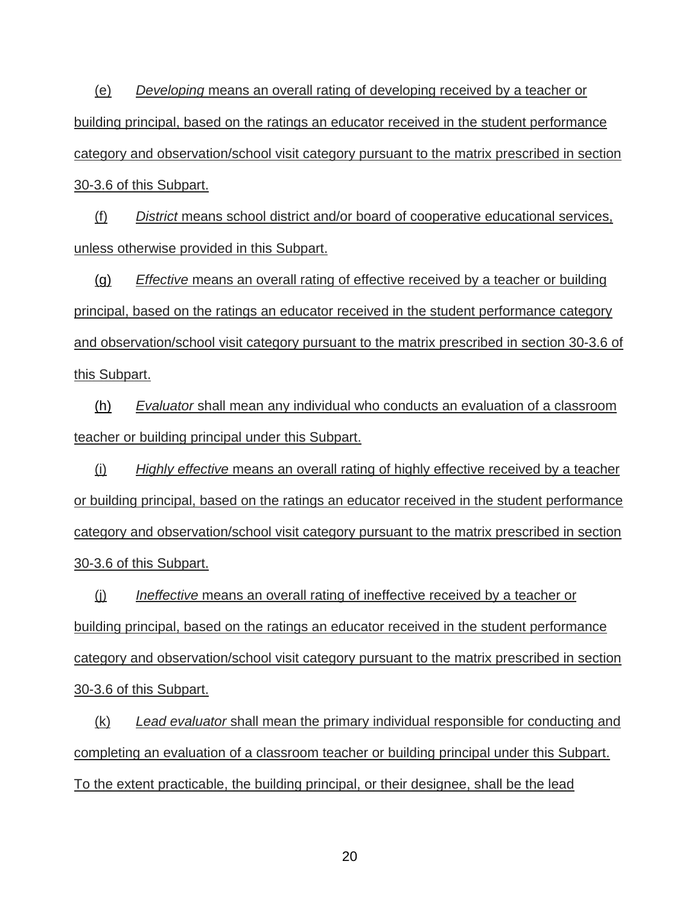(e) *Developing* means an overall rating of developing received by a teacher or building principal, based on the ratings an educator received in the student performance category and observation/school visit category pursuant to the matrix prescribed in section 30-3.6 of this Subpart.

(f) *District* means school district and/or board of cooperative educational services, unless otherwise provided in this Subpart.

(g) *Effective* means an overall rating of effective received by a teacher or building principal, based on the ratings an educator received in the student performance category and observation/school visit category pursuant to the matrix prescribed in section 30-3.6 of this Subpart.

(h) *Evaluator* shall mean any individual who conducts an evaluation of a classroom teacher or building principal under this Subpart.

(i) *Highly effective* means an overall rating of highly effective received by a teacher or building principal, based on the ratings an educator received in the student performance category and observation/school visit category pursuant to the matrix prescribed in section 30-3.6 of this Subpart.

(j) *Ineffective* means an overall rating of ineffective received by a teacher or building principal, based on the ratings an educator received in the student performance category and observation/school visit category pursuant to the matrix prescribed in section 30-3.6 of this Subpart.

(k) *Lead evaluator* shall mean the primary individual responsible for conducting and completing an evaluation of a classroom teacher or building principal under this Subpart. To the extent practicable, the building principal, or their designee, shall be the lead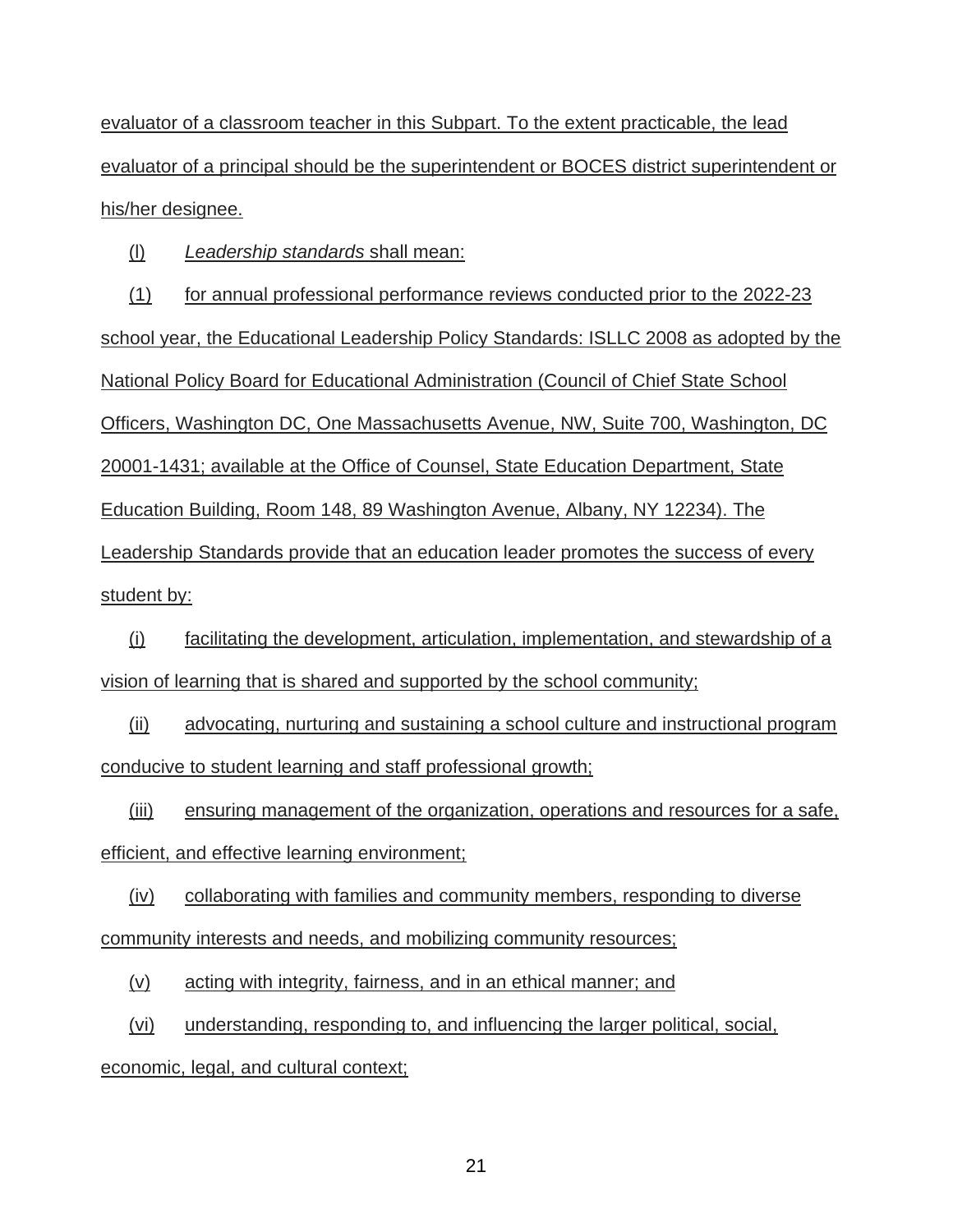evaluator of a classroom teacher in this Subpart. To the extent practicable, the lead evaluator of a principal should be the superintendent or BOCES district superintendent or his/her designee.

(l) *Leadership standards* shall mean:

(1) for annual professional performance reviews conducted prior to the 2022-23 school year, the Educational Leadership Policy Standards: ISLLC 2008 as adopted by the National Policy Board for Educational Administration (Council of Chief State School Officers, Washington DC, One Massachusetts Avenue, NW, Suite 700, Washington, DC 20001-1431; available at the Office of Counsel, State Education Department, State Education Building, Room 148, 89 Washington Avenue, Albany, NY 12234). The Leadership Standards provide that an education leader promotes the success of every student by:

(i) facilitating the development, articulation, implementation, and stewardship of a vision of learning that is shared and supported by the school community;

(ii) advocating, nurturing and sustaining a school culture and instructional program conducive to student learning and staff professional growth;

(iii) ensuring management of the organization, operations and resources for a safe, efficient, and effective learning environment;

(iv) collaborating with families and community members, responding to diverse community interests and needs, and mobilizing community resources;

(v) acting with integrity, fairness, and in an ethical manner; and

(vi) understanding, responding to, and influencing the larger political, social, economic, legal, and cultural context;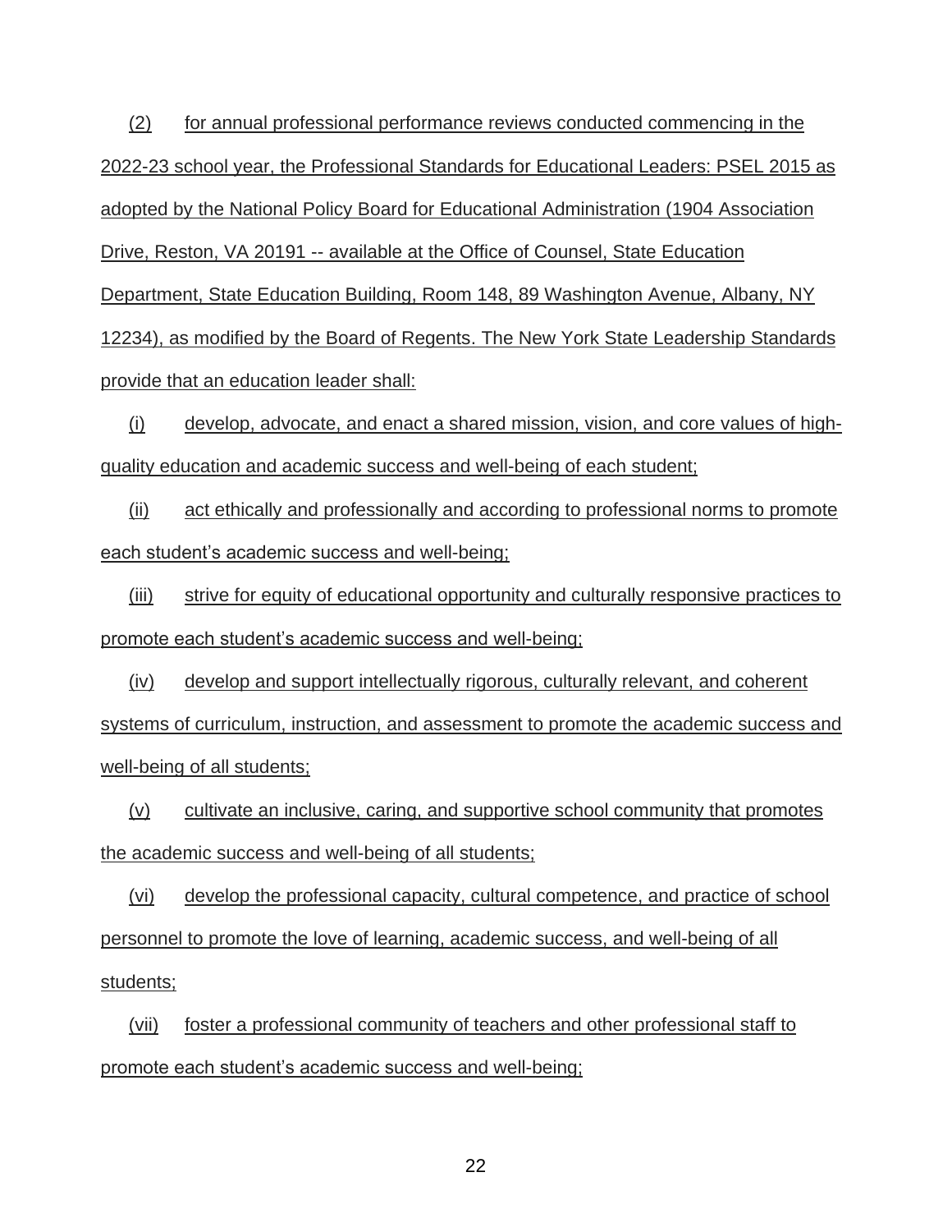(2) for annual professional performance reviews conducted commencing in the 2022-23 school year, the Professional Standards for Educational Leaders: PSEL 2015 as adopted by the National Policy Board for Educational Administration (1904 Association Drive, Reston, VA 20191 -- available at the Office of Counsel, State Education Department, State Education Building, Room 148, 89 Washington Avenue, Albany, NY 12234), as modified by the Board of Regents. The New York State Leadership Standards provide that an education leader shall:

(i) develop, advocate, and enact a shared mission, vision, and core values of high-quality education and academic success and well-being of each student;

(ii) act ethically and professionally and according to professional norms to promote each student's academic success and well-being;

(iii) strive for equity of educational opportunity and culturally responsive practices to promote each student's academic success and well-being;

(iv) develop and support intellectually rigorous, culturally relevant, and coherent systems of curriculum, instruction, and assessment to promote the academic success and well-being of all students;

(v) cultivate an inclusive, caring, and supportive school community that promotes the academic success and well-being of all students;

(vi) develop the professional capacity, cultural competence, and practice of school personnel to promote the love of learning, academic success, and well-being of all students;

(vii) foster a professional community of teachers and other professional staff to promote each student's academic success and well-being;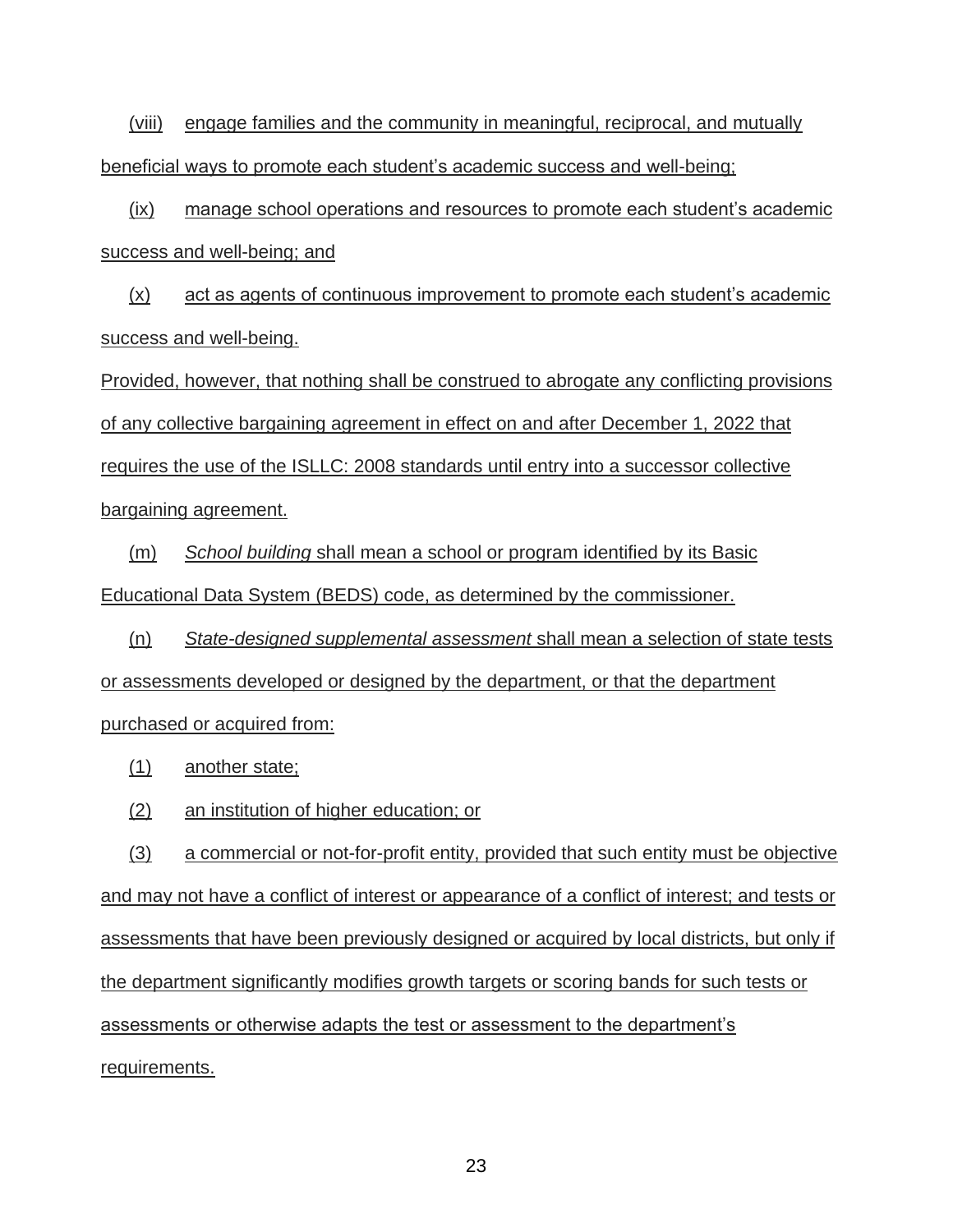(viii) engage families and the community in meaningful, reciprocal, and mutually beneficial ways to promote each student's academic success and well-being;

(ix) manage school operations and resources to promote each student's academic success and well-being; and

(x) act as agents of continuous improvement to promote each student's academic success and well-being.

Provided, however, that nothing shall be construed to abrogate any conflicting provisions of any collective bargaining agreement in effect on and after December 1, 2022 that requires the use of the ISLLC: 2008 standards until entry into a successor collective bargaining agreement.

(m) *School building* shall mean a school or program identified by its Basic Educational Data System (BEDS) code, as determined by the commissioner.

(n) *State-designed supplemental assessment* shall mean a selection of state tests or assessments developed or designed by the department, or that the department purchased or acquired from:

(1) another state;

(2) an institution of higher education; or

(3) a commercial or not-for-profit entity, provided that such entity must be objective and may not have a conflict of interest or appearance of a conflict of interest; and tests or assessments that have been previously designed or acquired by local districts, but only if the department significantly modifies growth targets or scoring bands for such tests or assessments or otherwise adapts the test or assessment to the department's requirements.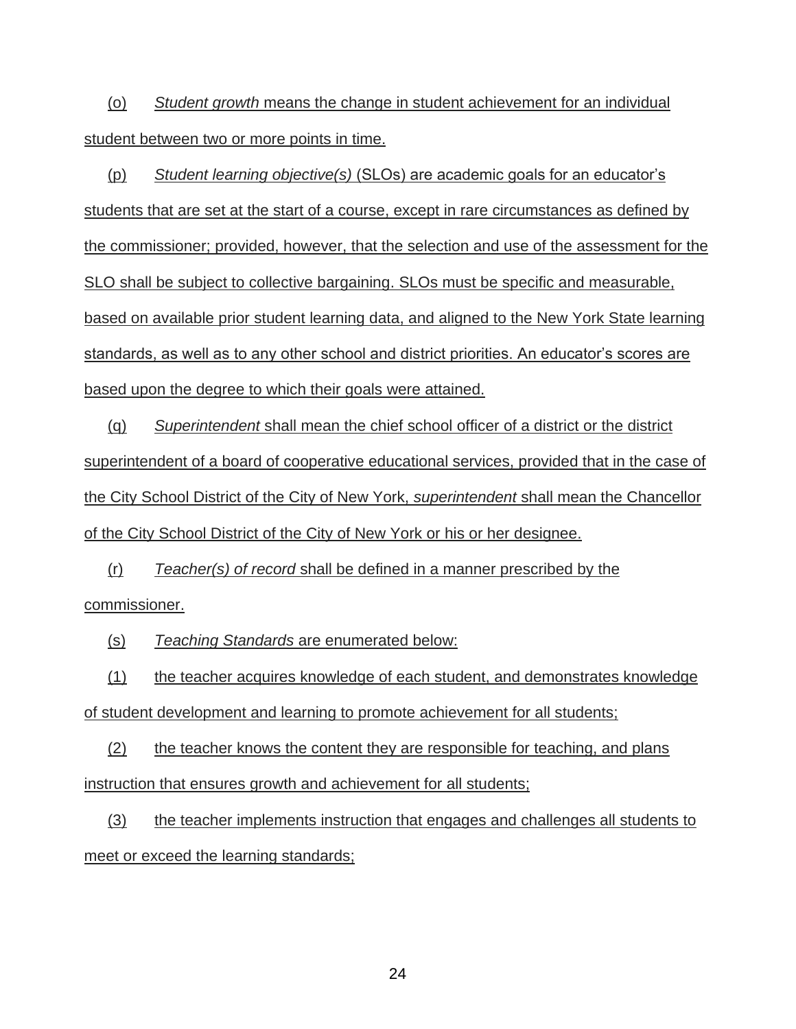(o) *Student growth* means the change in student achievement for an individual student between two or more points in time.

(p) *Student learning objective(s)* (SLOs) are academic goals for an educator's students that are set at the start of a course, except in rare circumstances as defined by the commissioner; provided, however, that the selection and use of the assessment for the SLO shall be subject to collective bargaining. SLOs must be specific and measurable, based on available prior student learning data, and aligned to the New York State learning standards, as well as to any other school and district priorities. An educator's scores are based upon the degree to which their goals were attained.

(q) *Superintendent* shall mean the chief school officer of a district or the district superintendent of a board of cooperative educational services, provided that in the case of the City School District of the City of New York, *superintendent* shall mean the Chancellor of the City School District of the City of New York or his or her designee.

(r) *Teacher(s) of record* shall be defined in a manner prescribed by the commissioner.

(s) *Teaching Standards* are enumerated below:

(1) the teacher acquires knowledge of each student, and demonstrates knowledge of student development and learning to promote achievement for all students;

(2) the teacher knows the content they are responsible for teaching, and plans instruction that ensures growth and achievement for all students;

(3) the teacher implements instruction that engages and challenges all students to meet or exceed the learning standards;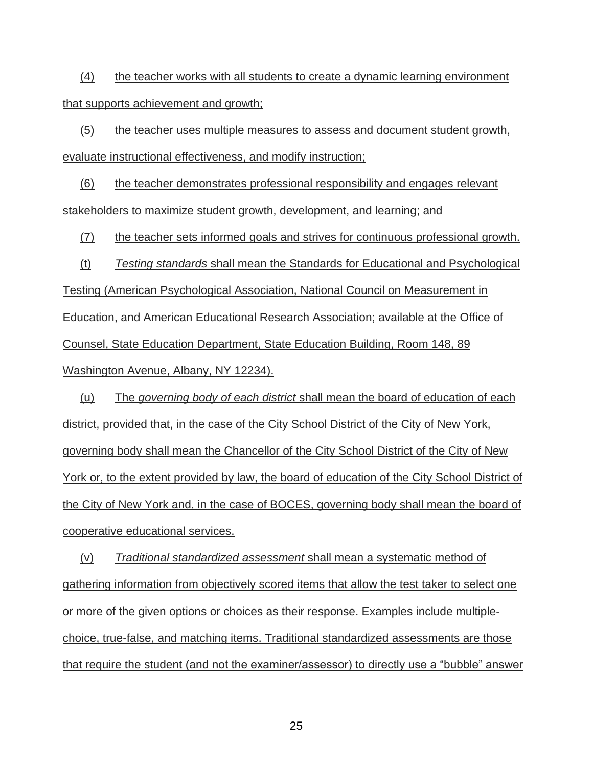(4) the teacher works with all students to create a dynamic learning environment that supports achievement and growth;

(5) the teacher uses multiple measures to assess and document student growth, evaluate instructional effectiveness, and modify instruction;

(6) the teacher demonstrates professional responsibility and engages relevant stakeholders to maximize student growth, development, and learning; and

(7) the teacher sets informed goals and strives for continuous professional growth.

(t) *Testing standards* shall mean the Standards for Educational and Psychological Testing (American Psychological Association, National Council on Measurement in Education, and American Educational Research Association; available at the Office of Counsel, State Education Department, State Education Building, Room 148, 89 Washington Avenue, Albany, NY 12234).

(u) The *governing body of each district* shall mean the board of education of each district, provided that, in the case of the City School District of the City of New York, governing body shall mean the Chancellor of the City School District of the City of New York or, to the extent provided by law, the board of education of the City School District of the City of New York and, in the case of BOCES, governing body shall mean the board of cooperative educational services.

(v) *Traditional standardized assessment* shall mean a systematic method of gathering information from objectively scored items that allow the test taker to select one or more of the given options or choices as their response. Examples include multiple-choice, true-false, and matching items. Traditional standardized assessments are those that require the student (and not the examiner/assessor) to directly use a "bubble" answer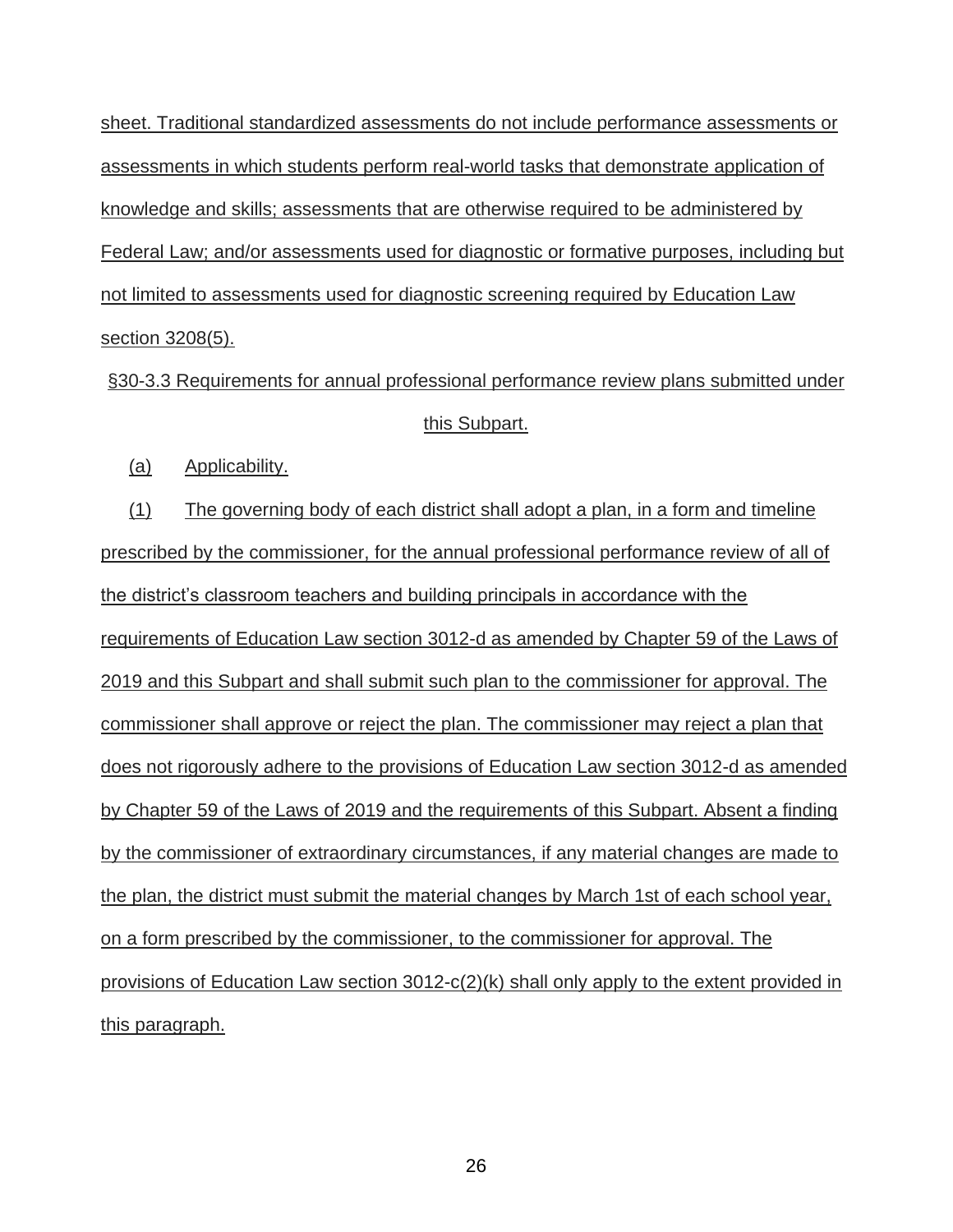sheet. Traditional standardized assessments do not include performance assessments or assessments in which students perform real-world tasks that demonstrate application of knowledge and skills; assessments that are otherwise required to be administered by Federal Law; and/or assessments used for diagnostic or formative purposes, including but not limited to assessments used for diagnostic screening required by Education Law section 3208(5).

§30-3.3 Requirements for annual professional performance review plans submitted under this Subpart.

(a) Applicability.

(1) The governing body of each district shall adopt a plan, in a form and timeline prescribed by the commissioner, for the annual professional performance review of all of the district's classroom teachers and building principals in accordance with the requirements of Education Law section 3012-d as amended by Chapter 59 of the Laws of 2019 and this Subpart and shall submit such plan to the commissioner for approval. The commissioner shall approve or reject the plan. The commissioner may reject a plan that does not rigorously adhere to the provisions of Education Law section 3012-d as amended by Chapter 59 of the Laws of 2019 and the requirements of this Subpart. Absent a finding by the commissioner of extraordinary circumstances, if any material changes are made to the plan, the district must submit the material changes by March 1st of each school year, on a form prescribed by the commissioner, to the commissioner for approval. The provisions of Education Law section 3012-c(2)(k) shall only apply to the extent provided in this paragraph.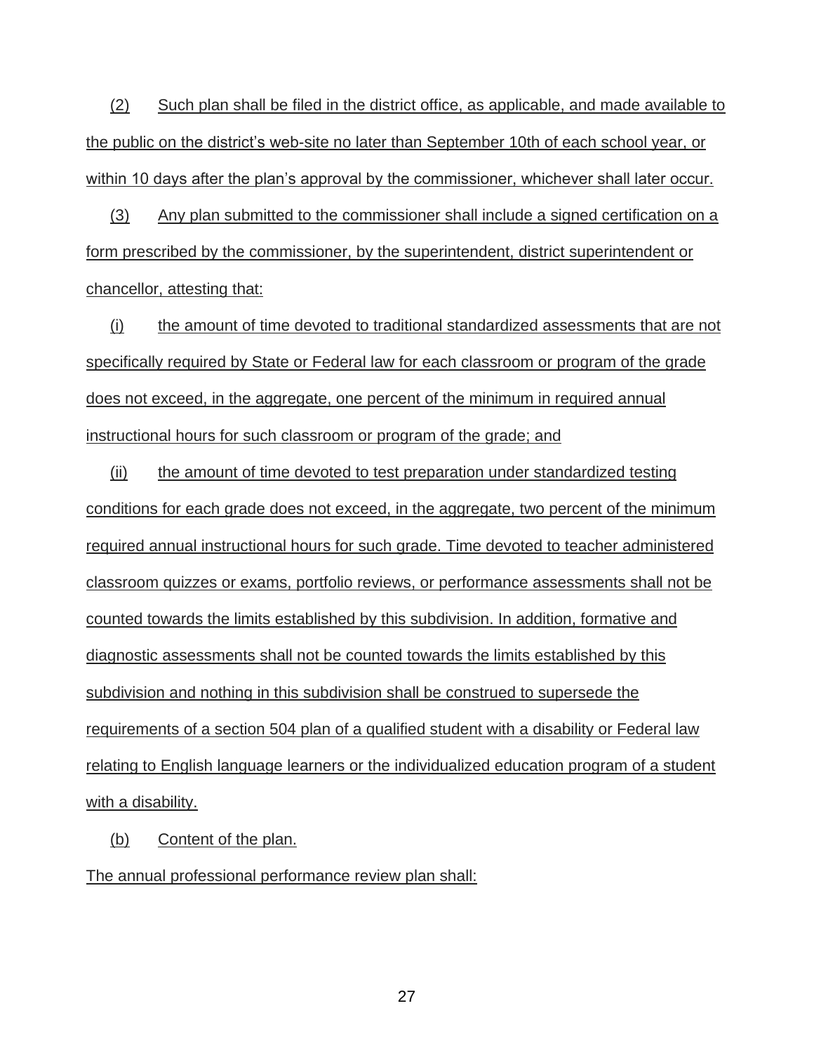(2) Such plan shall be filed in the district office, as applicable, and made available to the public on the district's web-site no later than September 10th of each school year, or within 10 days after the plan's approval by the commissioner, whichever shall later occur.

(3) Any plan submitted to the commissioner shall include a signed certification on a form prescribed by the commissioner, by the superintendent, district superintendent or chancellor, attesting that:

(i) the amount of time devoted to traditional standardized assessments that are not specifically required by State or Federal law for each classroom or program of the grade does not exceed, in the aggregate, one percent of the minimum in required annual instructional hours for such classroom or program of the grade; and

(ii) the amount of time devoted to test preparation under standardized testing conditions for each grade does not exceed, in the aggregate, two percent of the minimum required annual instructional hours for such grade. Time devoted to teacher administered classroom quizzes or exams, portfolio reviews, or performance assessments shall not be counted towards the limits established by this subdivision. In addition, formative and diagnostic assessments shall not be counted towards the limits established by this subdivision and nothing in this subdivision shall be construed to supersede the requirements of a section 504 plan of a qualified student with a disability or Federal law relating to English language learners or the individualized education program of a student with a disability.

(b) Content of the plan.

The annual professional performance review plan shall: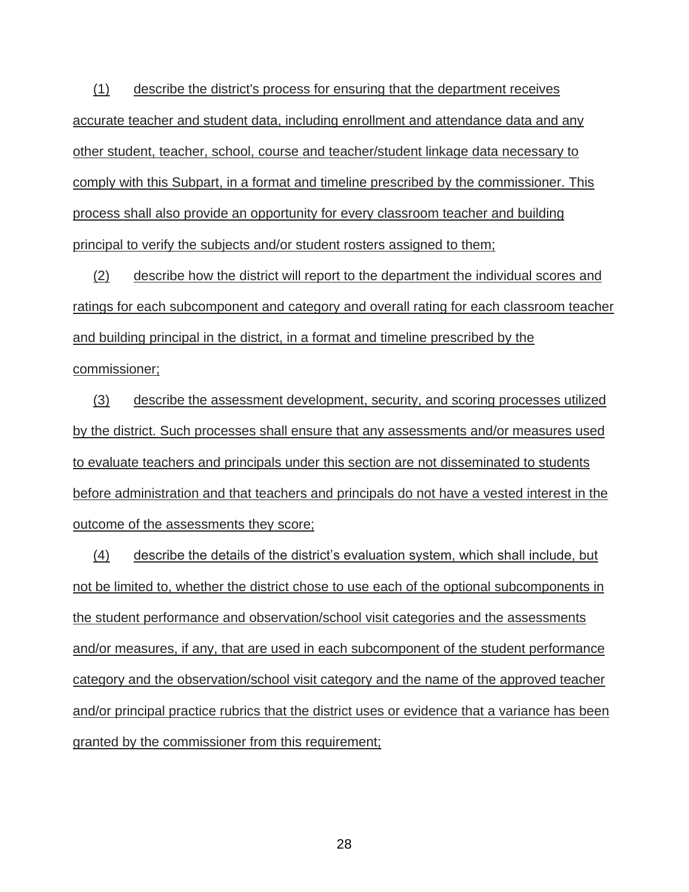(1) describe the district's process for ensuring that the department receives accurate teacher and student data, including enrollment and attendance data and any other student, teacher, school, course and teacher/student linkage data necessary to comply with this Subpart, in a format and timeline prescribed by the commissioner. This process shall also provide an opportunity for every classroom teacher and building principal to verify the subjects and/or student rosters assigned to them;

(2) describe how the district will report to the department the individual scores and ratings for each subcomponent and category and overall rating for each classroom teacher and building principal in the district, in a format and timeline prescribed by the commissioner;

(3) describe the assessment development, security, and scoring processes utilized by the district. Such processes shall ensure that any assessments and/or measures used to evaluate teachers and principals under this section are not disseminated to students before administration and that teachers and principals do not have a vested interest in the outcome of the assessments they score;

(4) describe the details of the district's evaluation system, which shall include, but not be limited to, whether the district chose to use each of the optional subcomponents in the student performance and observation/school visit categories and the assessments and/or measures, if any, that are used in each subcomponent of the student performance category and the observation/school visit category and the name of the approved teacher and/or principal practice rubrics that the district uses or evidence that a variance has been granted by the commissioner from this requirement;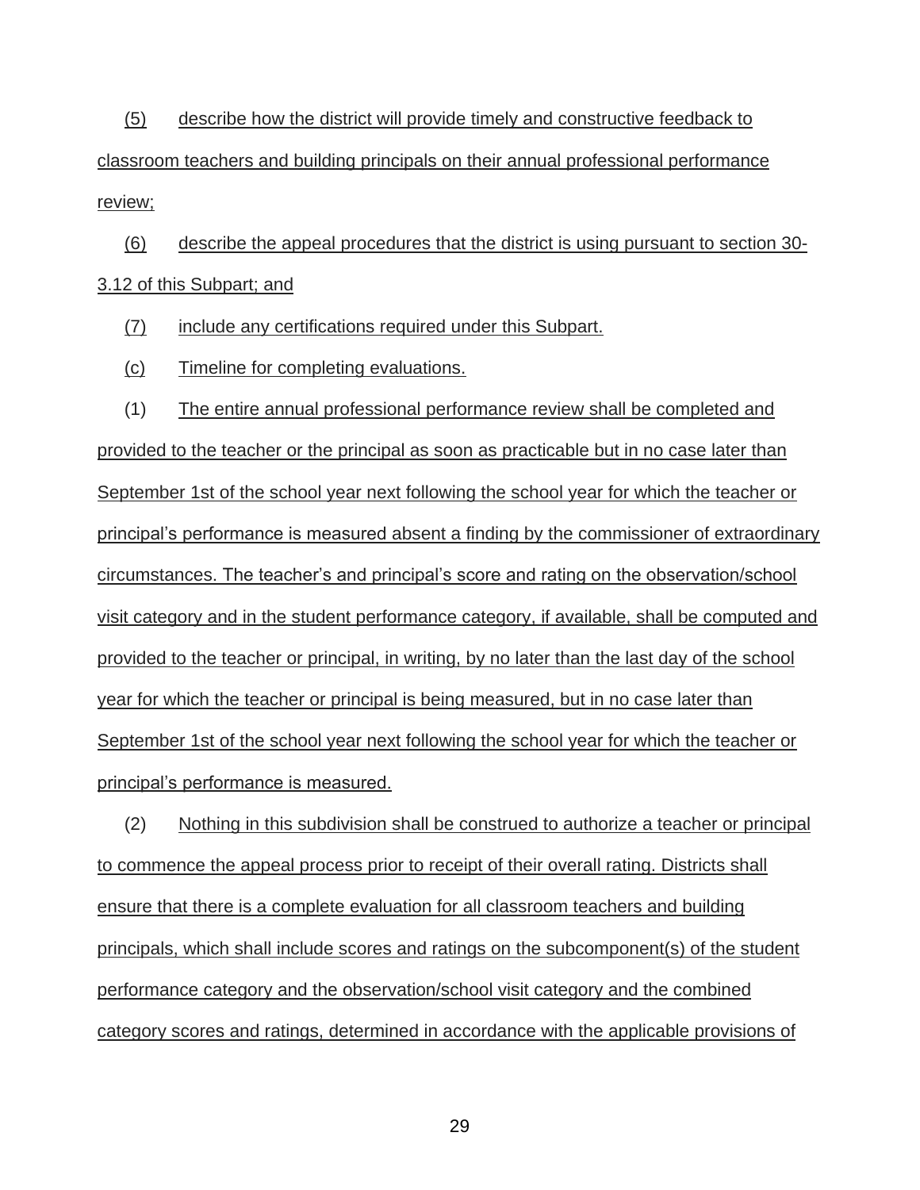(5) describe how the district will provide timely and constructive feedback to classroom teachers and building principals on their annual professional performance review;

(6) describe the appeal procedures that the district is using pursuant to section 30-3.12 of this Subpart; and

(7) include any certifications required under this Subpart.

(c) Timeline for completing evaluations.

(1) The entire annual professional performance review shall be completed and provided to the teacher or the principal as soon as practicable but in no case later than September 1st of the school year next following the school year for which the teacher or principal's performance is measured absent a finding by the commissioner of extraordinary circumstances. The teacher's and principal's score and rating on the observation/school visit category and in the student performance category, if available, shall be computed and provided to the teacher or principal, in writing, by no later than the last day of the school year for which the teacher or principal is being measured, but in no case later than September 1st of the school year next following the school year for which the teacher or principal's performance is measured.

(2) Nothing in this subdivision shall be construed to authorize a teacher or principal to commence the appeal process prior to receipt of their overall rating. Districts shall ensure that there is a complete evaluation for all classroom teachers and building principals, which shall include scores and ratings on the subcomponent(s) of the student performance category and the observation/school visit category and the combined category scores and ratings, determined in accordance with the applicable provisions of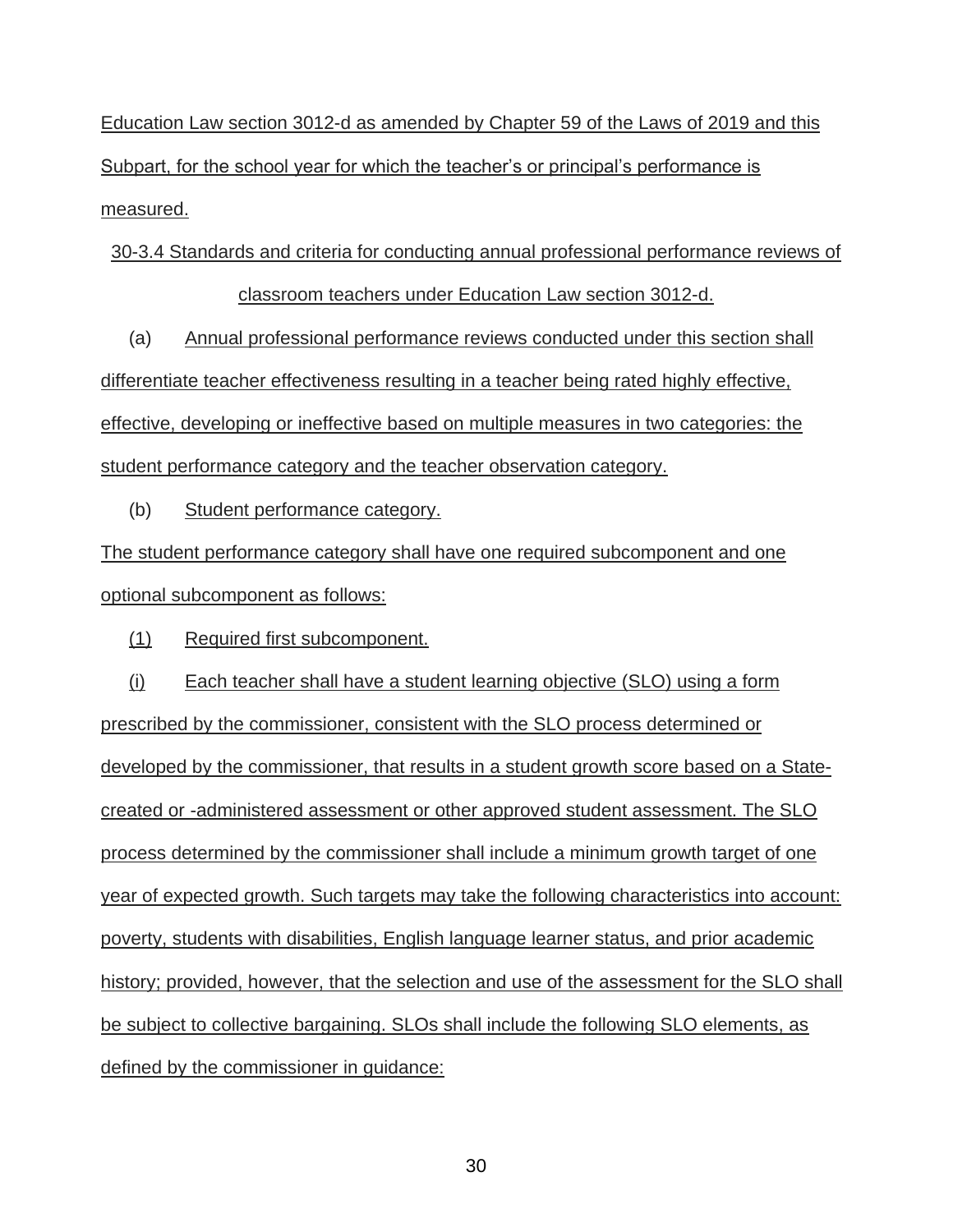Education Law section 3012-d as amended by Chapter 59 of the Laws of 2019 and this Subpart, for the school year for which the teacher's or principal's performance is measured.

30-3.4 Standards and criteria for conducting annual professional performance reviews of classroom teachers under Education Law section 3012-d.

(a) Annual professional performance reviews conducted under this section shall differentiate teacher effectiveness resulting in a teacher being rated highly effective, effective, developing or ineffective based on multiple measures in two categories: the student performance category and the teacher observation category.

(b) Student performance category.

The student performance category shall have one required subcomponent and one optional subcomponent as follows:

(1) Required first subcomponent.

(i) Each teacher shall have a student learning objective (SLO) using a form prescribed by the commissioner, consistent with the SLO process determined or developed by the commissioner, that results in a student growth score based on a State-created or -administered assessment or other approved student assessment. The SLO process determined by the commissioner shall include a minimum growth target of one year of expected growth. Such targets may take the following characteristics into account: poverty, students with disabilities, English language learner status, and prior academic history; provided, however, that the selection and use of the assessment for the SLO shall be subject to collective bargaining. SLOs shall include the following SLO elements, as defined by the commissioner in guidance: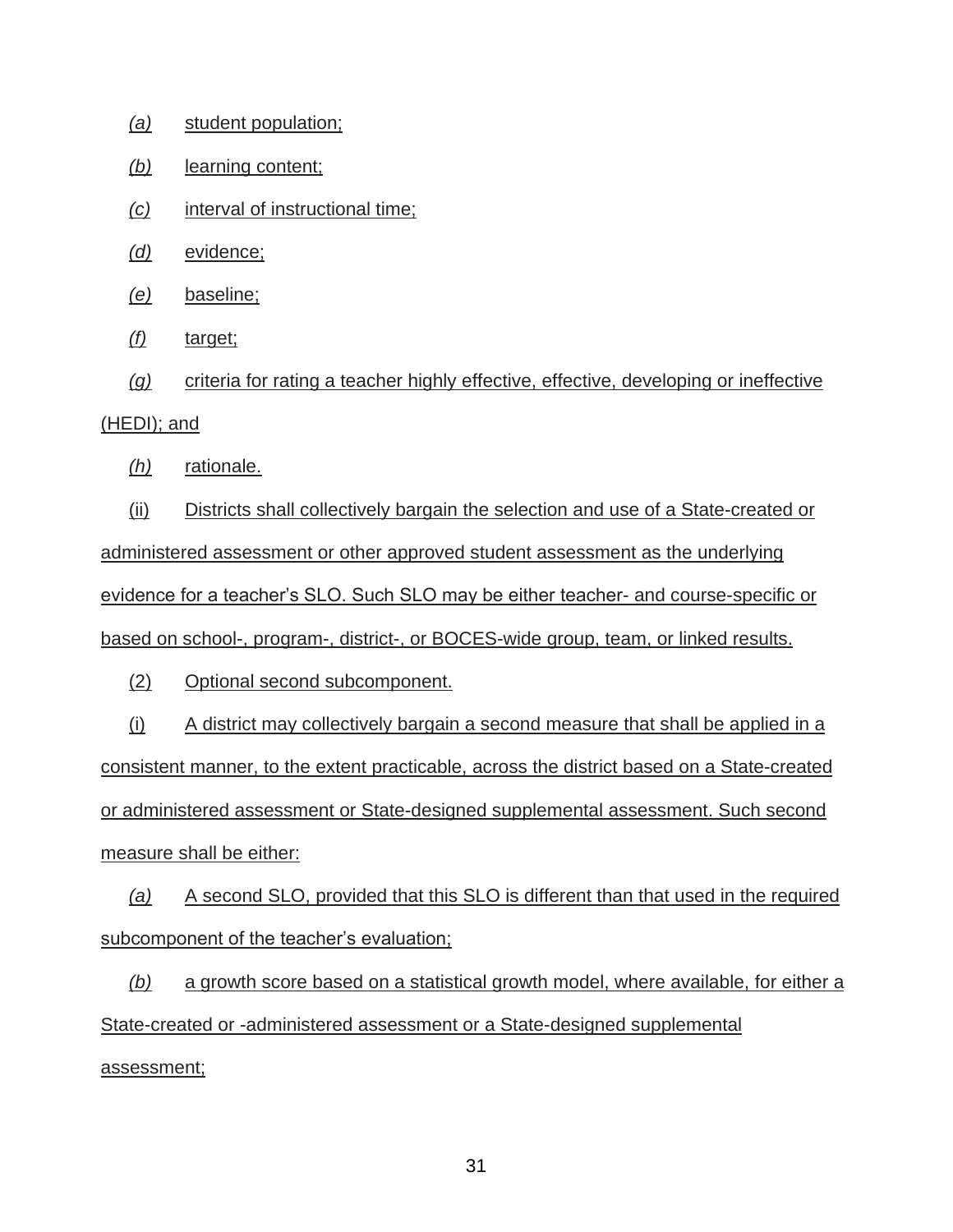*(a)* student population;

*(b)* learning content;

*(c)* interval of instructional time;

*(d)* evidence;

*(e)* baseline;

*(f)* target;

*(g)* criteria for rating a teacher highly effective, effective, developing or ineffective (HEDI); and

*(h)* rationale.

(ii) Districts shall collectively bargain the selection and use of a State-created or administered assessment or other approved student assessment as the underlying evidence for a teacher's SLO. Such SLO may be either teacher- and course-specific or based on school-, program-, district-, or BOCES-wide group, team, or linked results.

(2) Optional second subcomponent.

(i) A district may collectively bargain a second measure that shall be applied in a consistent manner, to the extent practicable, across the district based on a State-created or administered assessment or State-designed supplemental assessment. Such second measure shall be either:

*(a)* A second SLO, provided that this SLO is different than that used in the required subcomponent of the teacher's evaluation;

*(b)* a growth score based on a statistical growth model, where available, for either a State-created or -administered assessment or a State-designed supplemental assessment;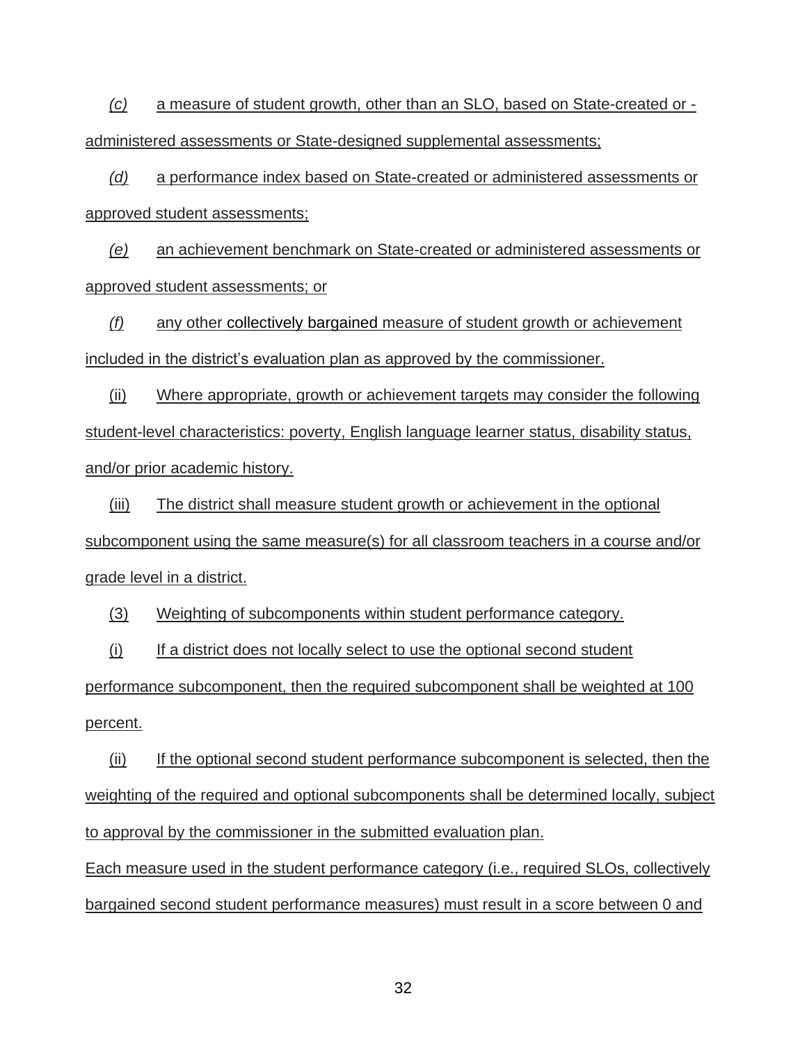*(c)* a measure of student growth, other than an SLO, based on State-created or -administered assessments or State-designed supplemental assessments;

*(d)* a performance index based on State-created or administered assessments or approved student assessments;

*(e)* an achievement benchmark on State-created or administered assessments or approved student assessments; or

*(f)* any other collectively bargained measure of student growth or achievement included in the district's evaluation plan as approved by the commissioner.

(ii) Where appropriate, growth or achievement targets may consider the following student-level characteristics: poverty, English language learner status, disability status, and/or prior academic history.

(iii) The district shall measure student growth or achievement in the optional subcomponent using the same measure(s) for all classroom teachers in a course and/or grade level in a district.

(3) Weighting of subcomponents within student performance category.

(i) If a district does not locally select to use the optional second student performance subcomponent, then the required subcomponent shall be weighted at 100 percent.

(ii) If the optional second student performance subcomponent is selected, then the weighting of the required and optional subcomponents shall be determined locally, subject to approval by the commissioner in the submitted evaluation plan.

Each measure used in the student performance category (i.e., required SLOs, collectively bargained second student performance measures) must result in a score between 0 and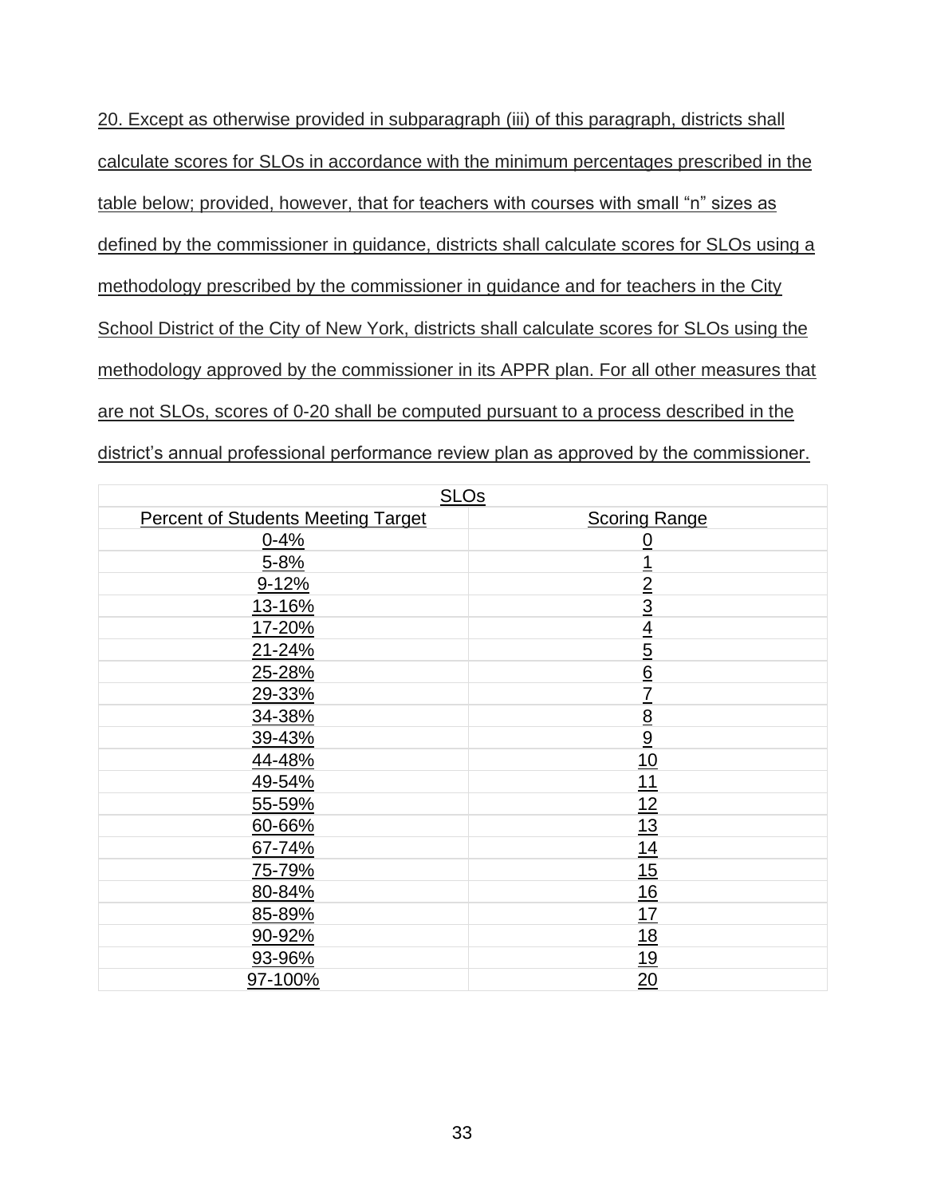20. Except as otherwise provided in subparagraph (iii) of this paragraph, districts shall calculate scores for SLOs in accordance with the minimum percentages prescribed in the table below; provided, however, that for teachers with courses with small “n” sizes as defined by the commissioner in guidance, districts shall calculate scores for SLOs using a methodology prescribed by the commissioner in guidance and for teachers in the City School District of the City of New York, districts shall calculate scores for SLOs using the methodology approved by the commissioner in its APPR plan. For all other measures that are not SLOs, scores of 0-20 shall be computed pursuant to a process described in the district’s annual professional performance review plan as approved by the commissioner.

| SLOs | |
|---|---|
| Percent of Students Meeting Target | Scoring Range |
| 0-4% | 0 |
| 5-8% | 1 |
| 9-12% | 2 |
| 13-16% | 3 |
| 17-20% | 4 |
| 21-24% | 5 |
| 25-28% | 6 |
| 29-33% | 7 |
| 34-38% | 8 |
| 39-43% | 9 |
| 44-48% | 10 |
| 49-54% | 11 |
| 55-59% | 12 |
| 60-66% | 13 |
| 67-74% | 14 |
| 75-79% | 15 |
| 80-84% | 16 |
| 85-89% | 17 |
| 90-92% | 18 |
| 93-96% | 19 |
| 97-100% | 20 |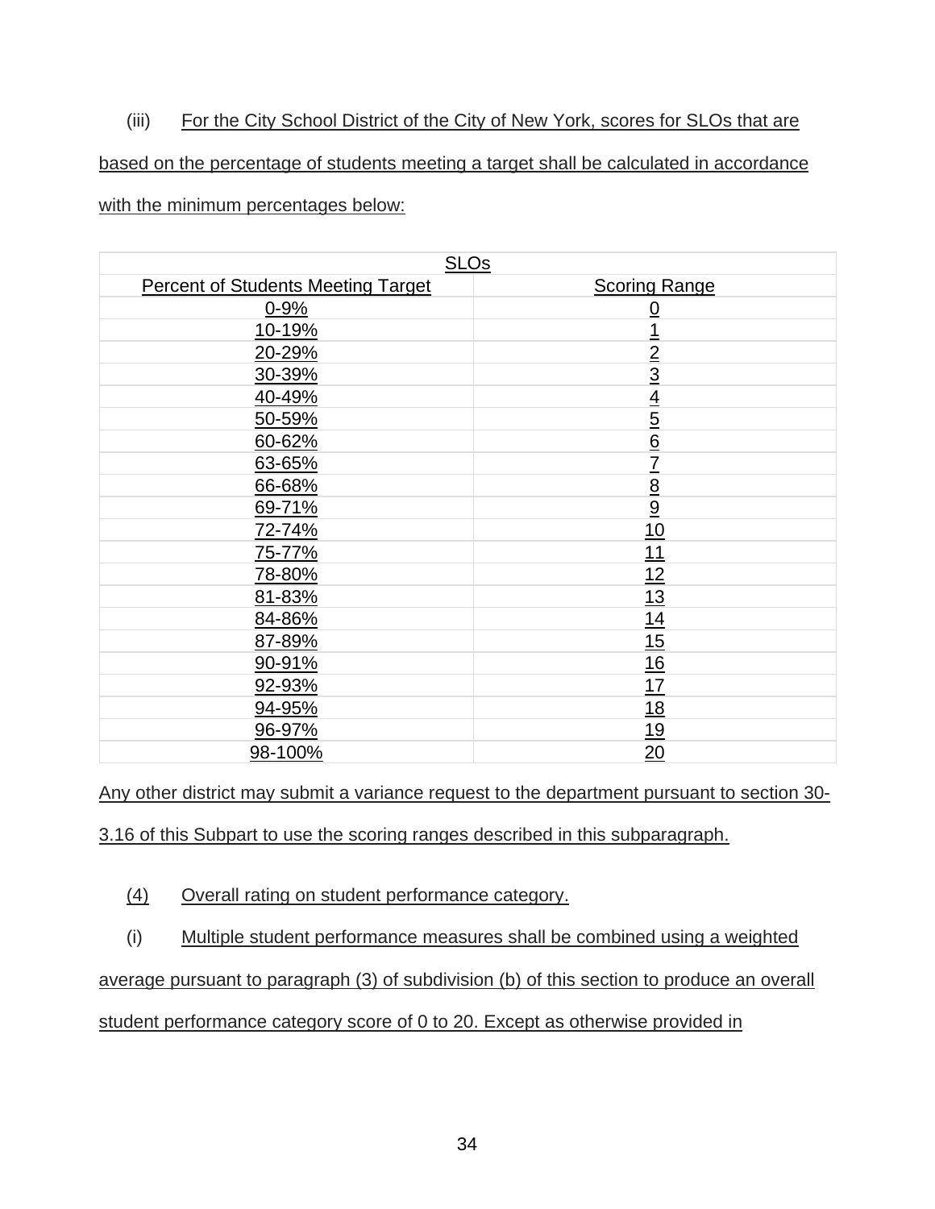(iii) For the City School District of the City of New York, scores for SLOs that are based on the percentage of students meeting a target shall be calculated in accordance with the minimum percentages below:

| SLOs | |
|---|---|
| Percent of Students Meeting Target | Scoring Range |
| 0-9% | 0 |
| 10-19% | 1 |
| 20-29% | 2 |
| 30-39% | 3 |
| 40-49% | 4 |
| 50-59% | 5 |
| 60-62% | 6 |
| 63-65% | 7 |
| 66-68% | 8 |
| 69-71% | 9 |
| 72-74% | 10 |
| 75-77% | 11 |
| 78-80% | 12 |
| 81-83% | 13 |
| 84-86% | 14 |
| 87-89% | 15 |
| 90-91% | 16 |
| 92-93% | 17 |
| 94-95% | 18 |
| 96-97% | 19 |
| 98-100% | 20 |

Any other district may submit a variance request to the department pursuant to section 30-3.16 of this Subpart to use the scoring ranges described in this subparagraph.

(4) Overall rating on student performance category.

(i) Multiple student performance measures shall be combined using a weighted average pursuant to paragraph (3) of subdivision (b) of this section to produce an overall student performance category score of 0 to 20. Except as otherwise provided in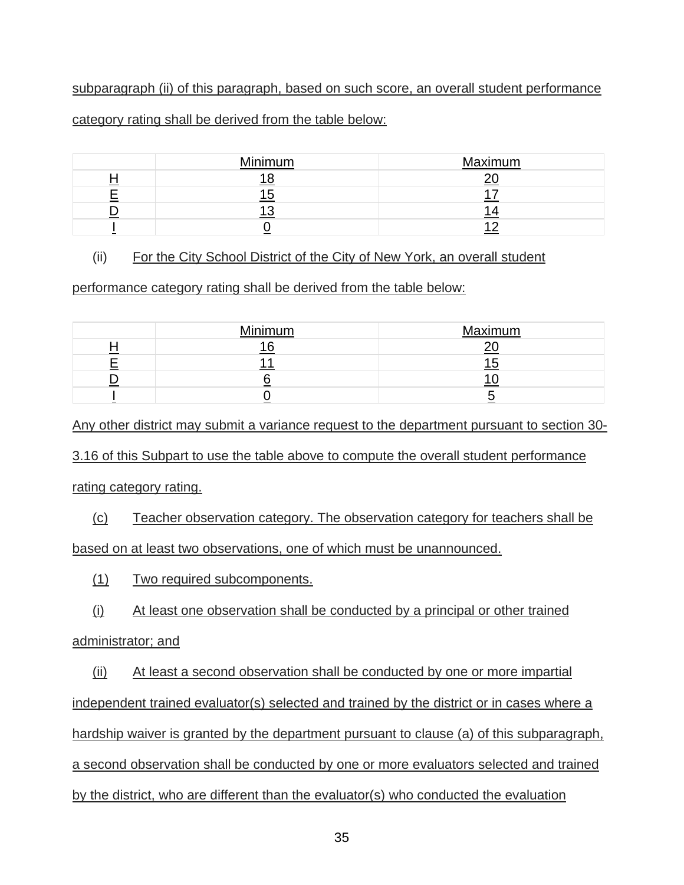subparagraph (ii) of this paragraph, based on such score, an overall student performance category rating shall be derived from the table below:

| | Minimum | Maximum |
|---|---|---|
| H | 18 | 20 |
| E | 15 | 17 |
| D | 13 | 14 |
| I | 0 | 12 |

(ii) For the City School District of the City of New York, an overall student performance category rating shall be derived from the table below:

| | Minimum | Maximum |
|---|---|---|
| H | 16 | 20 |
| E | 11 | 15 |
| D | 6 | 10 |
| I | 0 | 5 |

Any other district may submit a variance request to the department pursuant to section 30-3.16 of this Subpart to use the table above to compute the overall student performance rating category rating.

(c) Teacher observation category. The observation category for teachers shall be based on at least two observations, one of which must be unannounced.

(1) Two required subcomponents.

(i) At least one observation shall be conducted by a principal or other trained administrator; and

(ii) At least a second observation shall be conducted by one or more impartial independent trained evaluator(s) selected and trained by the district or in cases where a hardship waiver is granted by the department pursuant to clause (a) of this subparagraph, a second observation shall be conducted by one or more evaluators selected and trained by the district, who are different than the evaluator(s) who conducted the evaluation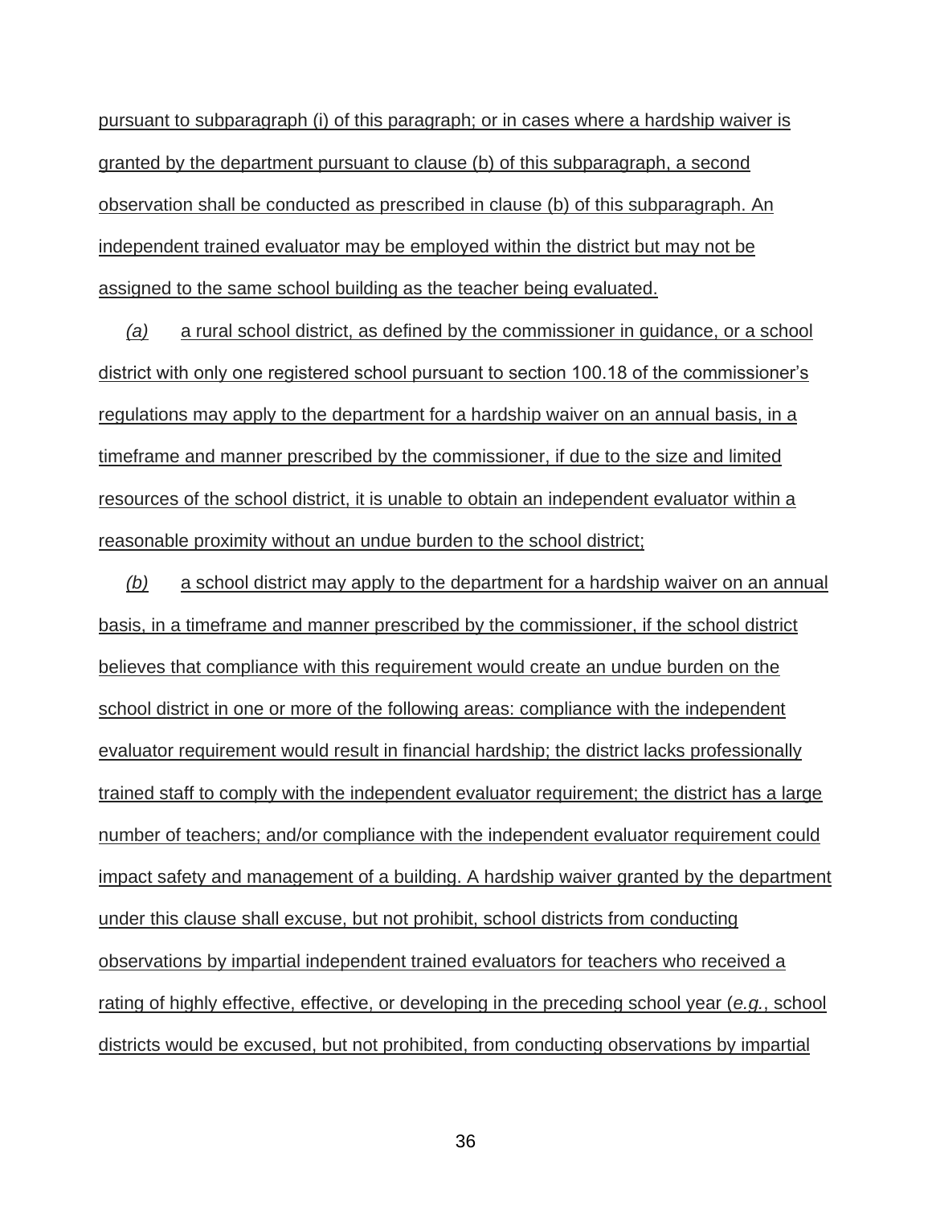pursuant to subparagraph (i) of this paragraph; or in cases where a hardship waiver is granted by the department pursuant to clause (b) of this subparagraph, a second observation shall be conducted as prescribed in clause (b) of this subparagraph. An independent trained evaluator may be employed within the district but may not be assigned to the same school building as the teacher being evaluated.

*(a)* a rural school district, as defined by the commissioner in guidance, or a school district with only one registered school pursuant to section 100.18 of the commissioner's regulations may apply to the department for a hardship waiver on an annual basis, in a timeframe and manner prescribed by the commissioner, if due to the size and limited resources of the school district, it is unable to obtain an independent evaluator within a reasonable proximity without an undue burden to the school district;

*(b)* a school district may apply to the department for a hardship waiver on an annual basis, in a timeframe and manner prescribed by the commissioner, if the school district believes that compliance with this requirement would create an undue burden on the school district in one or more of the following areas: compliance with the independent evaluator requirement would result in financial hardship; the district lacks professionally trained staff to comply with the independent evaluator requirement; the district has a large number of teachers; and/or compliance with the independent evaluator requirement could impact safety and management of a building. A hardship waiver granted by the department under this clause shall excuse, but not prohibit, school districts from conducting observations by impartial independent trained evaluators for teachers who received a rating of highly effective, effective, or developing in the preceding school year (*e.g.*, school districts would be excused, but not prohibited, from conducting observations by impartial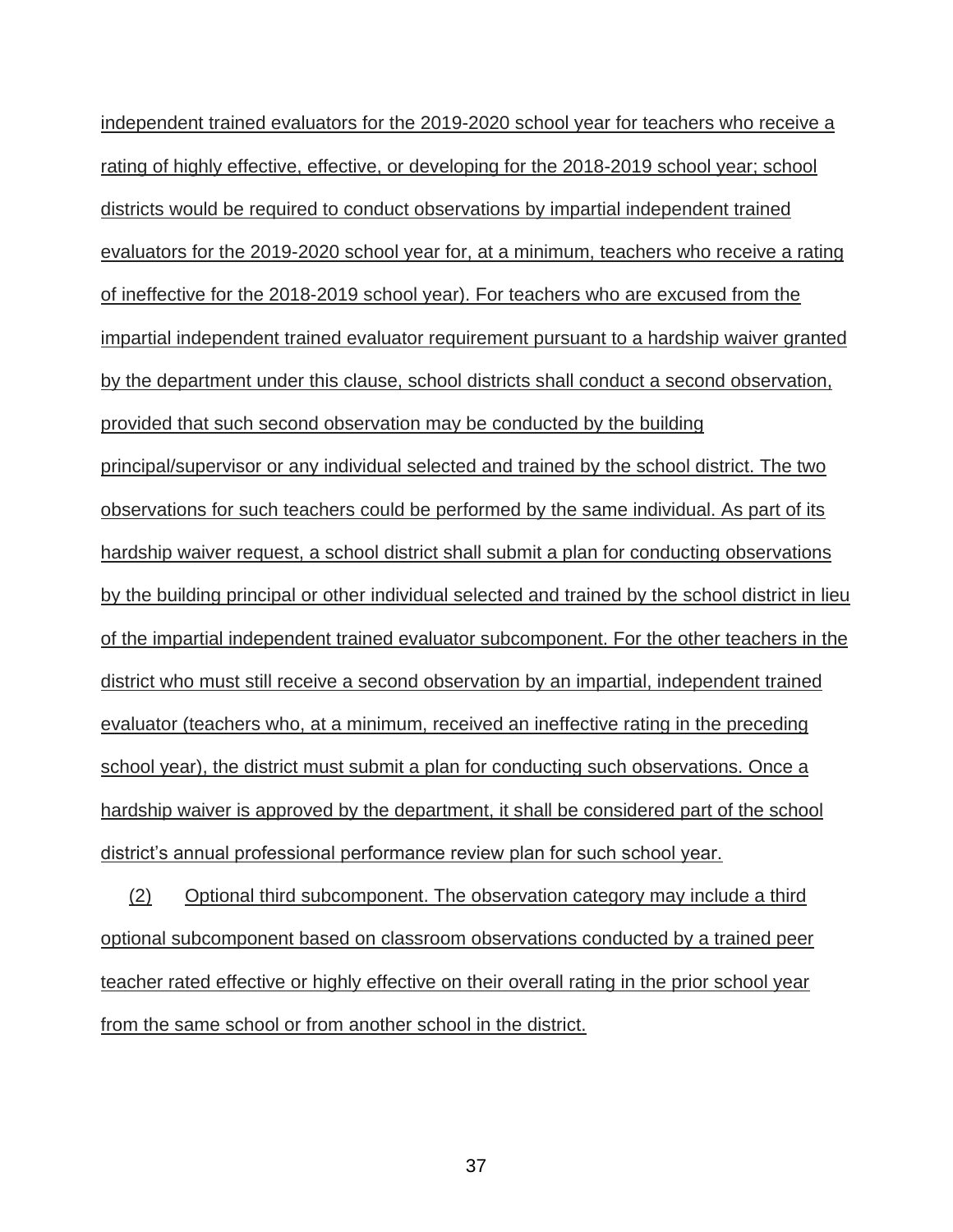independent trained evaluators for the 2019-2020 school year for teachers who receive a rating of highly effective, effective, or developing for the 2018-2019 school year; school districts would be required to conduct observations by impartial independent trained evaluators for the 2019-2020 school year for, at a minimum, teachers who receive a rating of ineffective for the 2018-2019 school year). For teachers who are excused from the impartial independent trained evaluator requirement pursuant to a hardship waiver granted by the department under this clause, school districts shall conduct a second observation, provided that such second observation may be conducted by the building principal/supervisor or any individual selected and trained by the school district. The two observations for such teachers could be performed by the same individual. As part of its hardship waiver request, a school district shall submit a plan for conducting observations by the building principal or other individual selected and trained by the school district in lieu of the impartial independent trained evaluator subcomponent. For the other teachers in the district who must still receive a second observation by an impartial, independent trained evaluator (teachers who, at a minimum, received an ineffective rating in the preceding school year), the district must submit a plan for conducting such observations. Once a hardship waiver is approved by the department, it shall be considered part of the school district's annual professional performance review plan for such school year.

(2) Optional third subcomponent. The observation category may include a third optional subcomponent based on classroom observations conducted by a trained peer teacher rated effective or highly effective on their overall rating in the prior school year from the same school or from another school in the district.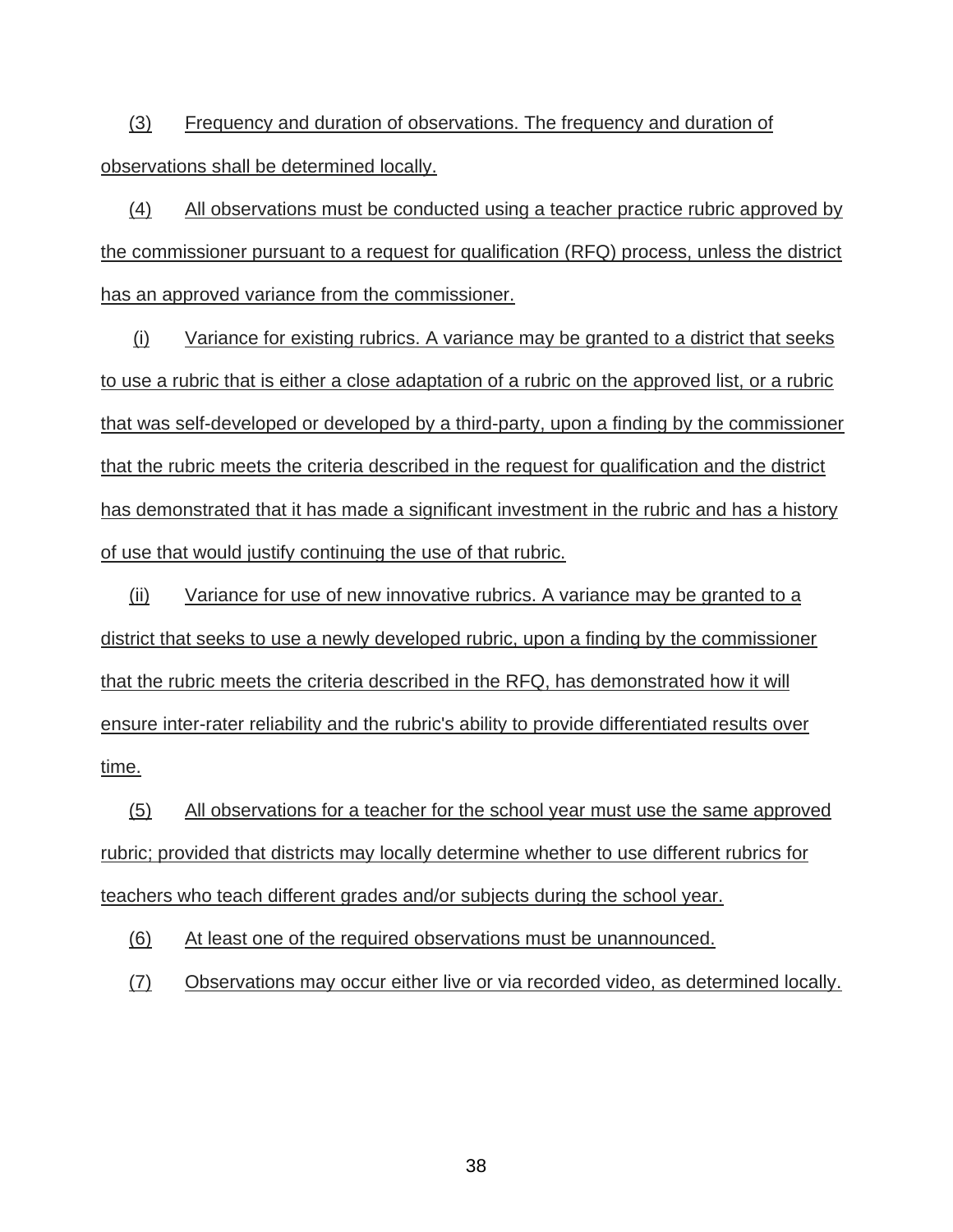(3) Frequency and duration of observations. The frequency and duration of observations shall be determined locally.

(4) All observations must be conducted using a teacher practice rubric approved by the commissioner pursuant to a request for qualification (RFQ) process, unless the district has an approved variance from the commissioner.

(i) Variance for existing rubrics. A variance may be granted to a district that seeks to use a rubric that is either a close adaptation of a rubric on the approved list, or a rubric that was self-developed or developed by a third-party, upon a finding by the commissioner that the rubric meets the criteria described in the request for qualification and the district has demonstrated that it has made a significant investment in the rubric and has a history of use that would justify continuing the use of that rubric.

(ii) Variance for use of new innovative rubrics. A variance may be granted to a district that seeks to use a newly developed rubric, upon a finding by the commissioner that the rubric meets the criteria described in the RFQ, has demonstrated how it will ensure inter-rater reliability and the rubric's ability to provide differentiated results over time.

(5) All observations for a teacher for the school year must use the same approved rubric; provided that districts may locally determine whether to use different rubrics for teachers who teach different grades and/or subjects during the school year.

(6) At least one of the required observations must be unannounced.

(7) Observations may occur either live or via recorded video, as determined locally.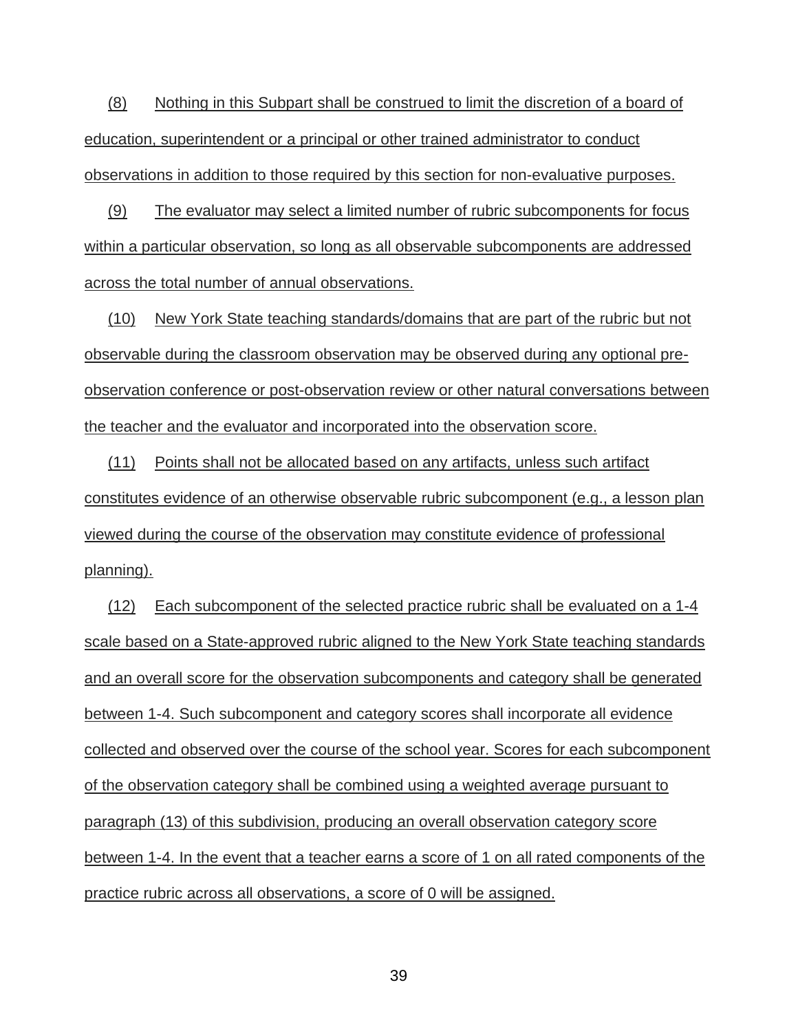(8) Nothing in this Subpart shall be construed to limit the discretion of a board of education, superintendent or a principal or other trained administrator to conduct observations in addition to those required by this section for non-evaluative purposes.

(9) The evaluator may select a limited number of rubric subcomponents for focus within a particular observation, so long as all observable subcomponents are addressed across the total number of annual observations.

(10) New York State teaching standards/domains that are part of the rubric but not observable during the classroom observation may be observed during any optional pre-observation conference or post-observation review or other natural conversations between the teacher and the evaluator and incorporated into the observation score.

(11) Points shall not be allocated based on any artifacts, unless such artifact constitutes evidence of an otherwise observable rubric subcomponent (e.g., a lesson plan viewed during the course of the observation may constitute evidence of professional planning).

(12) Each subcomponent of the selected practice rubric shall be evaluated on a 1-4 scale based on a State-approved rubric aligned to the New York State teaching standards and an overall score for the observation subcomponents and category shall be generated between 1-4. Such subcomponent and category scores shall incorporate all evidence collected and observed over the course of the school year. Scores for each subcomponent of the observation category shall be combined using a weighted average pursuant to paragraph (13) of this subdivision, producing an overall observation category score between 1-4. In the event that a teacher earns a score of 1 on all rated components of the practice rubric across all observations, a score of 0 will be assigned.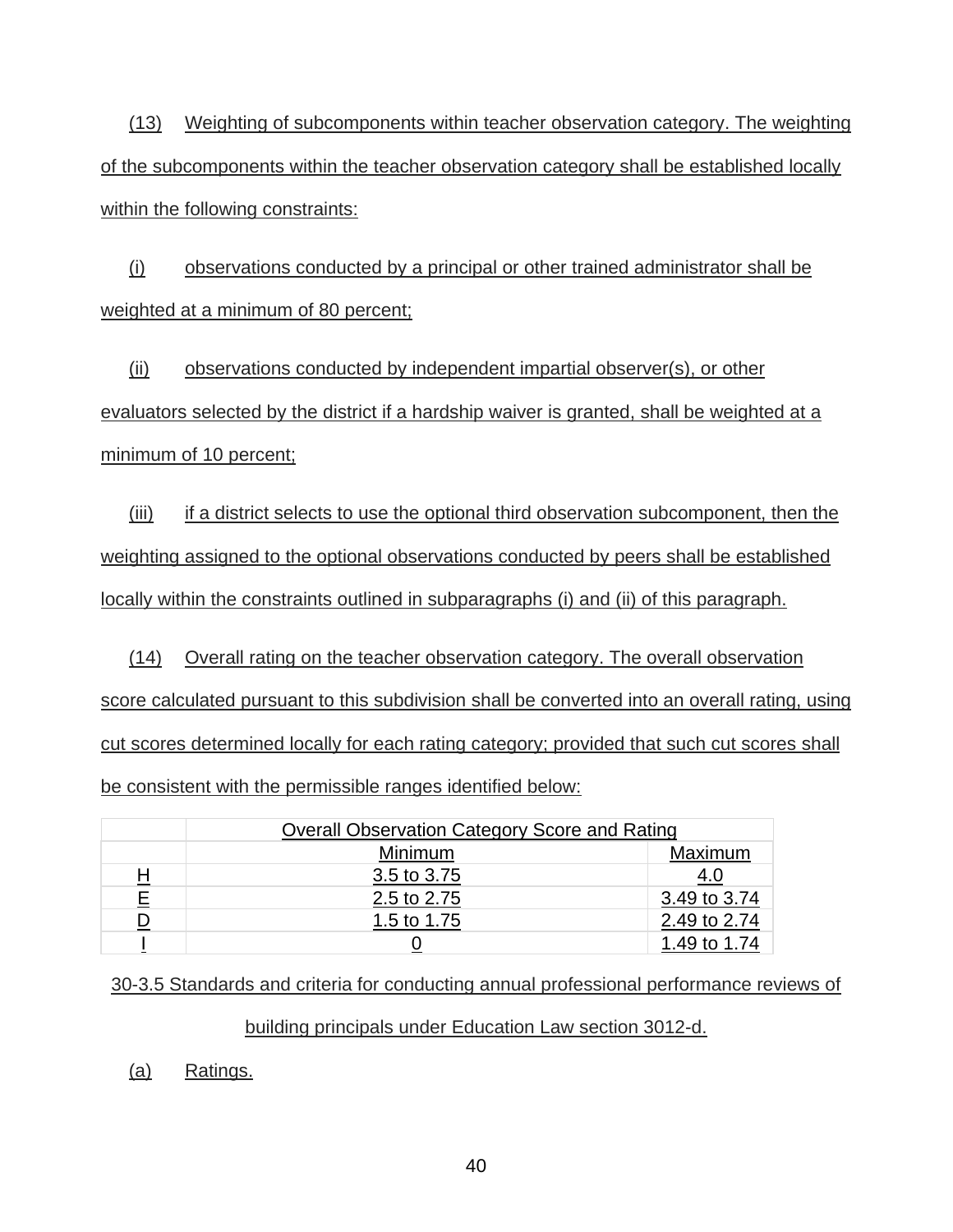(13) Weighting of subcomponents within teacher observation category. The weighting of the subcomponents within the teacher observation category shall be established locally within the following constraints:

(i) observations conducted by a principal or other trained administrator shall be weighted at a minimum of 80 percent;

(ii) observations conducted by independent impartial observer(s), or other evaluators selected by the district if a hardship waiver is granted, shall be weighted at a minimum of 10 percent;

(iii) if a district selects to use the optional third observation subcomponent, then the weighting assigned to the optional observations conducted by peers shall be established locally within the constraints outlined in subparagraphs (i) and (ii) of this paragraph.

(14) Overall rating on the teacher observation category. The overall observation score calculated pursuant to this subdivision shall be converted into an overall rating, using cut scores determined locally for each rating category; provided that such cut scores shall be consistent with the permissible ranges identified below:

| | Overall Observation Category Score and Rating | |
|---|---|---|
| | Minimum | Maximum |
| H | 3.5 to 3.75 | 4.0 |
| E | 2.5 to 2.75 | 3.49 to 3.74 |
| D | 1.5 to 1.75 | 2.49 to 2.74 |
| I | 0 | 1.49 to 1.74 |

## 30-3.5 Standards and criteria for conducting annual professional performance reviews of building principals under Education Law section 3012-d.

(a) Ratings.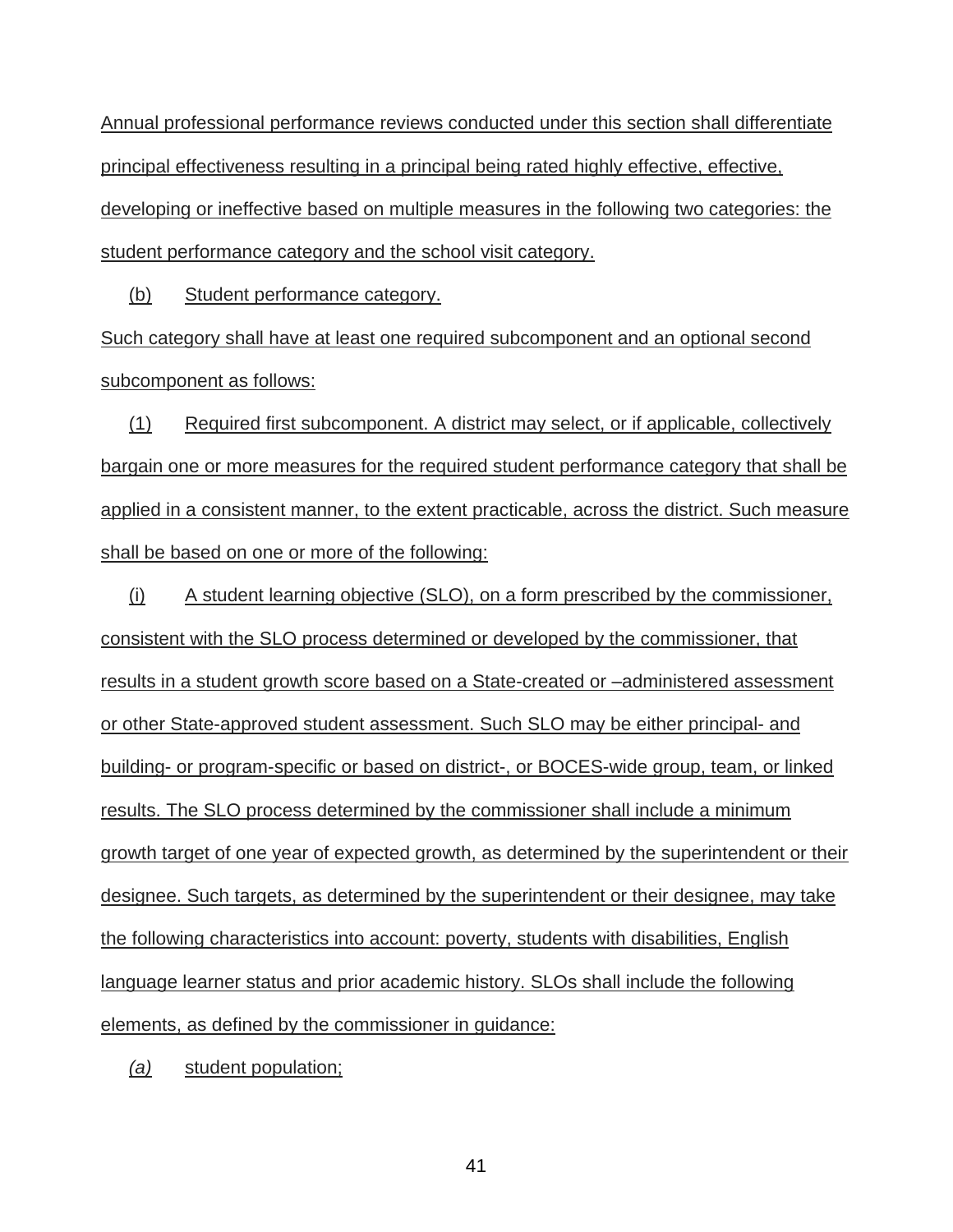Annual professional performance reviews conducted under this section shall differentiate principal effectiveness resulting in a principal being rated highly effective, effective, developing or ineffective based on multiple measures in the following two categories: the student performance category and the school visit category.

(b) Student performance category.

Such category shall have at least one required subcomponent and an optional second subcomponent as follows:

(1) Required first subcomponent. A district may select, or if applicable, collectively bargain one or more measures for the required student performance category that shall be applied in a consistent manner, to the extent practicable, across the district. Such measure shall be based on one or more of the following:

(i) A student learning objective (SLO), on a form prescribed by the commissioner, consistent with the SLO process determined or developed by the commissioner, that results in a student growth score based on a State-created or –administered assessment or other State-approved student assessment. Such SLO may be either principal- and building- or program-specific or based on district-, or BOCES-wide group, team, or linked results. The SLO process determined by the commissioner shall include a minimum growth target of one year of expected growth, as determined by the superintendent or their designee. Such targets, as determined by the superintendent or their designee, may take the following characteristics into account: poverty, students with disabilities, English language learner status and prior academic history. SLOs shall include the following elements, as defined by the commissioner in guidance:

*(a)* student population;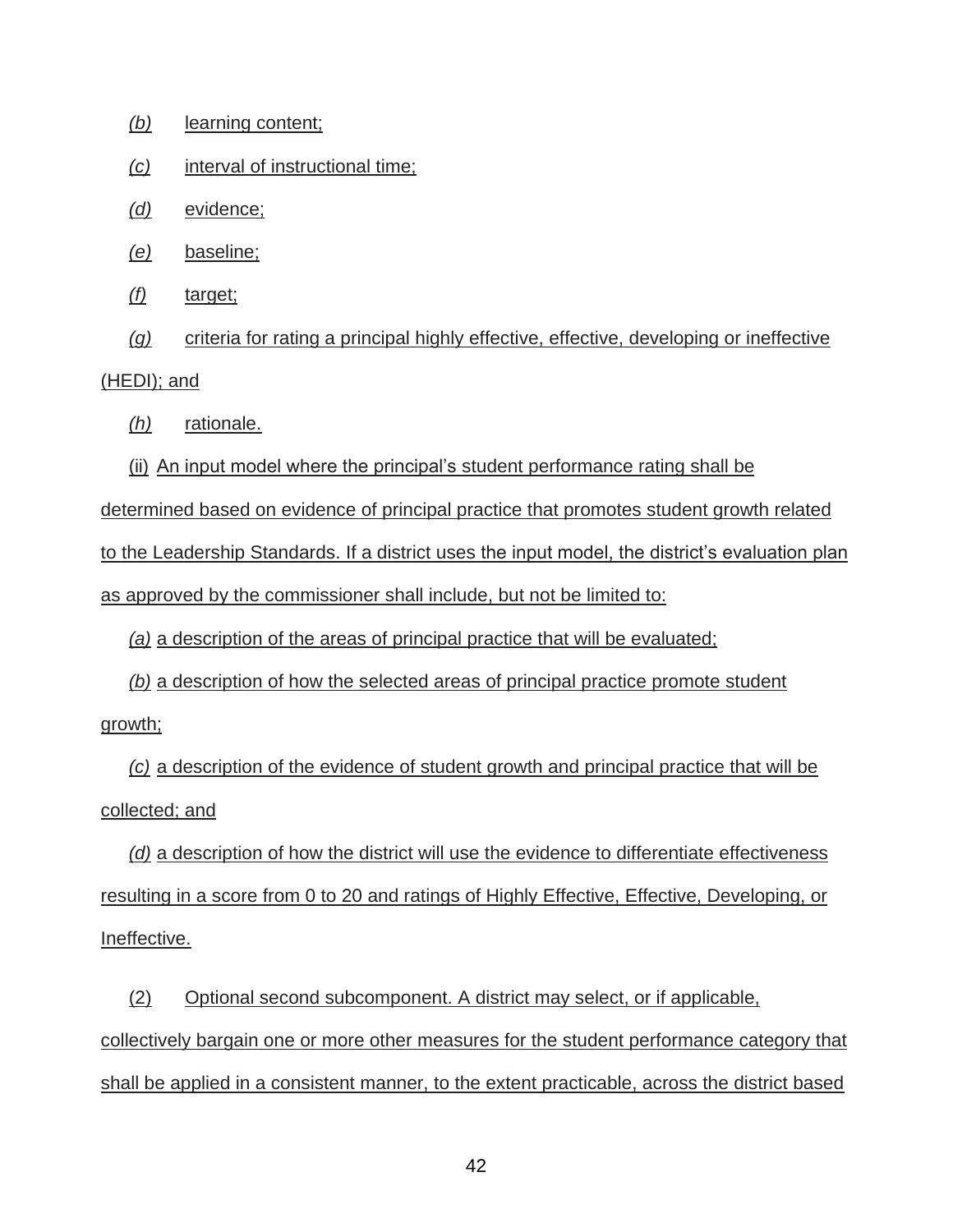*(b)* learning content;

*(c)* interval of instructional time;

*(d)* evidence;

*(e)* baseline;

*(f)* target;

*(g)* criteria for rating a principal highly effective, effective, developing or ineffective (HEDI); and

*(h)* rationale.

(ii) An input model where the principal's student performance rating shall be determined based on evidence of principal practice that promotes student growth related to the Leadership Standards. If a district uses the input model, the district's evaluation plan as approved by the commissioner shall include, but not be limited to:

*(a)* a description of the areas of principal practice that will be evaluated;

*(b)* a description of how the selected areas of principal practice promote student growth;

*(c)* a description of the evidence of student growth and principal practice that will be collected; and

*(d)* a description of how the district will use the evidence to differentiate effectiveness resulting in a score from 0 to 20 and ratings of Highly Effective, Effective, Developing, or Ineffective.

(2) Optional second subcomponent. A district may select, or if applicable, collectively bargain one or more other measures for the student performance category that shall be applied in a consistent manner, to the extent practicable, across the district based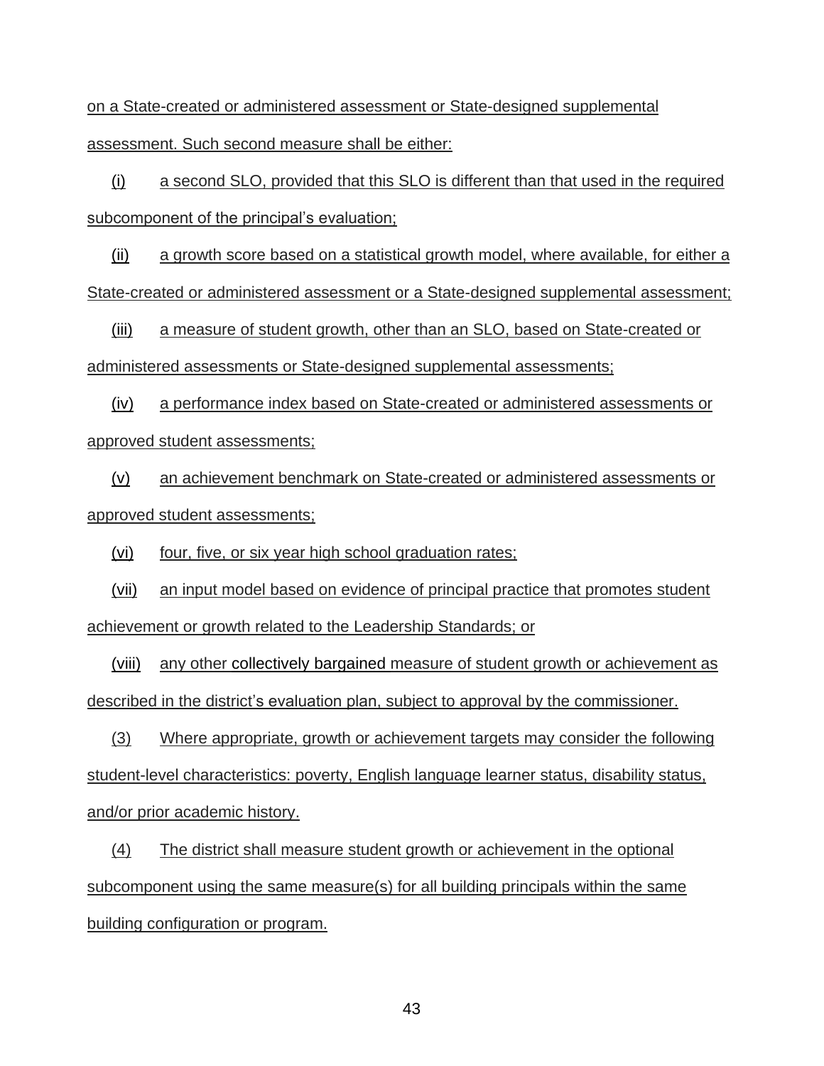on a State-created or administered assessment or State-designed supplemental assessment. Such second measure shall be either:

(i) a second SLO, provided that this SLO is different than that used in the required subcomponent of the principal's evaluation;

(ii) a growth score based on a statistical growth model, where available, for either a State-created or administered assessment or a State-designed supplemental assessment;

(iii) a measure of student growth, other than an SLO, based on State-created or administered assessments or State-designed supplemental assessments;

(iv) a performance index based on State-created or administered assessments or approved student assessments;

(v) an achievement benchmark on State-created or administered assessments or approved student assessments;

(vi) four, five, or six year high school graduation rates;

(vii) an input model based on evidence of principal practice that promotes student achievement or growth related to the Leadership Standards; or

(viii) any other collectively bargained measure of student growth or achievement as described in the district's evaluation plan, subject to approval by the commissioner.

(3) Where appropriate, growth or achievement targets may consider the following student-level characteristics: poverty, English language learner status, disability status, and/or prior academic history.

(4) The district shall measure student growth or achievement in the optional subcomponent using the same measure(s) for all building principals within the same building configuration or program.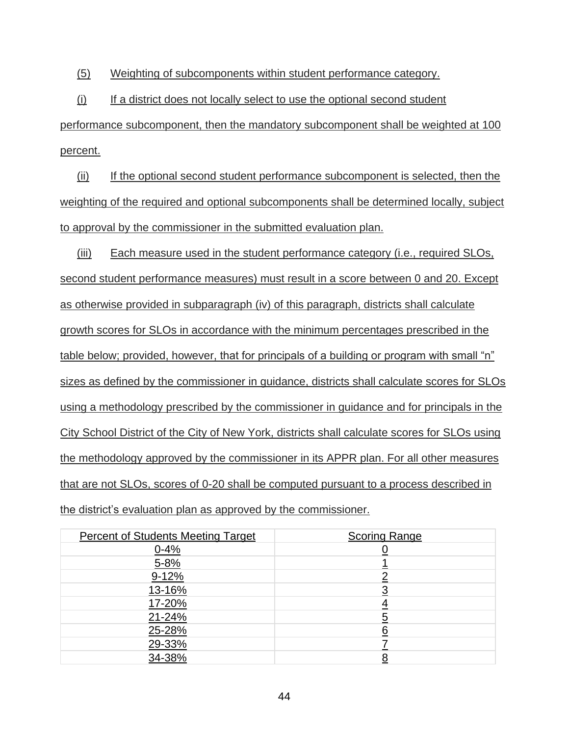(5) Weighting of subcomponents within student performance category.

(i) If a district does not locally select to use the optional second student performance subcomponent, then the mandatory subcomponent shall be weighted at 100 percent.

(ii) If the optional second student performance subcomponent is selected, then the weighting of the required and optional subcomponents shall be determined locally, subject to approval by the commissioner in the submitted evaluation plan.

(iii) Each measure used in the student performance category (i.e., required SLOs, second student performance measures) must result in a score between 0 and 20. Except as otherwise provided in subparagraph (iv) of this paragraph, districts shall calculate growth scores for SLOs in accordance with the minimum percentages prescribed in the table below; provided, however, that for principals of a building or program with small "n" sizes as defined by the commissioner in guidance, districts shall calculate scores for SLOs using a methodology prescribed by the commissioner in guidance and for principals in the City School District of the City of New York, districts shall calculate scores for SLOs using the methodology approved by the commissioner in its APPR plan. For all other measures that are not SLOs, scores of 0-20 shall be computed pursuant to a process described in the district's evaluation plan as approved by the commissioner.

| Percent of Students Meeting Target | Scoring Range |
| --- | --- |
| 0-4% | 0 |
| 5-8% | 1 |
| 9-12% | 2 |
| 13-16% | 3 |
| 17-20% | 4 |
| 21-24% | 5 |
| 25-28% | 6 |
| 29-33% | 7 |
| 34-38% | 8 |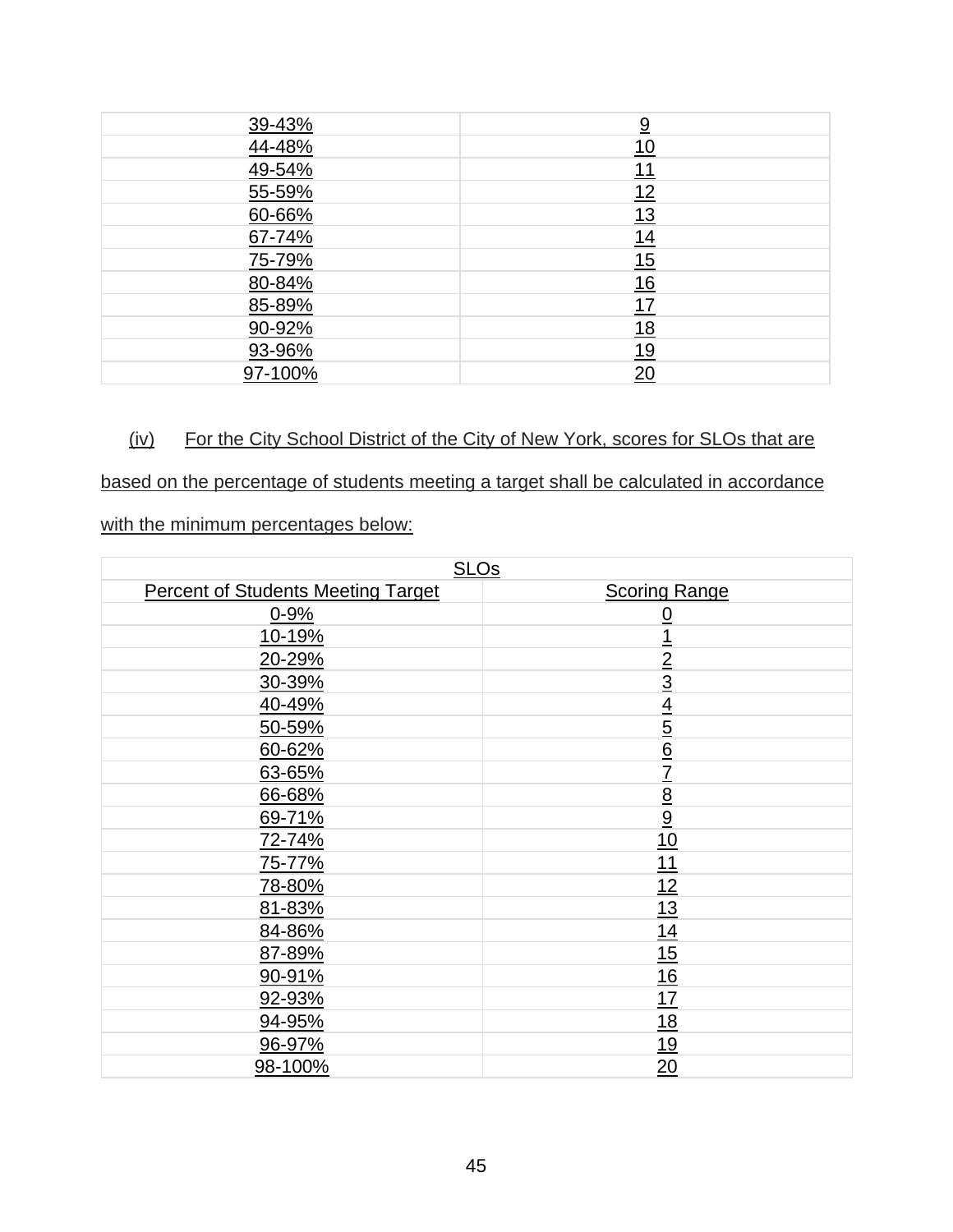| | |
|---|---|
| 39-43% | 9 |
| 44-48% | 10 |
| 49-54% | 11 |
| 55-59% | 12 |
| 60-66% | 13 |
| 67-74% | 14 |
| 75-79% | 15 |
| 80-84% | 16 |
| 85-89% | 17 |
| 90-92% | 18 |
| 93-96% | 19 |
| 97-100% | 20 |

(iv) For the City School District of the City of New York, scores for SLOs that are based on the percentage of students meeting a target shall be calculated in accordance with the minimum percentages below:

| SLOs | |
|---|---|
| Percent of Students Meeting Target | Scoring Range |
| 0-9% | 0 |
| 10-19% | 1 |
| 20-29% | 2 |
| 30-39% | 3 |
| 40-49% | 4 |
| 50-59% | 5 |
| 60-62% | 6 |
| 63-65% | 7 |
| 66-68% | 8 |
| 69-71% | 9 |
| 72-74% | 10 |
| 75-77% | 11 |
| 78-80% | 12 |
| 81-83% | 13 |
| 84-86% | 14 |
| 87-89% | 15 |
| 90-91% | 16 |
| 92-93% | 17 |
| 94-95% | 18 |
| 96-97% | 19 |
| 98-100% | 20 |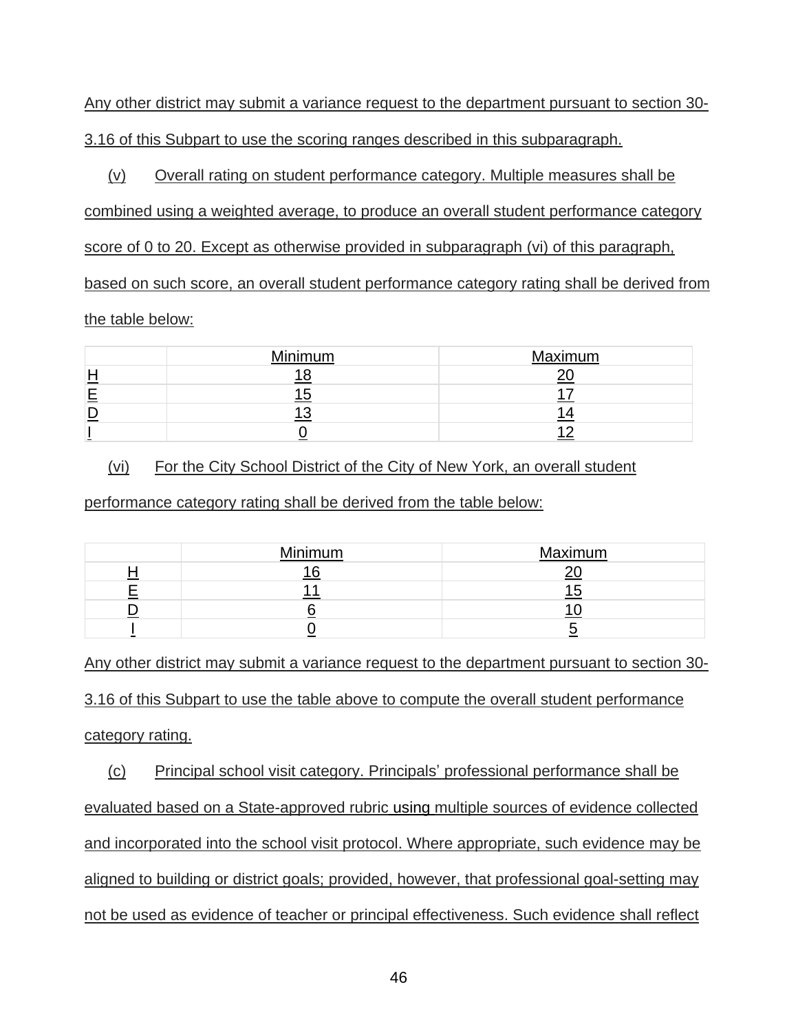Any other district may submit a variance request to the department pursuant to section 30-3.16 of this Subpart to use the scoring ranges described in this subparagraph.

(v) Overall rating on student performance category. Multiple measures shall be combined using a weighted average, to produce an overall student performance category score of 0 to 20. Except as otherwise provided in subparagraph (vi) of this paragraph, based on such score, an overall student performance category rating shall be derived from the table below:

| | Minimum | Maximum |
|---|---|---|
| H | 18 | 20 |
| E | 15 | 17 |
| D | 13 | 14 |
| I | 0 | 12 |

(vi) For the City School District of the City of New York, an overall student performance category rating shall be derived from the table below:

| | Minimum | Maximum |
|---|---|---|
| H | 16 | 20 |
| E | 11 | 15 |
| D | 6 | 10 |
| I | 0 | 5 |

Any other district may submit a variance request to the department pursuant to section 30-3.16 of this Subpart to use the table above to compute the overall student performance category rating.

(c) Principal school visit category. Principals' professional performance shall be evaluated based on a State-approved rubric using multiple sources of evidence collected and incorporated into the school visit protocol. Where appropriate, such evidence may be aligned to building or district goals; provided, however, that professional goal-setting may not be used as evidence of teacher or principal effectiveness. Such evidence shall reflect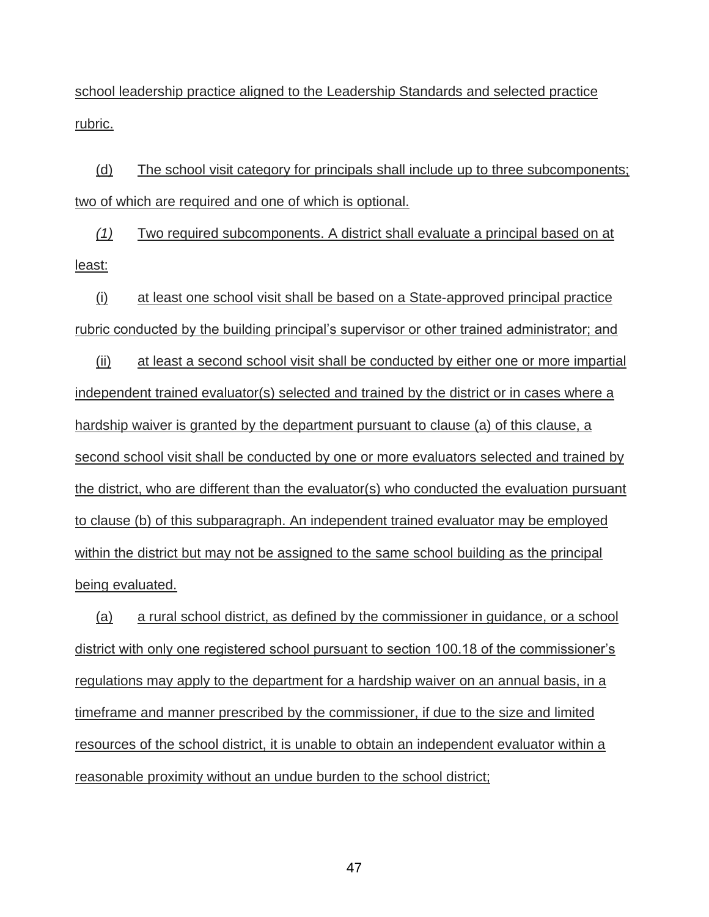school leadership practice aligned to the Leadership Standards and selected practice rubric.

(d) The school visit category for principals shall include up to three subcomponents; two of which are required and one of which is optional.

*(1)* Two required subcomponents. A district shall evaluate a principal based on at least:

(i) at least one school visit shall be based on a State-approved principal practice rubric conducted by the building principal's supervisor or other trained administrator; and

(ii) at least a second school visit shall be conducted by either one or more impartial independent trained evaluator(s) selected and trained by the district or in cases where a hardship waiver is granted by the department pursuant to clause (a) of this clause, a second school visit shall be conducted by one or more evaluators selected and trained by the district, who are different than the evaluator(s) who conducted the evaluation pursuant to clause (b) of this subparagraph. An independent trained evaluator may be employed within the district but may not be assigned to the same school building as the principal being evaluated.

(a) a rural school district, as defined by the commissioner in guidance, or a school district with only one registered school pursuant to section 100.18 of the commissioner's regulations may apply to the department for a hardship waiver on an annual basis, in a timeframe and manner prescribed by the commissioner, if due to the size and limited resources of the school district, it is unable to obtain an independent evaluator within a reasonable proximity without an undue burden to the school district;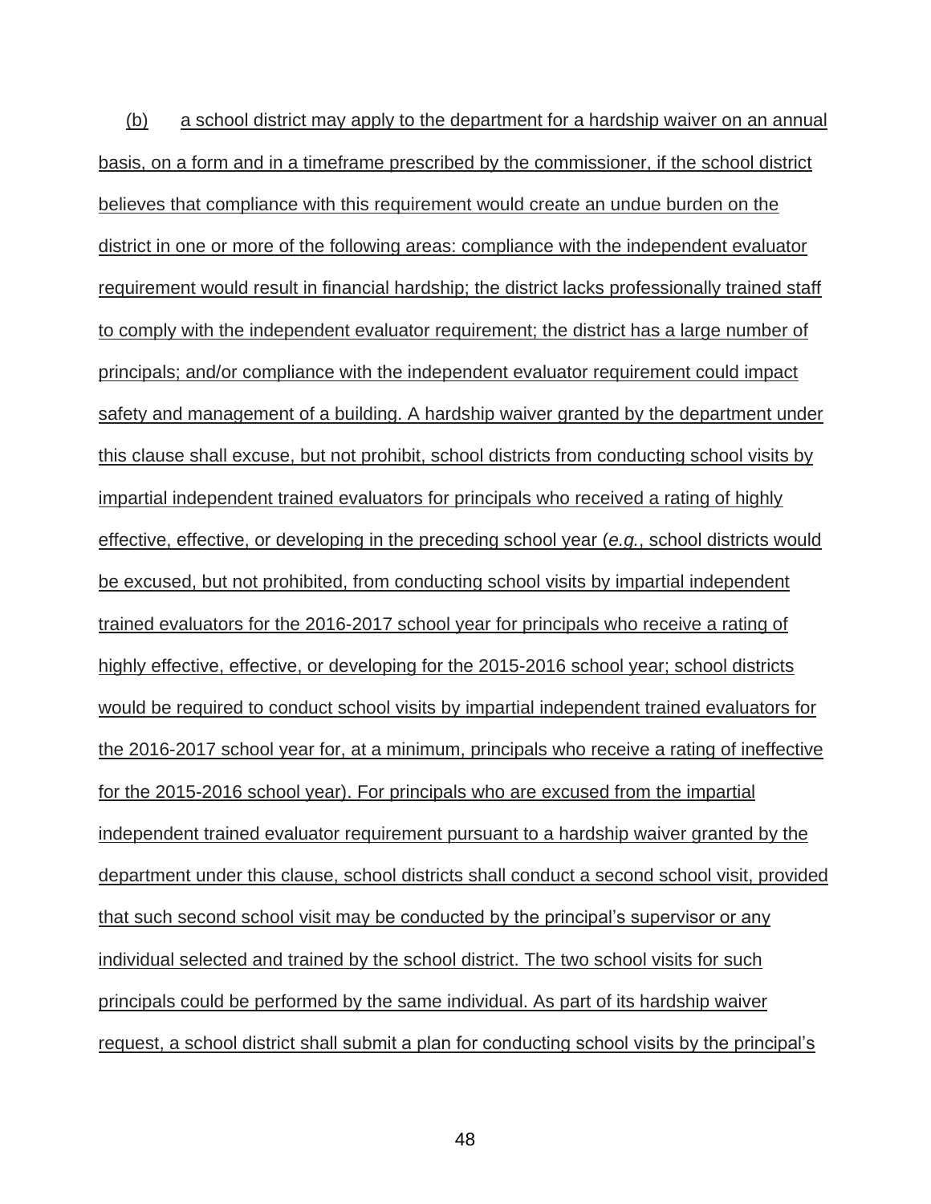(b) a school district may apply to the department for a hardship waiver on an annual basis, on a form and in a timeframe prescribed by the commissioner, if the school district believes that compliance with this requirement would create an undue burden on the district in one or more of the following areas: compliance with the independent evaluator requirement would result in financial hardship; the district lacks professionally trained staff to comply with the independent evaluator requirement; the district has a large number of principals; and/or compliance with the independent evaluator requirement could impact safety and management of a building. A hardship waiver granted by the department under this clause shall excuse, but not prohibit, school districts from conducting school visits by impartial independent trained evaluators for principals who received a rating of highly effective, effective, or developing in the preceding school year (*e.g.*, school districts would be excused, but not prohibited, from conducting school visits by impartial independent trained evaluators for the 2016-2017 school year for principals who receive a rating of highly effective, effective, or developing for the 2015-2016 school year; school districts would be required to conduct school visits by impartial independent trained evaluators for the 2016-2017 school year for, at a minimum, principals who receive a rating of ineffective for the 2015-2016 school year). For principals who are excused from the impartial independent trained evaluator requirement pursuant to a hardship waiver granted by the department under this clause, school districts shall conduct a second school visit, provided that such second school visit may be conducted by the principal's supervisor or any individual selected and trained by the school district. The two school visits for such principals could be performed by the same individual. As part of its hardship waiver request, a school district shall submit a plan for conducting school visits by the principal's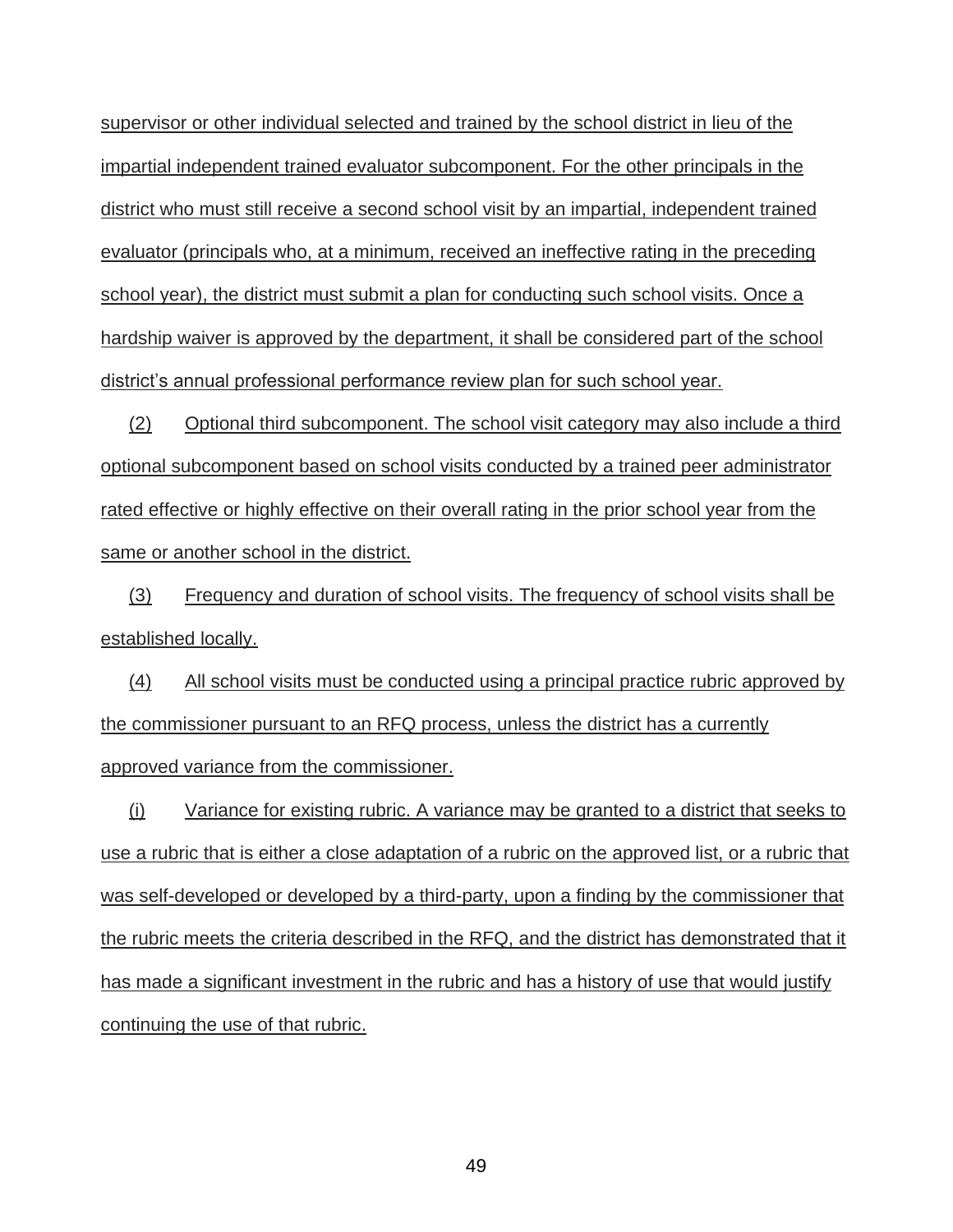supervisor or other individual selected and trained by the school district in lieu of the impartial independent trained evaluator subcomponent. For the other principals in the district who must still receive a second school visit by an impartial, independent trained evaluator (principals who, at a minimum, received an ineffective rating in the preceding school year), the district must submit a plan for conducting such school visits. Once a hardship waiver is approved by the department, it shall be considered part of the school district's annual professional performance review plan for such school year.

(2) Optional third subcomponent. The school visit category may also include a third optional subcomponent based on school visits conducted by a trained peer administrator rated effective or highly effective on their overall rating in the prior school year from the same or another school in the district.

(3) Frequency and duration of school visits. The frequency of school visits shall be established locally.

(4) All school visits must be conducted using a principal practice rubric approved by the commissioner pursuant to an RFQ process, unless the district has a currently approved variance from the commissioner.

(i) Variance for existing rubric. A variance may be granted to a district that seeks to use a rubric that is either a close adaptation of a rubric on the approved list, or a rubric that was self-developed or developed by a third-party, upon a finding by the commissioner that the rubric meets the criteria described in the RFQ, and the district has demonstrated that it has made a significant investment in the rubric and has a history of use that would justify continuing the use of that rubric.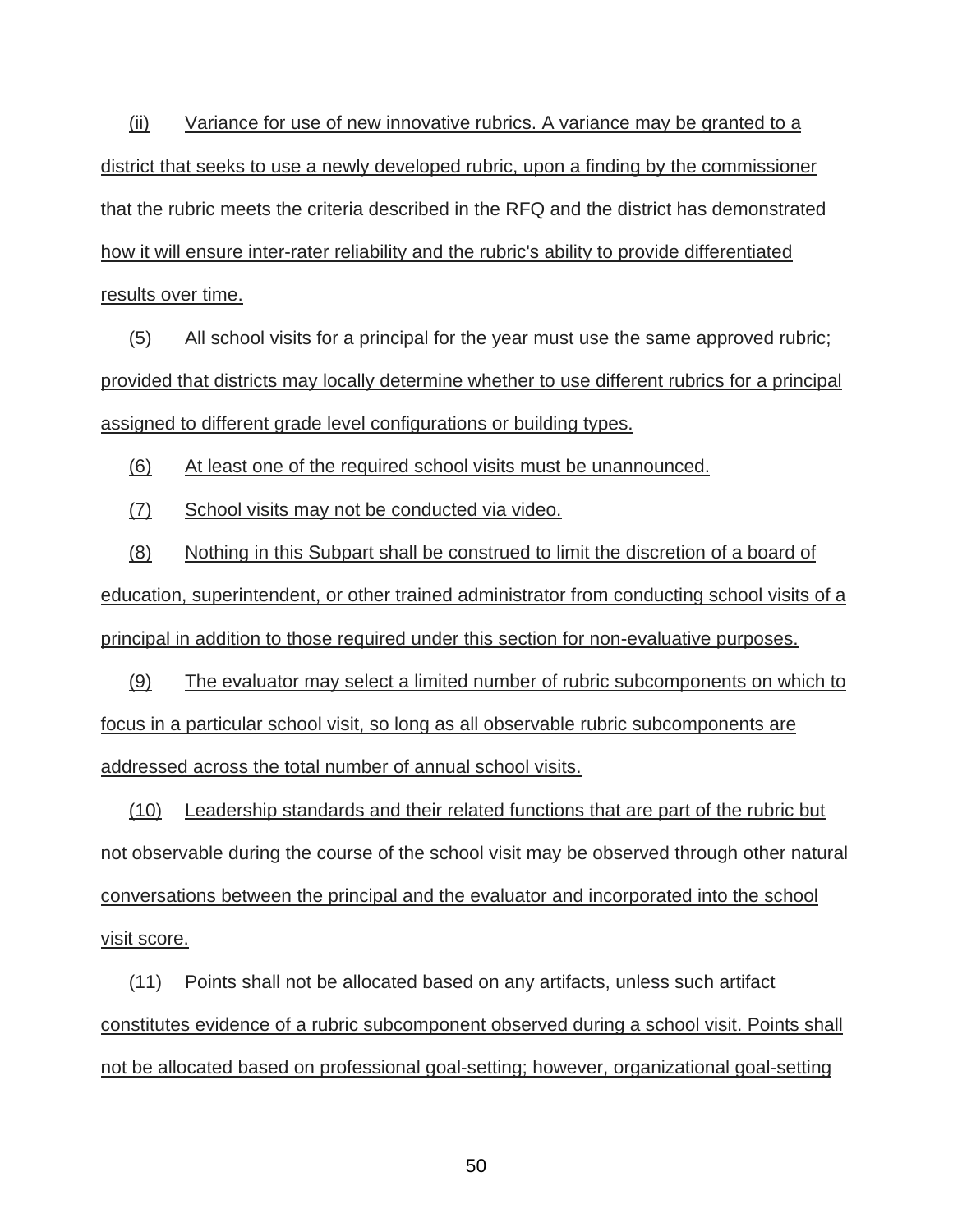(ii) Variance for use of new innovative rubrics. A variance may be granted to a district that seeks to use a newly developed rubric, upon a finding by the commissioner that the rubric meets the criteria described in the RFQ and the district has demonstrated how it will ensure inter-rater reliability and the rubric's ability to provide differentiated results over time.

(5) All school visits for a principal for the year must use the same approved rubric; provided that districts may locally determine whether to use different rubrics for a principal assigned to different grade level configurations or building types.

(6) At least one of the required school visits must be unannounced.

(7) School visits may not be conducted via video.

(8) Nothing in this Subpart shall be construed to limit the discretion of a board of education, superintendent, or other trained administrator from conducting school visits of a principal in addition to those required under this section for non-evaluative purposes.

(9) The evaluator may select a limited number of rubric subcomponents on which to focus in a particular school visit, so long as all observable rubric subcomponents are addressed across the total number of annual school visits.

(10) Leadership standards and their related functions that are part of the rubric but not observable during the course of the school visit may be observed through other natural conversations between the principal and the evaluator and incorporated into the school visit score.

(11) Points shall not be allocated based on any artifacts, unless such artifact constitutes evidence of a rubric subcomponent observed during a school visit. Points shall not be allocated based on professional goal-setting; however, organizational goal-setting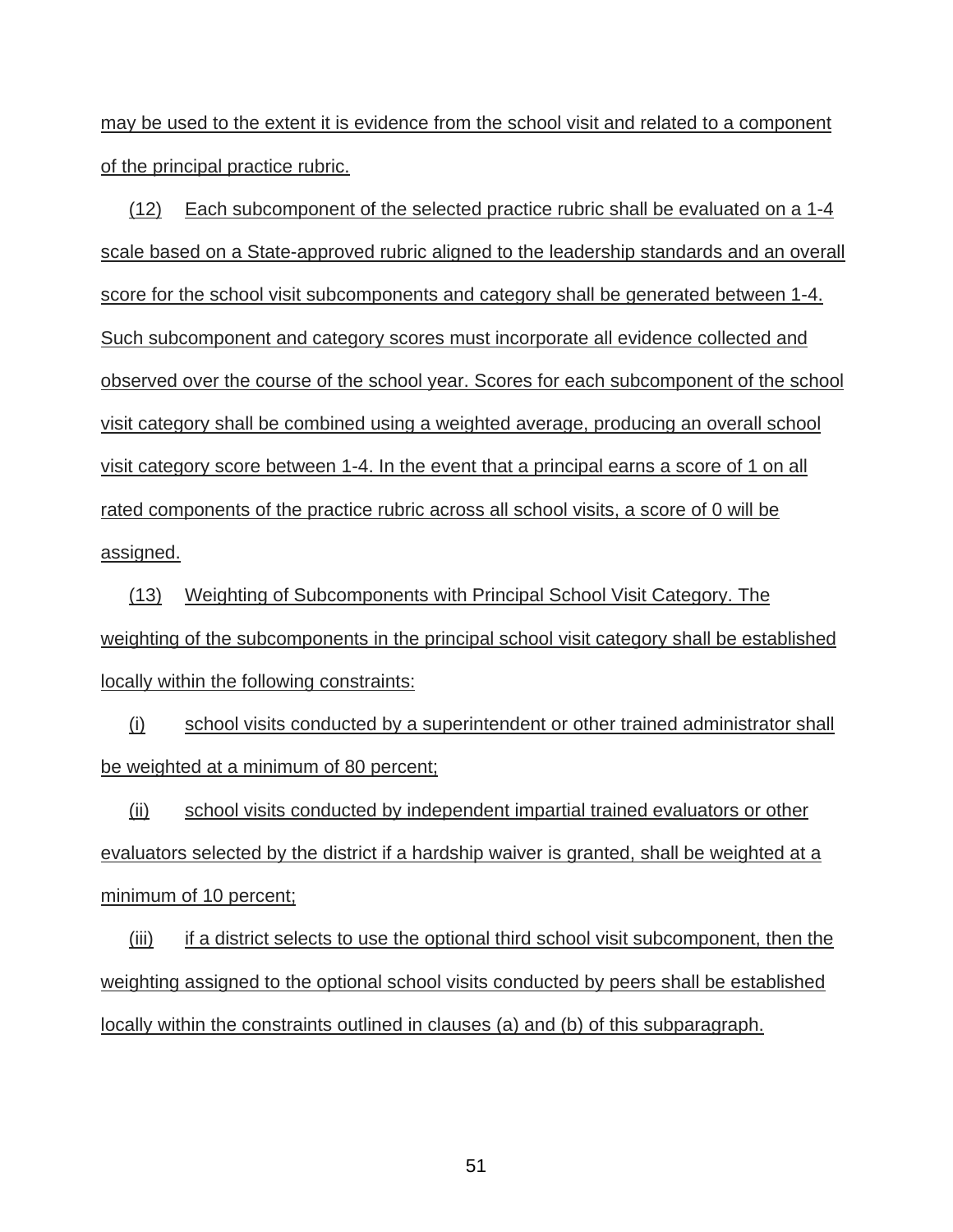may be used to the extent it is evidence from the school visit and related to a component of the principal practice rubric.

(12) Each subcomponent of the selected practice rubric shall be evaluated on a 1-4 scale based on a State-approved rubric aligned to the leadership standards and an overall score for the school visit subcomponents and category shall be generated between 1-4. Such subcomponent and category scores must incorporate all evidence collected and observed over the course of the school year. Scores for each subcomponent of the school visit category shall be combined using a weighted average, producing an overall school visit category score between 1-4. In the event that a principal earns a score of 1 on all rated components of the practice rubric across all school visits, a score of 0 will be assigned.

(13) Weighting of Subcomponents with Principal School Visit Category. The weighting of the subcomponents in the principal school visit category shall be established locally within the following constraints:

(i) school visits conducted by a superintendent or other trained administrator shall be weighted at a minimum of 80 percent;

(ii) school visits conducted by independent impartial trained evaluators or other evaluators selected by the district if a hardship waiver is granted, shall be weighted at a minimum of 10 percent;

(iii) if a district selects to use the optional third school visit subcomponent, then the weighting assigned to the optional school visits conducted by peers shall be established locally within the constraints outlined in clauses (a) and (b) of this subparagraph.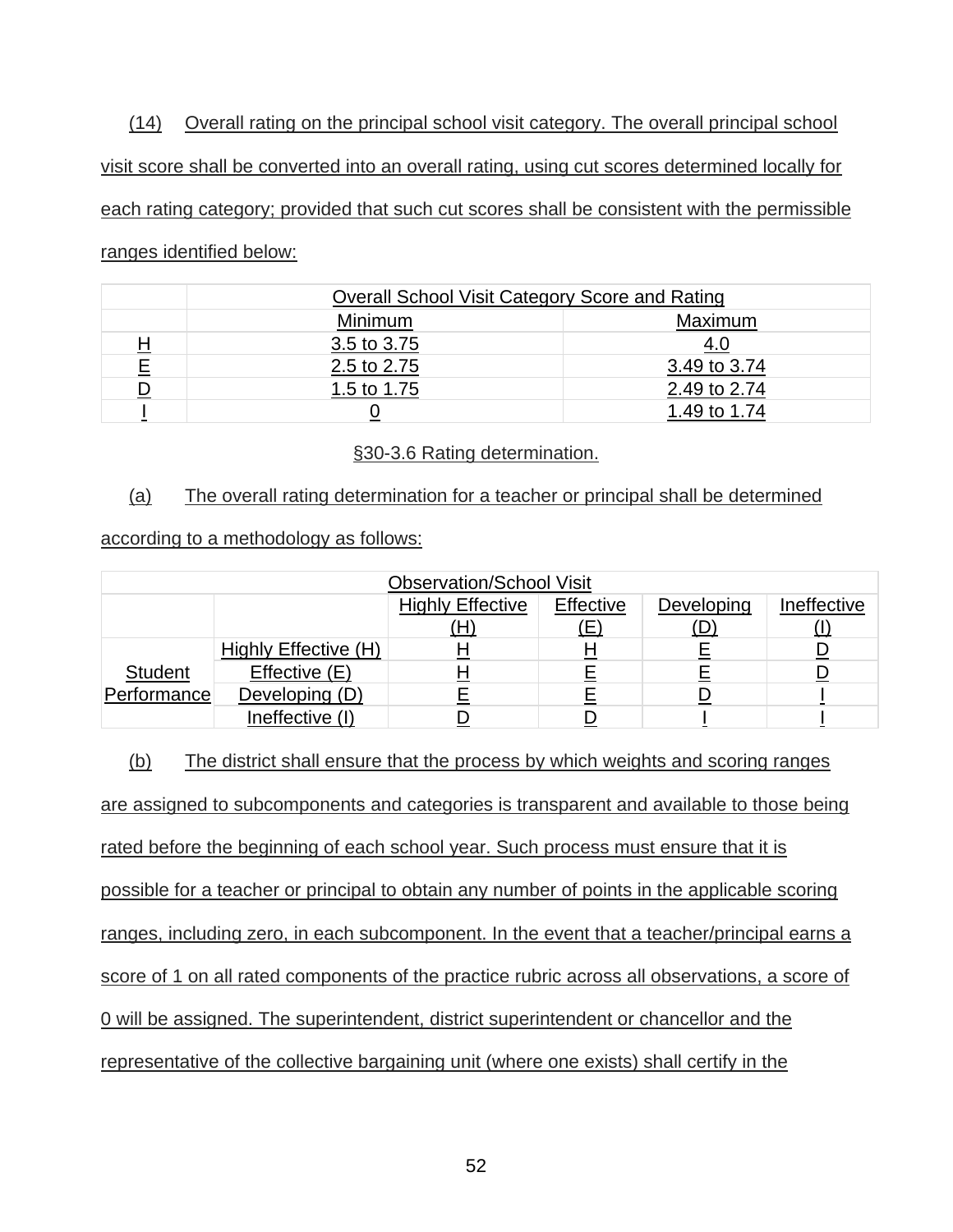(14) Overall rating on the principal school visit category. The overall principal school visit score shall be converted into an overall rating, using cut scores determined locally for each rating category; provided that such cut scores shall be consistent with the permissible ranges identified below:

| | Overall School Visit Category Score and Rating | |
|---|---|---|
| | Minimum | Maximum |
| H | 3.5 to 3.75 | 4.0 |
| E | 2.5 to 2.75 | 3.49 to 3.74 |
| D | 1.5 to 1.75 | 2.49 to 2.74 |
| I | 0 | 1.49 to 1.74 |

§30-3.6 Rating determination.

(a) The overall rating determination for a teacher or principal shall be determined according to a methodology as follows:

| | | Observation/School Visit | | | |
|---|---|---|---|---|---|
| | | Highly Effective (H) | Effective (E) | Developing (D) | Ineffective (I) |
| Student Performance | Highly Effective (H) | H | H | E | D |
| | Effective (E) | H | E | E | D |
| | Developing (D) | E | E | D | I |
| | Ineffective (I) | D | D | I | I |

(b) The district shall ensure that the process by which weights and scoring ranges are assigned to subcomponents and categories is transparent and available to those being rated before the beginning of each school year. Such process must ensure that it is possible for a teacher or principal to obtain any number of points in the applicable scoring ranges, including zero, in each subcomponent. In the event that a teacher/principal earns a score of 1 on all rated components of the practice rubric across all observations, a score of 0 will be assigned. The superintendent, district superintendent or chancellor and the representative of the collective bargaining unit (where one exists) shall certify in the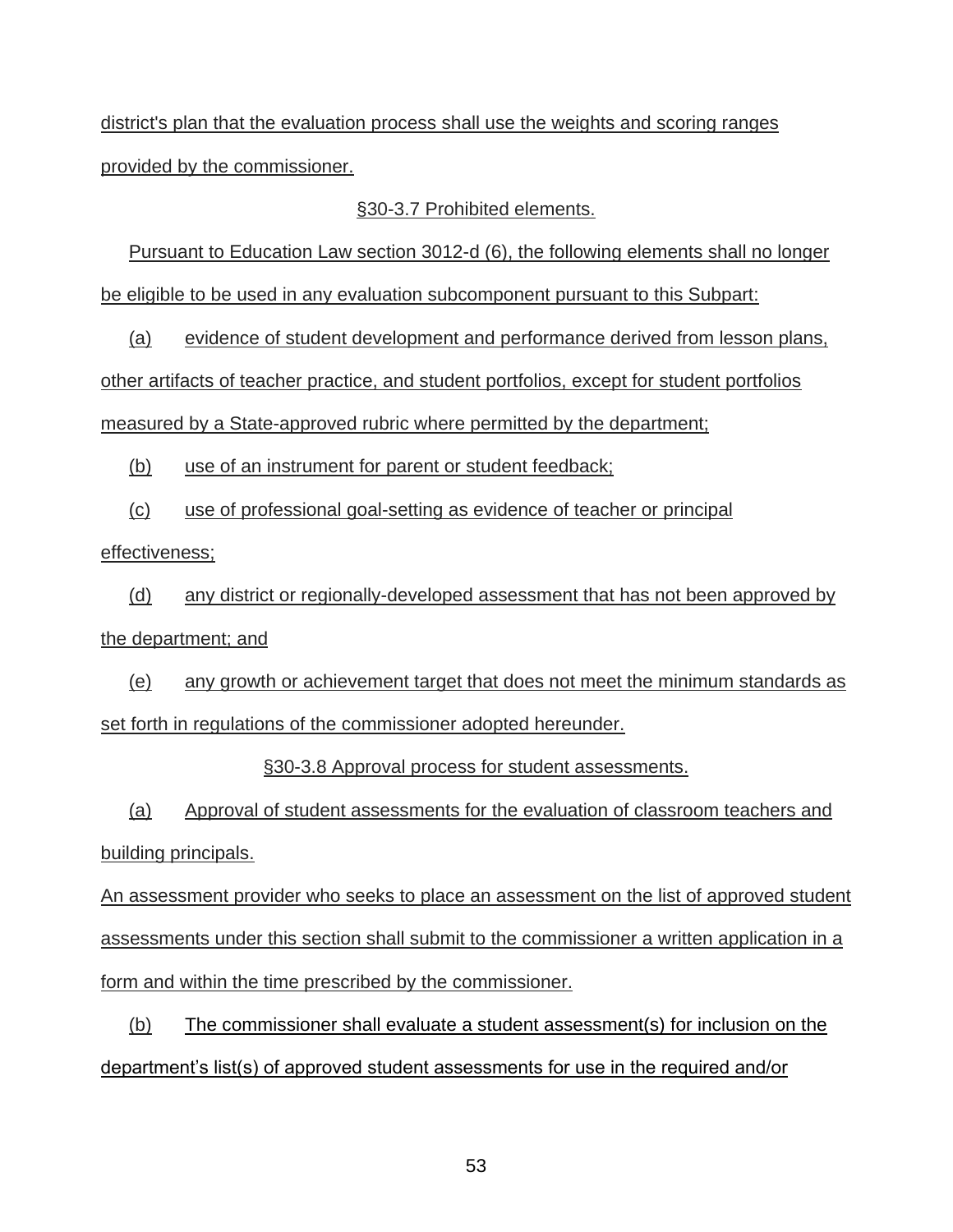district's plan that the evaluation process shall use the weights and scoring ranges provided by the commissioner.

§30-3.7 Prohibited elements.

Pursuant to Education Law section 3012-d (6), the following elements shall no longer be eligible to be used in any evaluation subcomponent pursuant to this Subpart:

(a) evidence of student development and performance derived from lesson plans, other artifacts of teacher practice, and student portfolios, except for student portfolios measured by a State-approved rubric where permitted by the department;

(b) use of an instrument for parent or student feedback;

(c) use of professional goal-setting as evidence of teacher or principal effectiveness;

(d) any district or regionally-developed assessment that has not been approved by the department; and

(e) any growth or achievement target that does not meet the minimum standards as set forth in regulations of the commissioner adopted hereunder.

§30-3.8 Approval process for student assessments.

(a) Approval of student assessments for the evaluation of classroom teachers and building principals.

An assessment provider who seeks to place an assessment on the list of approved student assessments under this section shall submit to the commissioner a written application in a form and within the time prescribed by the commissioner.

(b) The commissioner shall evaluate a student assessment(s) for inclusion on the department's list(s) of approved student assessments for use in the required and/or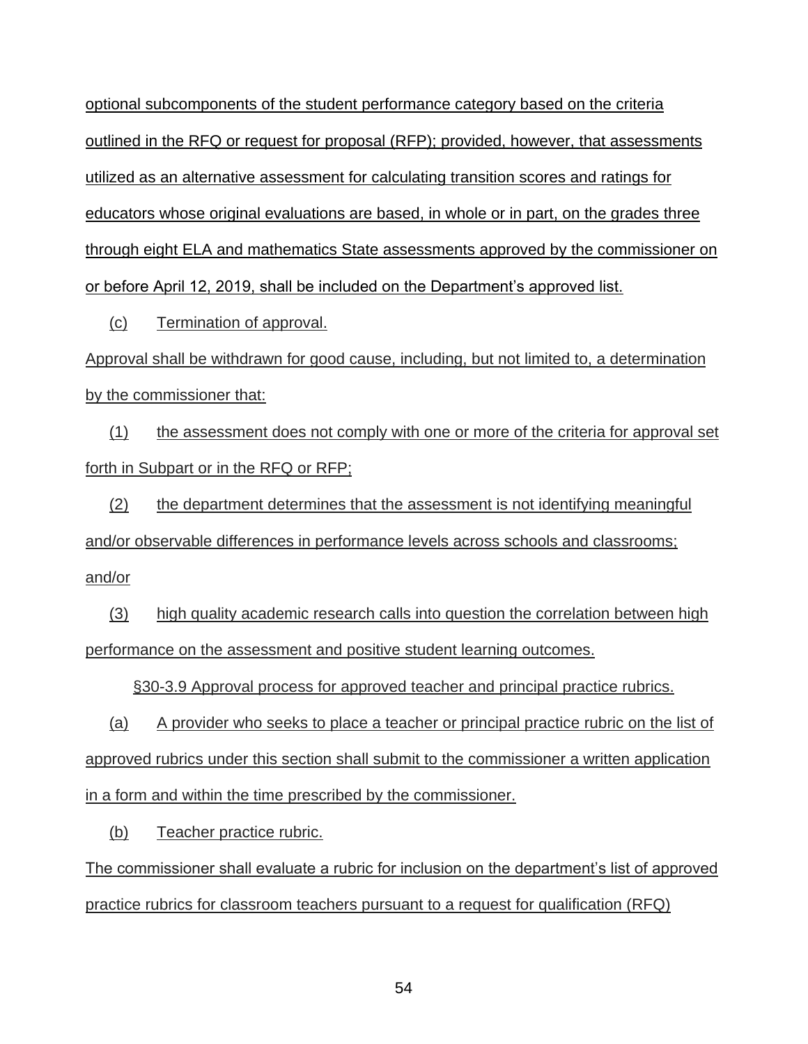optional subcomponents of the student performance category based on the criteria outlined in the RFQ or request for proposal (RFP); provided, however, that assessments utilized as an alternative assessment for calculating transition scores and ratings for educators whose original evaluations are based, in whole or in part, on the grades three through eight ELA and mathematics State assessments approved by the commissioner on or before April 12, 2019, shall be included on the Department's approved list.

(c) Termination of approval.

Approval shall be withdrawn for good cause, including, but not limited to, a determination by the commissioner that:

(1) the assessment does not comply with one or more of the criteria for approval set forth in Subpart or in the RFQ or RFP;

(2) the department determines that the assessment is not identifying meaningful and/or observable differences in performance levels across schools and classrooms; and/or

(3) high quality academic research calls into question the correlation between high performance on the assessment and positive student learning outcomes.

§30-3.9 Approval process for approved teacher and principal practice rubrics.

(a) A provider who seeks to place a teacher or principal practice rubric on the list of approved rubrics under this section shall submit to the commissioner a written application in a form and within the time prescribed by the commissioner.

(b) Teacher practice rubric.

The commissioner shall evaluate a rubric for inclusion on the department's list of approved practice rubrics for classroom teachers pursuant to a request for qualification (RFQ)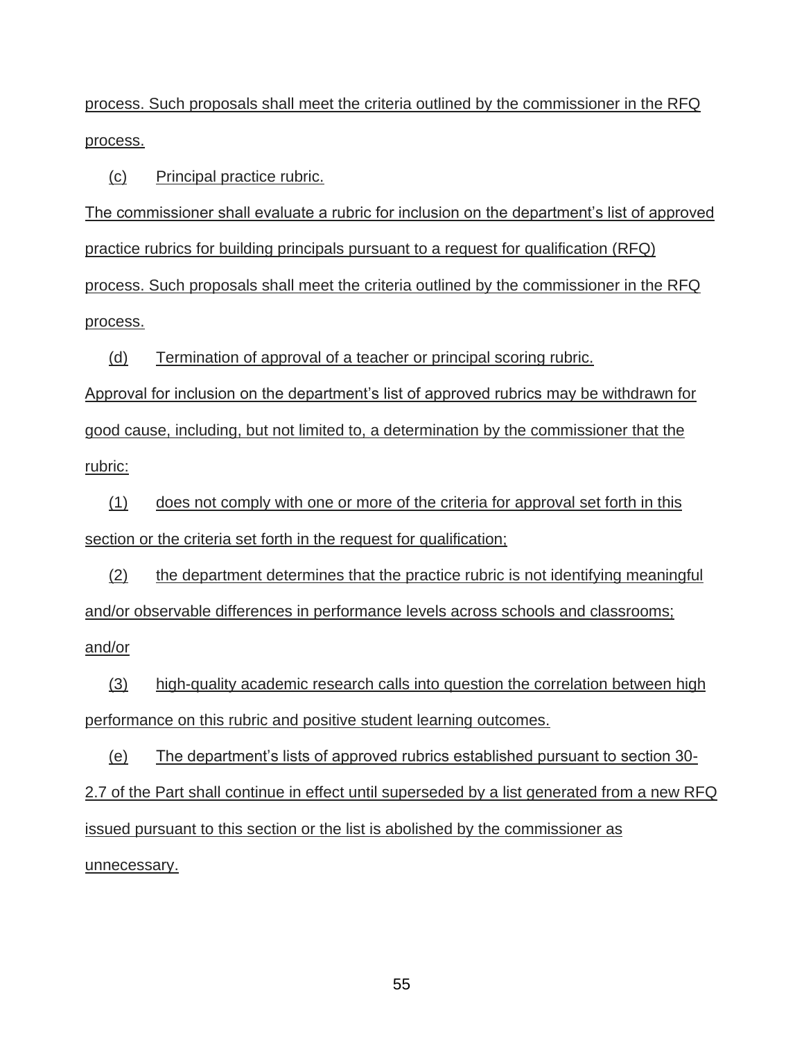process. Such proposals shall meet the criteria outlined by the commissioner in the RFQ process.

(c) Principal practice rubric.

The commissioner shall evaluate a rubric for inclusion on the department's list of approved practice rubrics for building principals pursuant to a request for qualification (RFQ) process. Such proposals shall meet the criteria outlined by the commissioner in the RFQ process.

(d) Termination of approval of a teacher or principal scoring rubric.

Approval for inclusion on the department's list of approved rubrics may be withdrawn for good cause, including, but not limited to, a determination by the commissioner that the rubric:

(1) does not comply with one or more of the criteria for approval set forth in this section or the criteria set forth in the request for qualification;

(2) the department determines that the practice rubric is not identifying meaningful and/or observable differences in performance levels across schools and classrooms; and/or

(3) high-quality academic research calls into question the correlation between high performance on this rubric and positive student learning outcomes.

(e) The department's lists of approved rubrics established pursuant to section 30-2.7 of the Part shall continue in effect until superseded by a list generated from a new RFQ issued pursuant to this section or the list is abolished by the commissioner as unnecessary.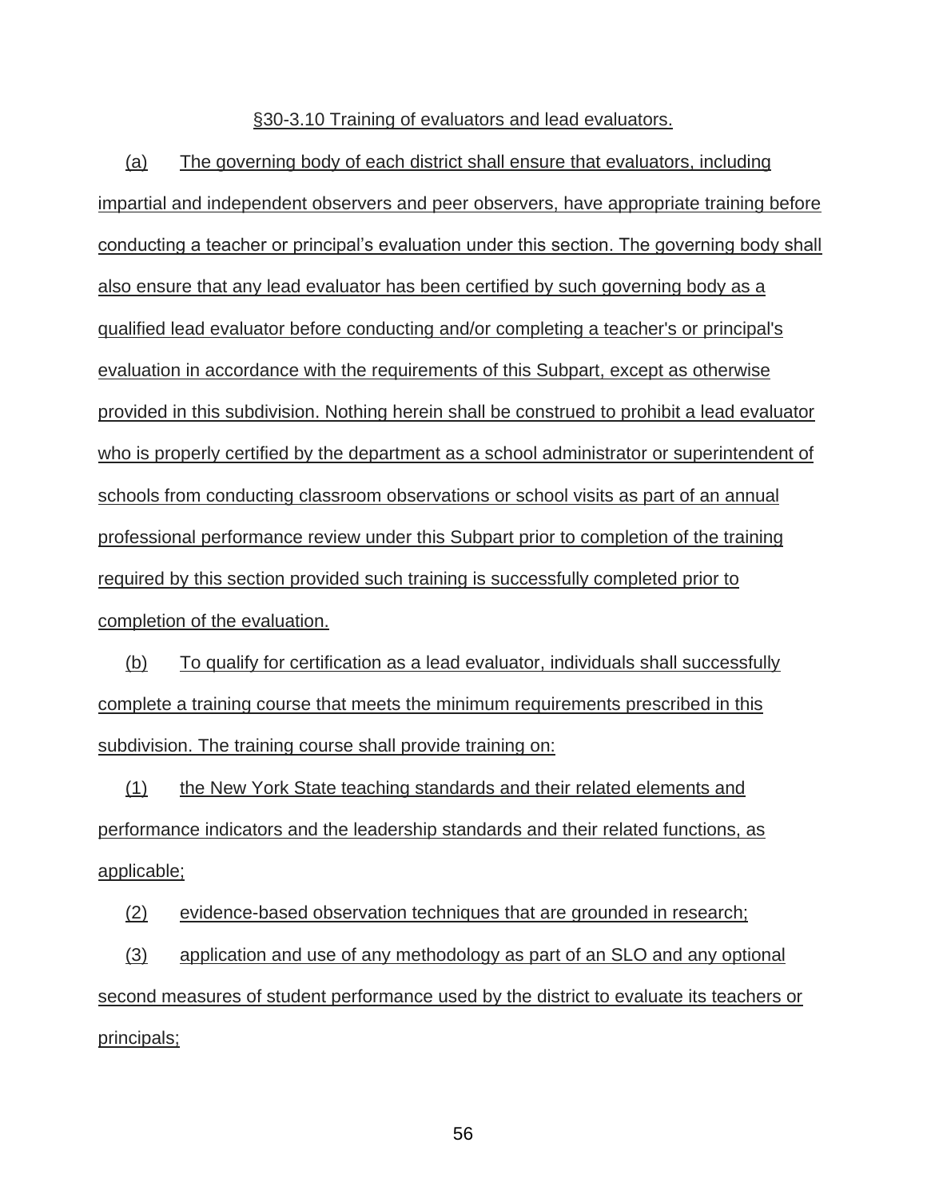§30-3.10 Training of evaluators and lead evaluators.

(a) The governing body of each district shall ensure that evaluators, including impartial and independent observers and peer observers, have appropriate training before conducting a teacher or principal's evaluation under this section. The governing body shall also ensure that any lead evaluator has been certified by such governing body as a qualified lead evaluator before conducting and/or completing a teacher's or principal's evaluation in accordance with the requirements of this Subpart, except as otherwise provided in this subdivision. Nothing herein shall be construed to prohibit a lead evaluator who is properly certified by the department as a school administrator or superintendent of schools from conducting classroom observations or school visits as part of an annual professional performance review under this Subpart prior to completion of the training required by this section provided such training is successfully completed prior to completion of the evaluation.

(b) To qualify for certification as a lead evaluator, individuals shall successfully complete a training course that meets the minimum requirements prescribed in this subdivision. The training course shall provide training on:

(1) the New York State teaching standards and their related elements and performance indicators and the leadership standards and their related functions, as applicable;

(2) evidence-based observation techniques that are grounded in research;

(3) application and use of any methodology as part of an SLO and any optional second measures of student performance used by the district to evaluate its teachers or principals;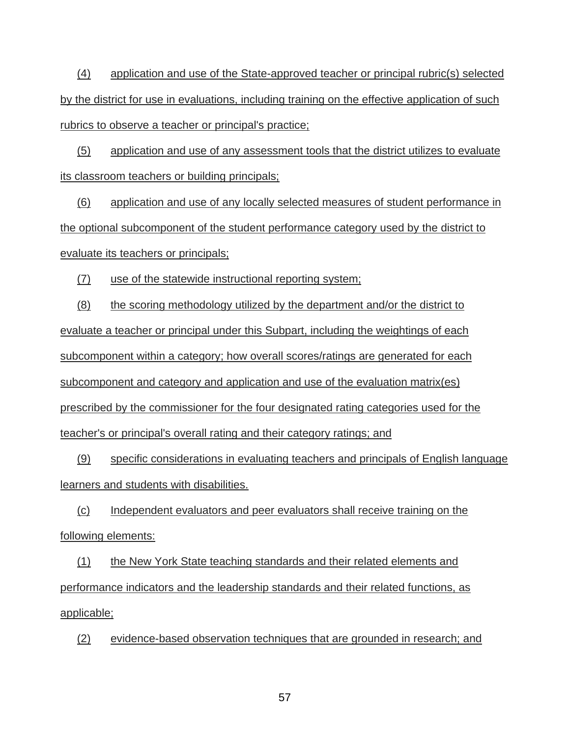(4) application and use of the State-approved teacher or principal rubric(s) selected by the district for use in evaluations, including training on the effective application of such rubrics to observe a teacher or principal's practice;

(5) application and use of any assessment tools that the district utilizes to evaluate its classroom teachers or building principals;

(6) application and use of any locally selected measures of student performance in the optional subcomponent of the student performance category used by the district to evaluate its teachers or principals;

(7) use of the statewide instructional reporting system;

(8) the scoring methodology utilized by the department and/or the district to evaluate a teacher or principal under this Subpart, including the weightings of each subcomponent within a category; how overall scores/ratings are generated for each subcomponent and category and application and use of the evaluation matrix(es) prescribed by the commissioner for the four designated rating categories used for the teacher's or principal's overall rating and their category ratings; and

(9) specific considerations in evaluating teachers and principals of English language learners and students with disabilities.

(c) Independent evaluators and peer evaluators shall receive training on the following elements:

(1) the New York State teaching standards and their related elements and performance indicators and the leadership standards and their related functions, as applicable;

(2) evidence-based observation techniques that are grounded in research; and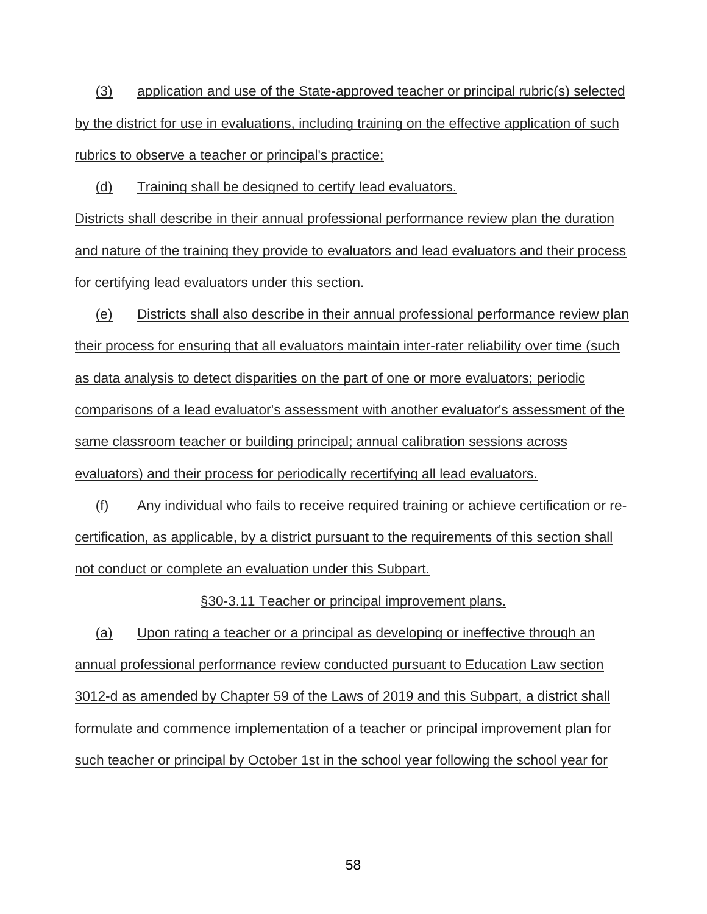(3) application and use of the State-approved teacher or principal rubric(s) selected by the district for use in evaluations, including training on the effective application of such rubrics to observe a teacher or principal's practice;

(d) Training shall be designed to certify lead evaluators.

Districts shall describe in their annual professional performance review plan the duration and nature of the training they provide to evaluators and lead evaluators and their process for certifying lead evaluators under this section.

(e) Districts shall also describe in their annual professional performance review plan their process for ensuring that all evaluators maintain inter-rater reliability over time (such as data analysis to detect disparities on the part of one or more evaluators; periodic comparisons of a lead evaluator's assessment with another evaluator's assessment of the same classroom teacher or building principal; annual calibration sessions across evaluators) and their process for periodically recertifying all lead evaluators.

(f) Any individual who fails to receive required training or achieve certification or re-certification, as applicable, by a district pursuant to the requirements of this section shall not conduct or complete an evaluation under this Subpart.

§30-3.11 Teacher or principal improvement plans.

(a) Upon rating a teacher or a principal as developing or ineffective through an annual professional performance review conducted pursuant to Education Law section 3012-d as amended by Chapter 59 of the Laws of 2019 and this Subpart, a district shall formulate and commence implementation of a teacher or principal improvement plan for such teacher or principal by October 1st in the school year following the school year for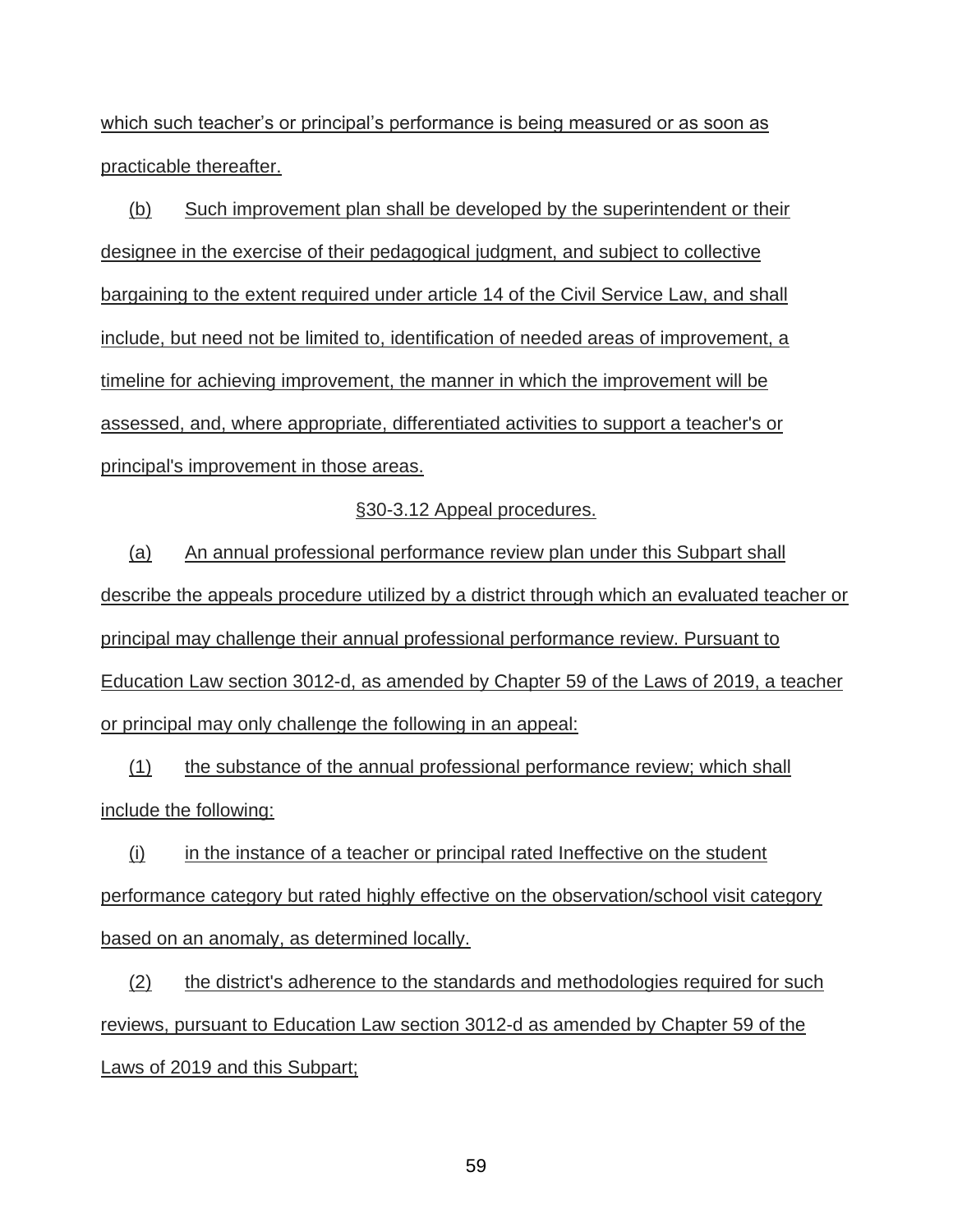which such teacher's or principal's performance is being measured or as soon as practicable thereafter.

(b) Such improvement plan shall be developed by the superintendent or their designee in the exercise of their pedagogical judgment, and subject to collective bargaining to the extent required under article 14 of the Civil Service Law, and shall include, but need not be limited to, identification of needed areas of improvement, a timeline for achieving improvement, the manner in which the improvement will be assessed, and, where appropriate, differentiated activities to support a teacher's or principal's improvement in those areas.

§30-3.12 Appeal procedures.

(a) An annual professional performance review plan under this Subpart shall describe the appeals procedure utilized by a district through which an evaluated teacher or principal may challenge their annual professional performance review. Pursuant to Education Law section 3012-d, as amended by Chapter 59 of the Laws of 2019, a teacher or principal may only challenge the following in an appeal:

(1) the substance of the annual professional performance review; which shall include the following:

(i) in the instance of a teacher or principal rated Ineffective on the student performance category but rated highly effective on the observation/school visit category based on an anomaly, as determined locally.

(2) the district's adherence to the standards and methodologies required for such reviews, pursuant to Education Law section 3012-d as amended by Chapter 59 of the Laws of 2019 and this Subpart;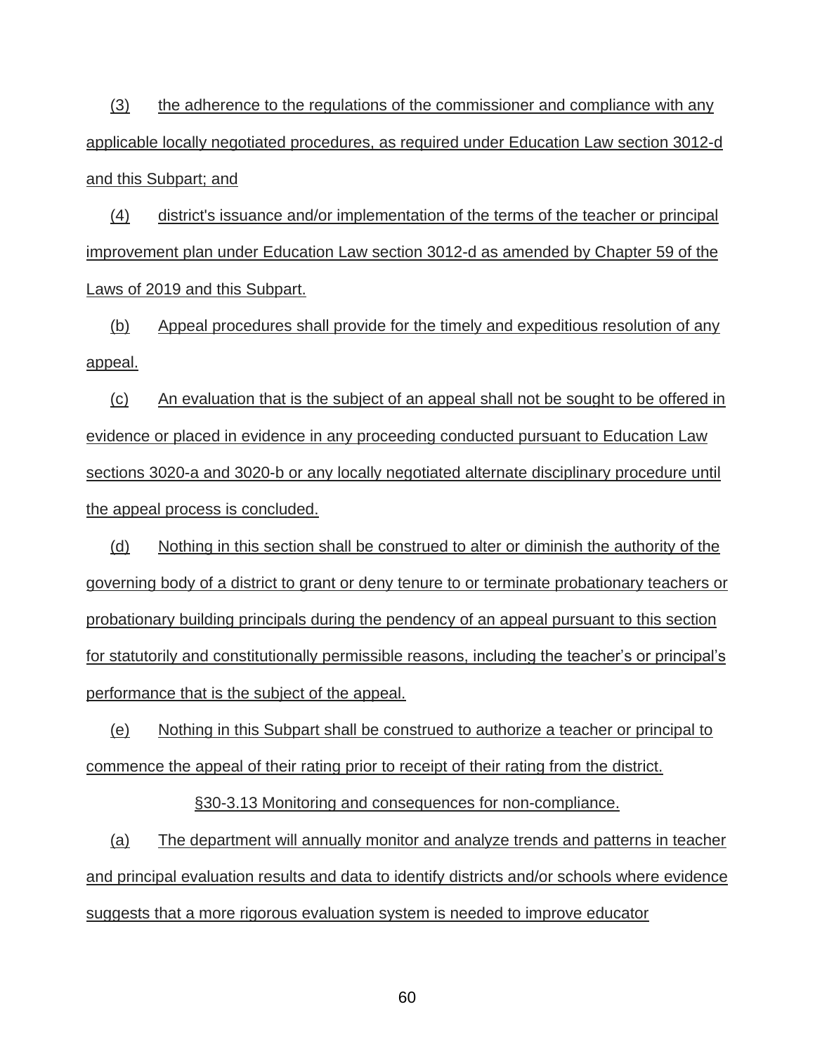(3) the adherence to the regulations of the commissioner and compliance with any applicable locally negotiated procedures, as required under Education Law section 3012-d and this Subpart; and

(4) district's issuance and/or implementation of the terms of the teacher or principal improvement plan under Education Law section 3012-d as amended by Chapter 59 of the Laws of 2019 and this Subpart.

(b) Appeal procedures shall provide for the timely and expeditious resolution of any appeal.

(c) An evaluation that is the subject of an appeal shall not be sought to be offered in evidence or placed in evidence in any proceeding conducted pursuant to Education Law sections 3020-a and 3020-b or any locally negotiated alternate disciplinary procedure until the appeal process is concluded.

(d) Nothing in this section shall be construed to alter or diminish the authority of the governing body of a district to grant or deny tenure to or terminate probationary teachers or probationary building principals during the pendency of an appeal pursuant to this section for statutorily and constitutionally permissible reasons, including the teacher's or principal's performance that is the subject of the appeal.

(e) Nothing in this Subpart shall be construed to authorize a teacher or principal to commence the appeal of their rating prior to receipt of their rating from the district.

§30-3.13 Monitoring and consequences for non-compliance.

(a) The department will annually monitor and analyze trends and patterns in teacher and principal evaluation results and data to identify districts and/or schools where evidence suggests that a more rigorous evaluation system is needed to improve educator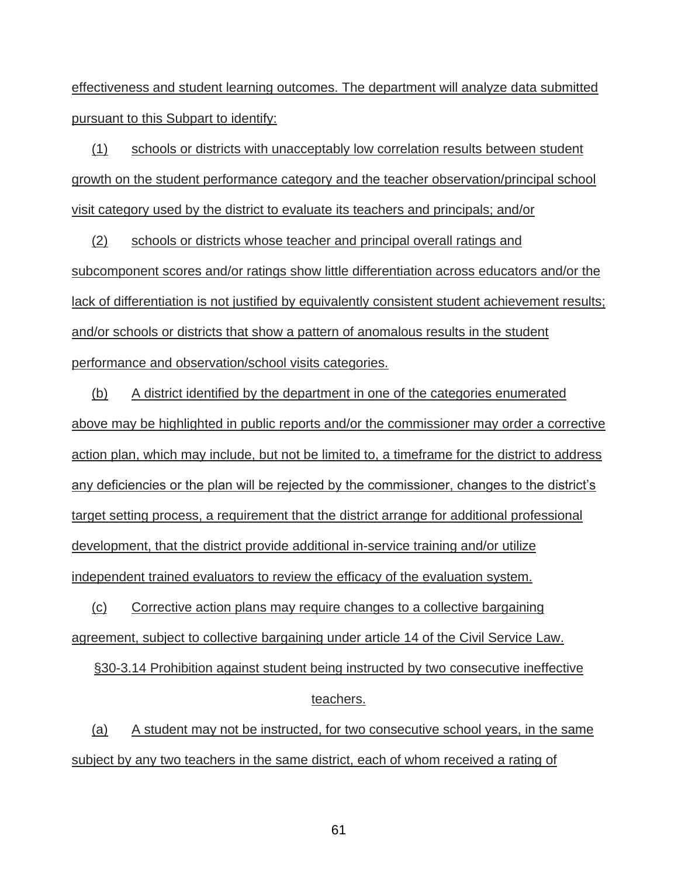effectiveness and student learning outcomes. The department will analyze data submitted pursuant to this Subpart to identify:

(1) schools or districts with unacceptably low correlation results between student growth on the student performance category and the teacher observation/principal school visit category used by the district to evaluate its teachers and principals; and/or

(2) schools or districts whose teacher and principal overall ratings and subcomponent scores and/or ratings show little differentiation across educators and/or the lack of differentiation is not justified by equivalently consistent student achievement results; and/or schools or districts that show a pattern of anomalous results in the student performance and observation/school visits categories.

(b) A district identified by the department in one of the categories enumerated above may be highlighted in public reports and/or the commissioner may order a corrective action plan, which may include, but not be limited to, a timeframe for the district to address any deficiencies or the plan will be rejected by the commissioner, changes to the district's target setting process, a requirement that the district arrange for additional professional development, that the district provide additional in-service training and/or utilize independent trained evaluators to review the efficacy of the evaluation system.

(c) Corrective action plans may require changes to a collective bargaining agreement, subject to collective bargaining under article 14 of the Civil Service Law.

§30-3.14 Prohibition against student being instructed by two consecutive ineffective teachers.

(a) A student may not be instructed, for two consecutive school years, in the same subject by any two teachers in the same district, each of whom received a rating of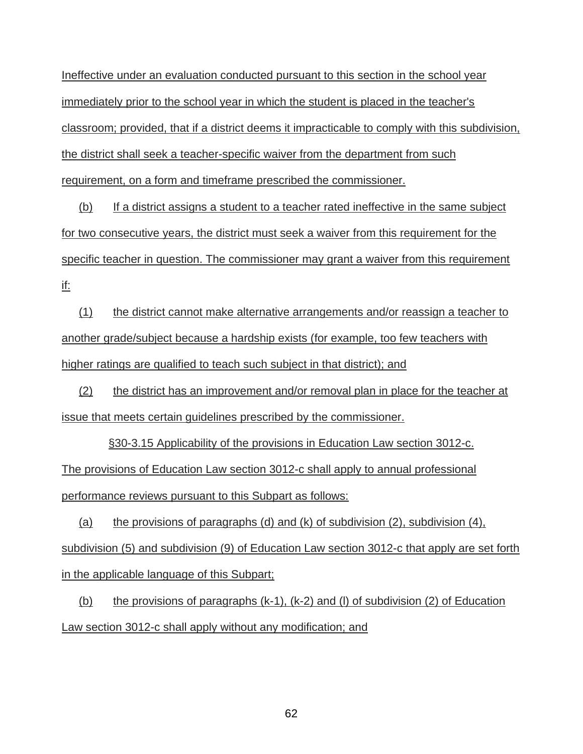Ineffective under an evaluation conducted pursuant to this section in the school year immediately prior to the school year in which the student is placed in the teacher's classroom; provided, that if a district deems it impracticable to comply with this subdivision, the district shall seek a teacher-specific waiver from the department from such requirement, on a form and timeframe prescribed the commissioner.

(b) If a district assigns a student to a teacher rated ineffective in the same subject for two consecutive years, the district must seek a waiver from this requirement for the specific teacher in question. The commissioner may grant a waiver from this requirement if:

(1) the district cannot make alternative arrangements and/or reassign a teacher to another grade/subject because a hardship exists (for example, too few teachers with higher ratings are qualified to teach such subject in that district); and

(2) the district has an improvement and/or removal plan in place for the teacher at issue that meets certain guidelines prescribed by the commissioner.

§30-3.15 Applicability of the provisions in Education Law section 3012-c. The provisions of Education Law section 3012-c shall apply to annual professional performance reviews pursuant to this Subpart as follows:

(a) the provisions of paragraphs (d) and (k) of subdivision (2), subdivision (4), subdivision (5) and subdivision (9) of Education Law section 3012-c that apply are set forth in the applicable language of this Subpart;

(b) the provisions of paragraphs (k-1), (k-2) and (l) of subdivision (2) of Education Law section 3012-c shall apply without any modification; and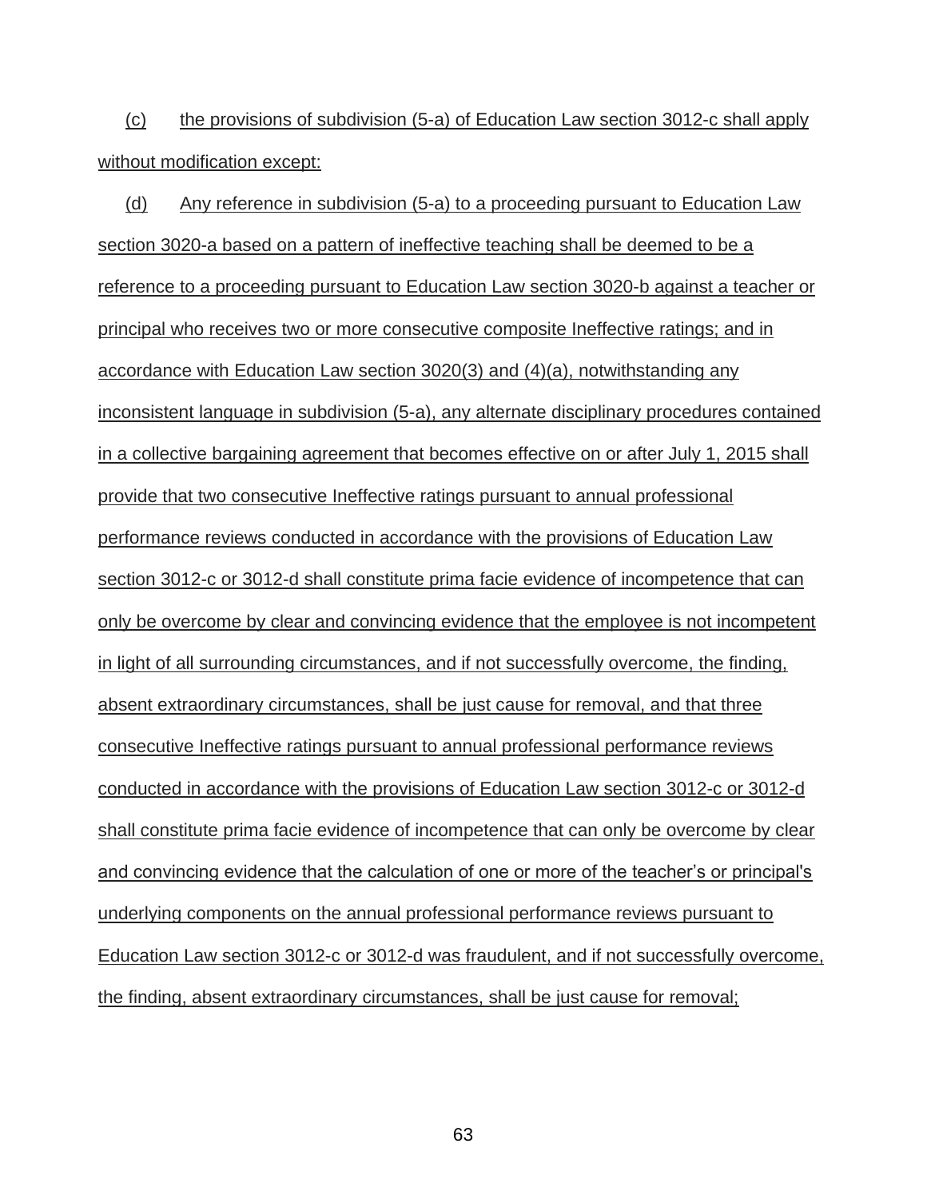(c) the provisions of subdivision (5-a) of Education Law section 3012-c shall apply without modification except:

(d) Any reference in subdivision (5-a) to a proceeding pursuant to Education Law section 3020-a based on a pattern of ineffective teaching shall be deemed to be a reference to a proceeding pursuant to Education Law section 3020-b against a teacher or principal who receives two or more consecutive composite Ineffective ratings; and in accordance with Education Law section 3020(3) and (4)(a), notwithstanding any inconsistent language in subdivision (5-a), any alternate disciplinary procedures contained in a collective bargaining agreement that becomes effective on or after July 1, 2015 shall provide that two consecutive Ineffective ratings pursuant to annual professional performance reviews conducted in accordance with the provisions of Education Law section 3012-c or 3012-d shall constitute prima facie evidence of incompetence that can only be overcome by clear and convincing evidence that the employee is not incompetent in light of all surrounding circumstances, and if not successfully overcome, the finding, absent extraordinary circumstances, shall be just cause for removal, and that three consecutive Ineffective ratings pursuant to annual professional performance reviews conducted in accordance with the provisions of Education Law section 3012-c or 3012-d shall constitute prima facie evidence of incompetence that can only be overcome by clear and convincing evidence that the calculation of one or more of the teacher's or principal's underlying components on the annual professional performance reviews pursuant to Education Law section 3012-c or 3012-d was fraudulent, and if not successfully overcome, the finding, absent extraordinary circumstances, shall be just cause for removal;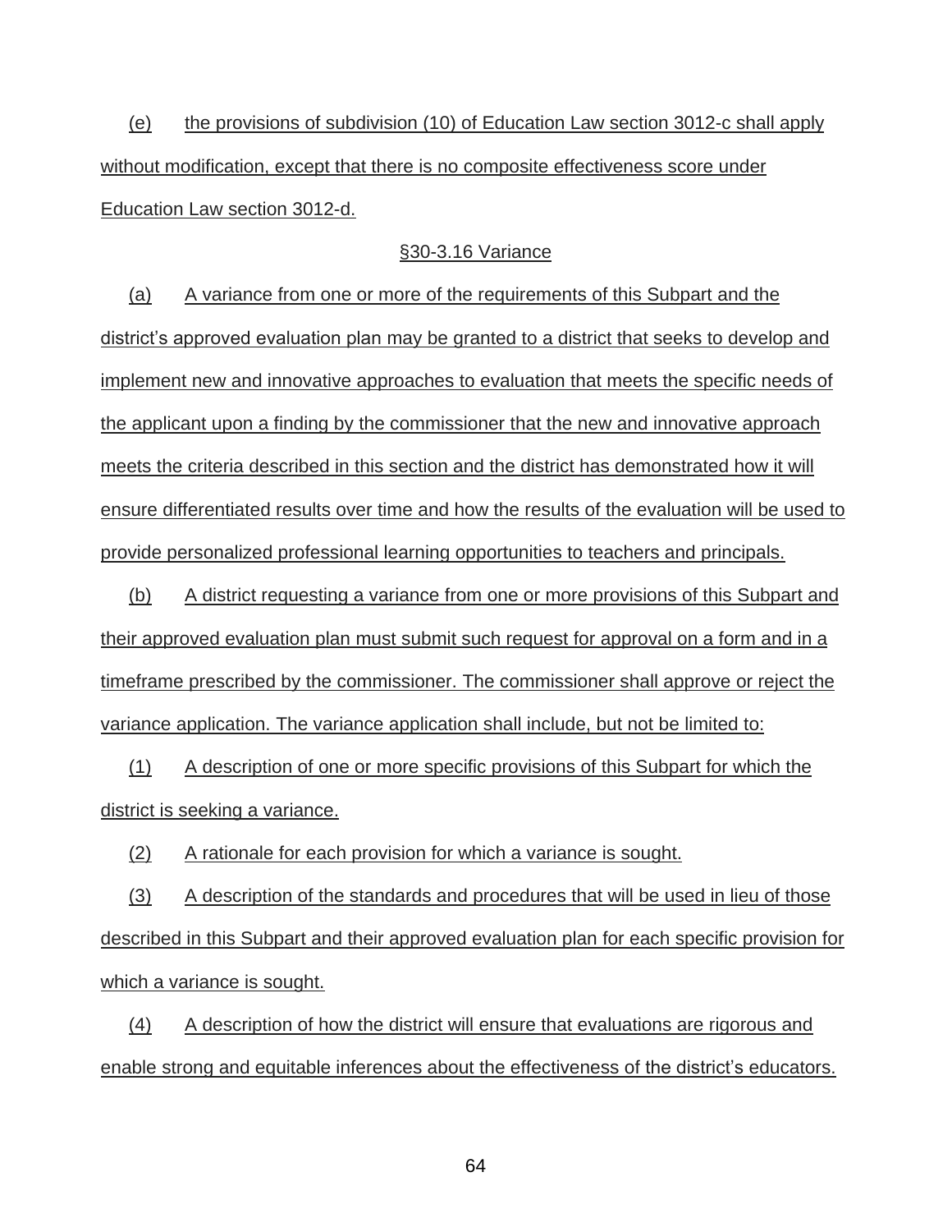(e) the provisions of subdivision (10) of Education Law section 3012-c shall apply without modification, except that there is no composite effectiveness score under Education Law section 3012-d.

§30-3.16 Variance

(a) A variance from one or more of the requirements of this Subpart and the district's approved evaluation plan may be granted to a district that seeks to develop and implement new and innovative approaches to evaluation that meets the specific needs of the applicant upon a finding by the commissioner that the new and innovative approach meets the criteria described in this section and the district has demonstrated how it will ensure differentiated results over time and how the results of the evaluation will be used to provide personalized professional learning opportunities to teachers and principals.

(b) A district requesting a variance from one or more provisions of this Subpart and their approved evaluation plan must submit such request for approval on a form and in a timeframe prescribed by the commissioner. The commissioner shall approve or reject the variance application. The variance application shall include, but not be limited to:

(1) A description of one or more specific provisions of this Subpart for which the district is seeking a variance.

(2) A rationale for each provision for which a variance is sought.

(3) A description of the standards and procedures that will be used in lieu of those described in this Subpart and their approved evaluation plan for each specific provision for which a variance is sought.

(4) A description of how the district will ensure that evaluations are rigorous and enable strong and equitable inferences about the effectiveness of the district's educators.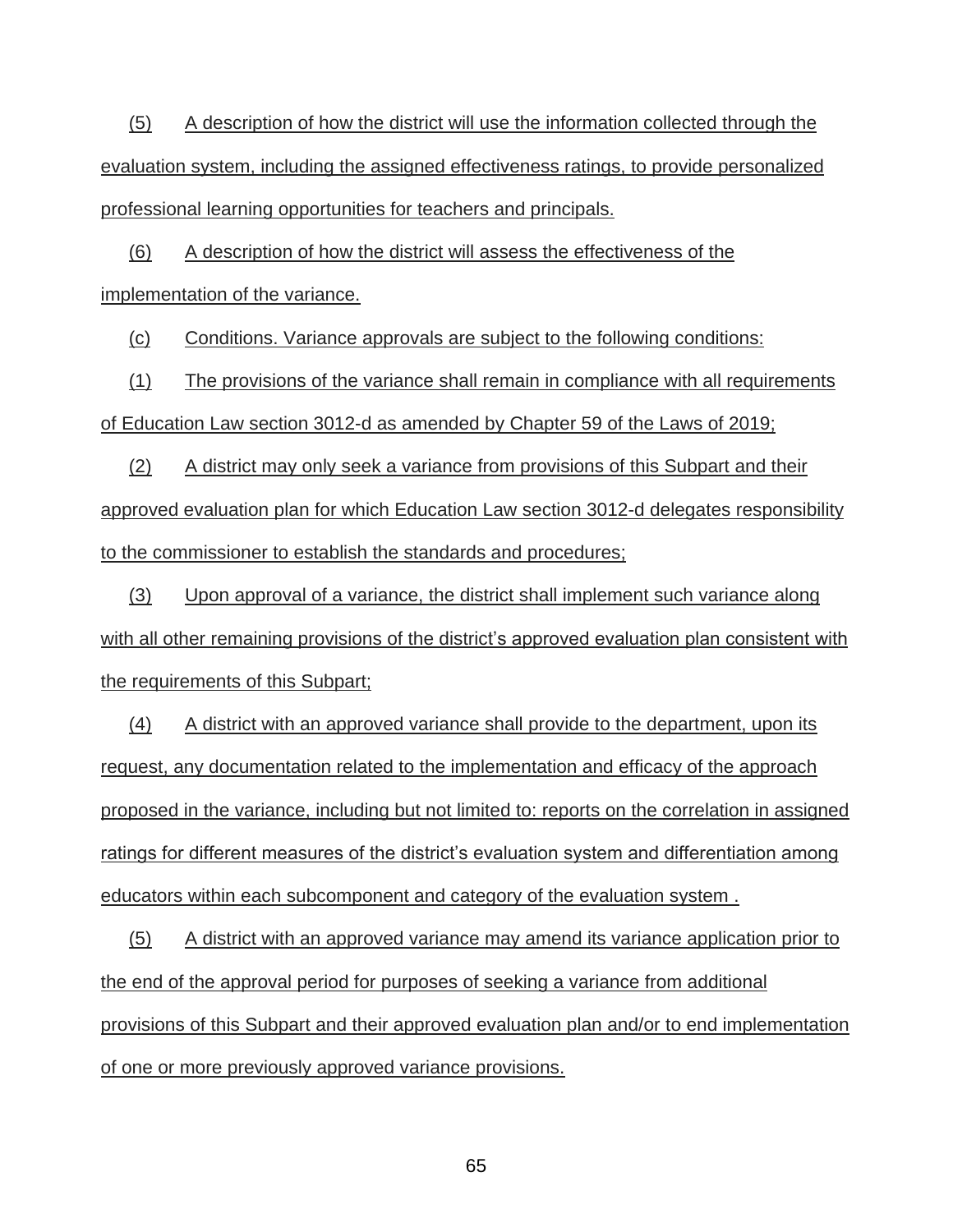(5) A description of how the district will use the information collected through the evaluation system, including the assigned effectiveness ratings, to provide personalized professional learning opportunities for teachers and principals.

(6) A description of how the district will assess the effectiveness of the implementation of the variance.

(c) Conditions. Variance approvals are subject to the following conditions:

(1) The provisions of the variance shall remain in compliance with all requirements of Education Law section 3012-d as amended by Chapter 59 of the Laws of 2019;

(2) A district may only seek a variance from provisions of this Subpart and their approved evaluation plan for which Education Law section 3012-d delegates responsibility to the commissioner to establish the standards and procedures;

(3) Upon approval of a variance, the district shall implement such variance along with all other remaining provisions of the district's approved evaluation plan consistent with the requirements of this Subpart;

(4) A district with an approved variance shall provide to the department, upon its request, any documentation related to the implementation and efficacy of the approach proposed in the variance, including but not limited to: reports on the correlation in assigned ratings for different measures of the district's evaluation system and differentiation among educators within each subcomponent and category of the evaluation system .

(5) A district with an approved variance may amend its variance application prior to the end of the approval period for purposes of seeking a variance from additional provisions of this Subpart and their approved evaluation plan and/or to end implementation of one or more previously approved variance provisions.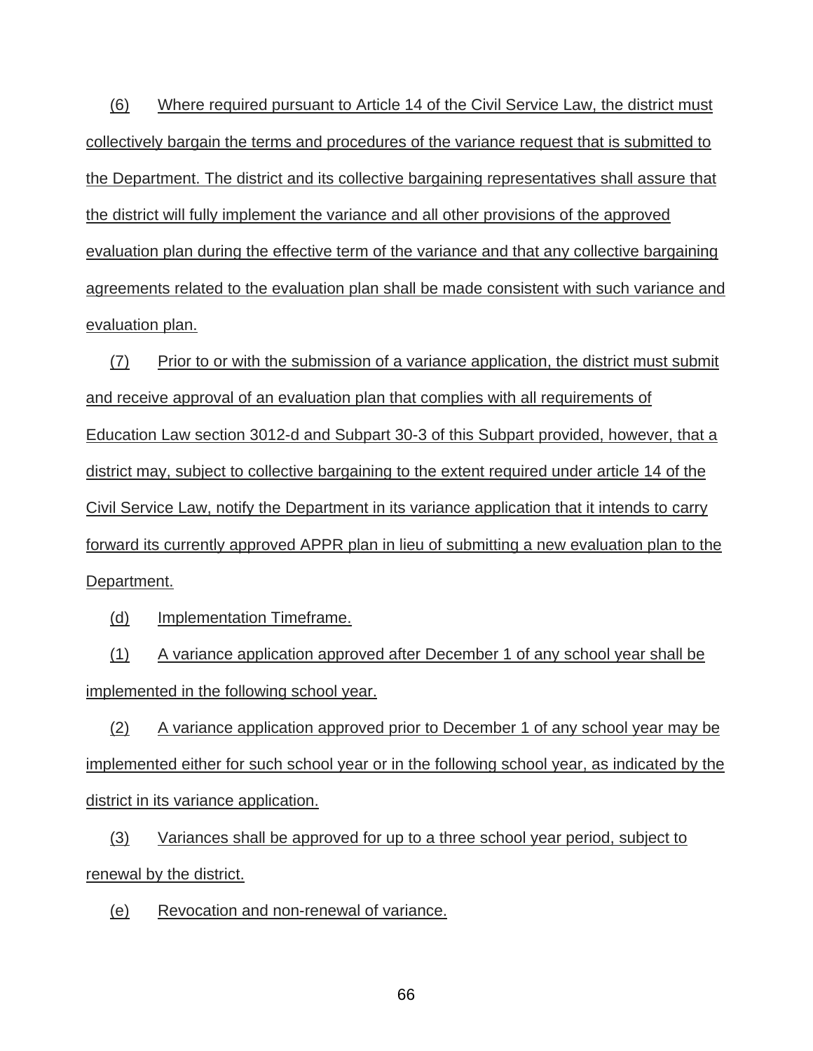(6) Where required pursuant to Article 14 of the Civil Service Law, the district must collectively bargain the terms and procedures of the variance request that is submitted to the Department. The district and its collective bargaining representatives shall assure that the district will fully implement the variance and all other provisions of the approved evaluation plan during the effective term of the variance and that any collective bargaining agreements related to the evaluation plan shall be made consistent with such variance and evaluation plan.

(7) Prior to or with the submission of a variance application, the district must submit and receive approval of an evaluation plan that complies with all requirements of Education Law section 3012-d and Subpart 30-3 of this Subpart provided, however, that a district may, subject to collective bargaining to the extent required under article 14 of the Civil Service Law, notify the Department in its variance application that it intends to carry forward its currently approved APPR plan in lieu of submitting a new evaluation plan to the Department.

(d) Implementation Timeframe.

(1) A variance application approved after December 1 of any school year shall be implemented in the following school year.

(2) A variance application approved prior to December 1 of any school year may be implemented either for such school year or in the following school year, as indicated by the district in its variance application.

(3) Variances shall be approved for up to a three school year period, subject to renewal by the district.

(e) Revocation and non-renewal of variance.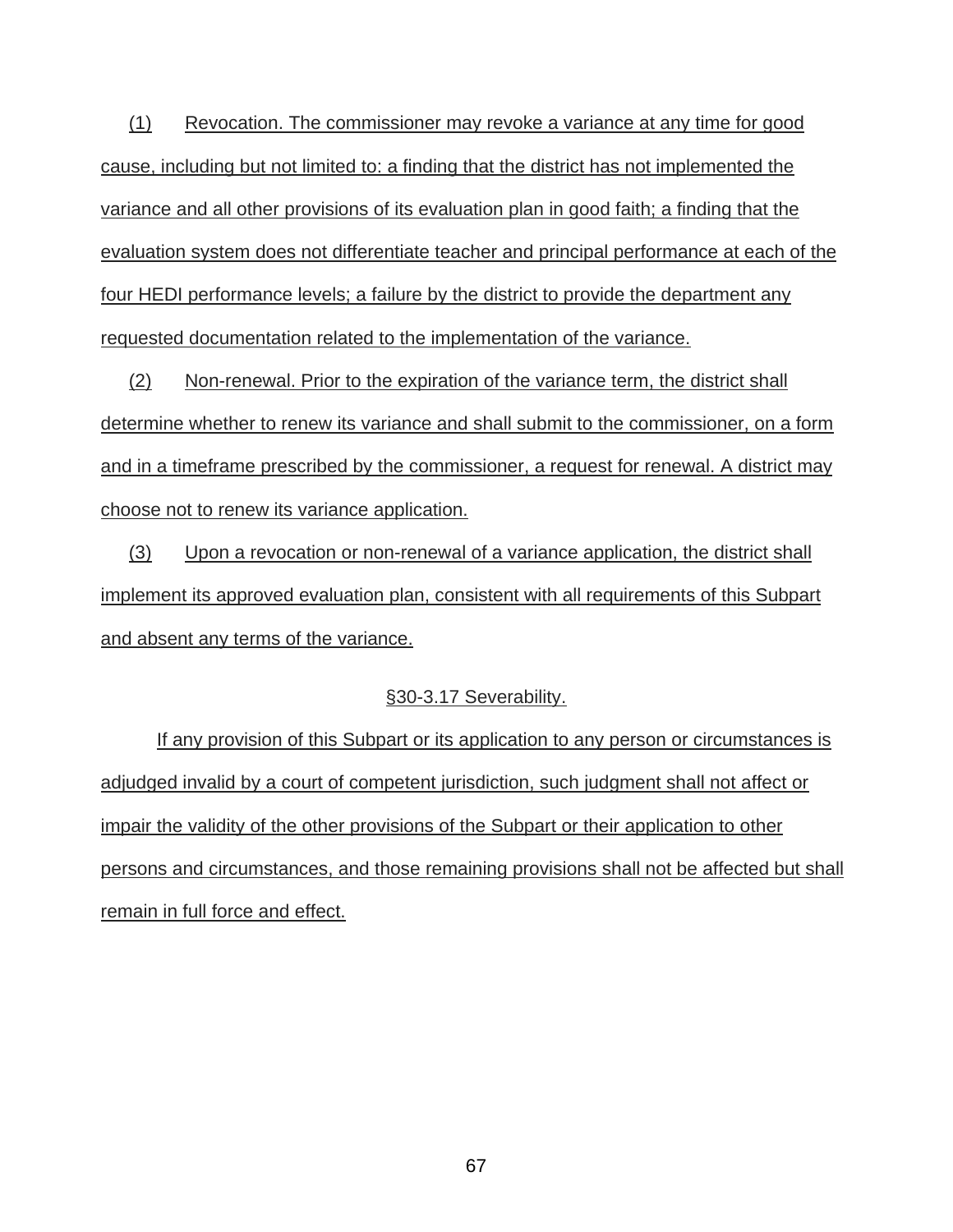(1) Revocation. The commissioner may revoke a variance at any time for good cause, including but not limited to: a finding that the district has not implemented the variance and all other provisions of its evaluation plan in good faith; a finding that the evaluation system does not differentiate teacher and principal performance at each of the four HEDI performance levels; a failure by the district to provide the department any requested documentation related to the implementation of the variance.

(2) Non-renewal. Prior to the expiration of the variance term, the district shall determine whether to renew its variance and shall submit to the commissioner, on a form and in a timeframe prescribed by the commissioner, a request for renewal. A district may choose not to renew its variance application.

(3) Upon a revocation or non-renewal of a variance application, the district shall implement its approved evaluation plan, consistent with all requirements of this Subpart and absent any terms of the variance.

§30-3.17 Severability.

If any provision of this Subpart or its application to any person or circumstances is adjudged invalid by a court of competent jurisdiction, such judgment shall not affect or impair the validity of the other provisions of the Subpart or their application to other persons and circumstances, and those remaining provisions shall not be affected but shall remain in full force and effect.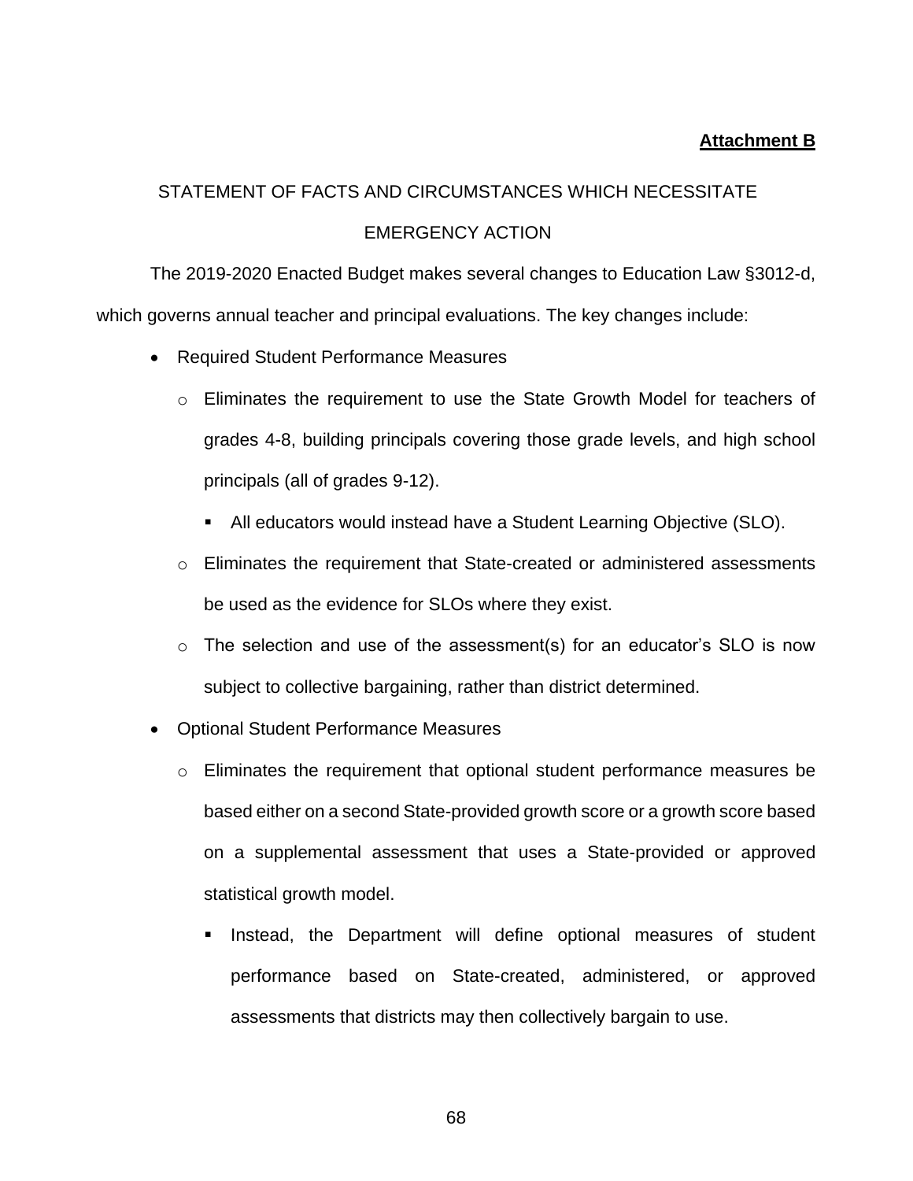**Attachment B**

STATEMENT OF FACTS AND CIRCUMSTANCES WHICH NECESSITATE EMERGENCY ACTION

The 2019-2020 Enacted Budget makes several changes to Education Law §3012-d, which governs annual teacher and principal evaluations. The key changes include:

- Required Student Performance Measures
  - Eliminates the requirement to use the State Growth Model for teachers of grades 4-8, building principals covering those grade levels, and high school principals (all of grades 9-12).
    - All educators would instead have a Student Learning Objective (SLO).
  - Eliminates the requirement that State-created or administered assessments be used as the evidence for SLOs where they exist.
  - The selection and use of the assessment(s) for an educator's SLO is now subject to collective bargaining, rather than district determined.
- Optional Student Performance Measures
  - Eliminates the requirement that optional student performance measures be based either on a second State-provided growth score or a growth score based on a supplemental assessment that uses a State-provided or approved statistical growth model.
    - Instead, the Department will define optional measures of student performance based on State-created, administered, or approved assessments that districts may then collectively bargain to use.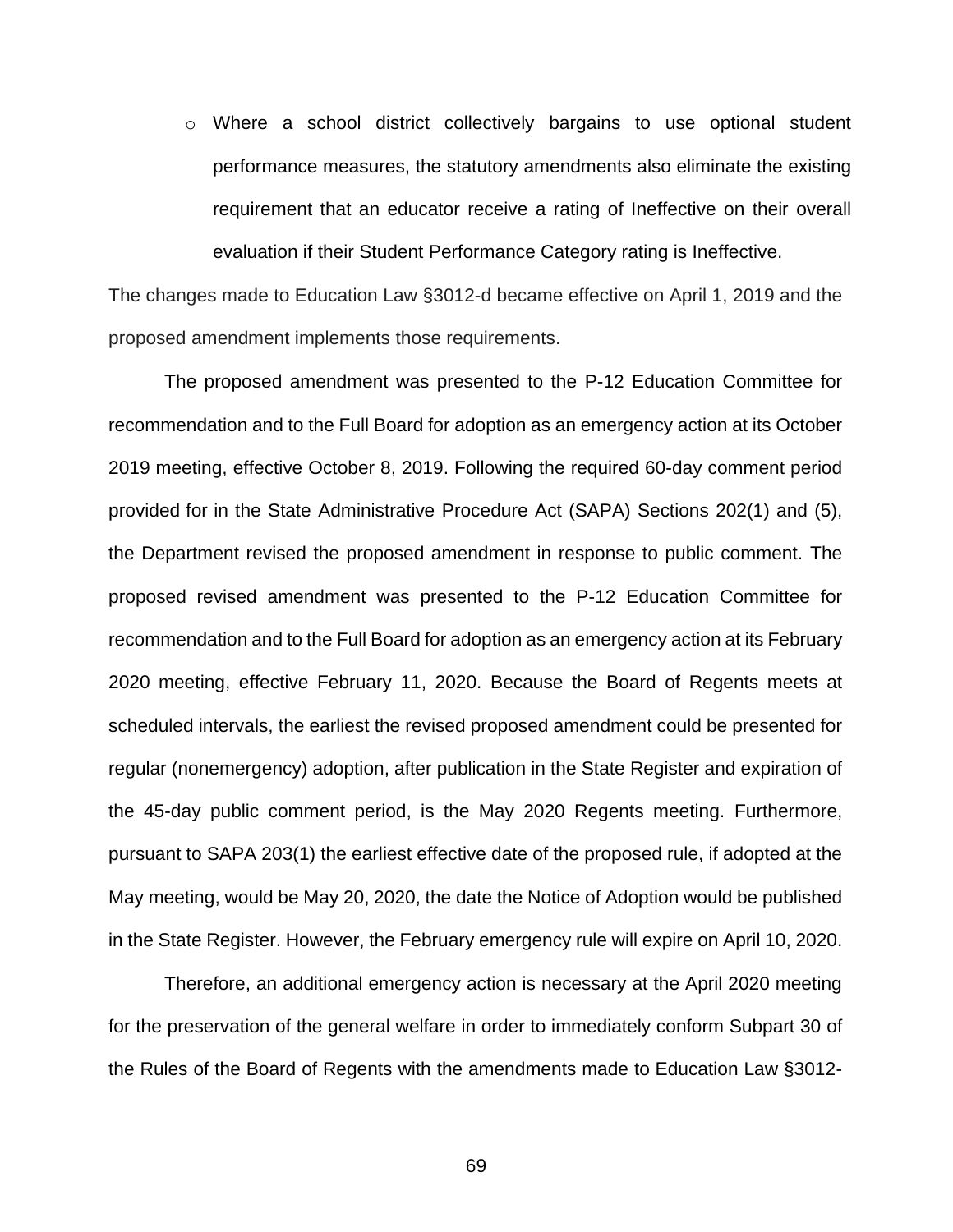- Where a school district collectively bargains to use optional student performance measures, the statutory amendments also eliminate the existing requirement that an educator receive a rating of Ineffective on their overall evaluation if their Student Performance Category rating is Ineffective.

The changes made to Education Law §3012-d became effective on April 1, 2019 and the proposed amendment implements those requirements.

The proposed amendment was presented to the P-12 Education Committee for recommendation and to the Full Board for adoption as an emergency action at its October 2019 meeting, effective October 8, 2019. Following the required 60-day comment period provided for in the State Administrative Procedure Act (SAPA) Sections 202(1) and (5), the Department revised the proposed amendment in response to public comment. The proposed revised amendment was presented to the P-12 Education Committee for recommendation and to the Full Board for adoption as an emergency action at its February 2020 meeting, effective February 11, 2020. Because the Board of Regents meets at scheduled intervals, the earliest the revised proposed amendment could be presented for regular (nonemergency) adoption, after publication in the State Register and expiration of the 45-day public comment period, is the May 2020 Regents meeting. Furthermore, pursuant to SAPA 203(1) the earliest effective date of the proposed rule, if adopted at the May meeting, would be May 20, 2020, the date the Notice of Adoption would be published in the State Register. However, the February emergency rule will expire on April 10, 2020.

Therefore, an additional emergency action is necessary at the April 2020 meeting for the preservation of the general welfare in order to immediately conform Subpart 30 of the Rules of the Board of Regents with the amendments made to Education Law §3012-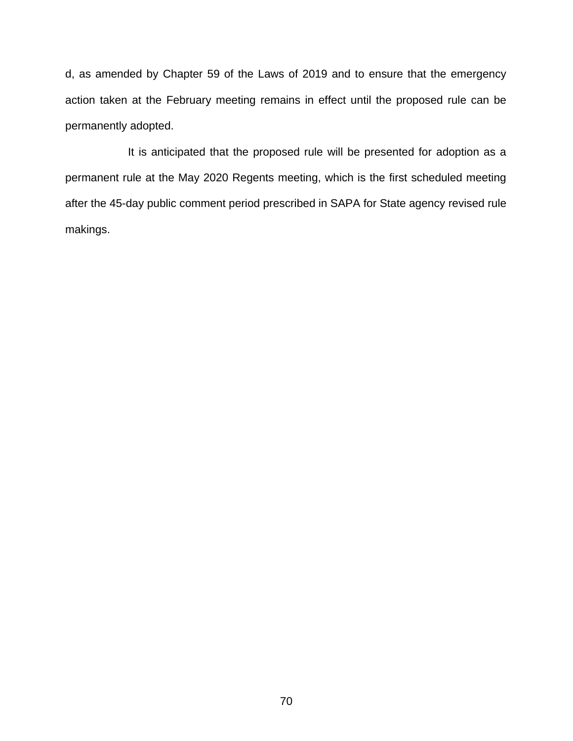d, as amended by Chapter 59 of the Laws of 2019 and to ensure that the emergency action taken at the February meeting remains in effect until the proposed rule can be permanently adopted.

It is anticipated that the proposed rule will be presented for adoption as a permanent rule at the May 2020 Regents meeting, which is the first scheduled meeting after the 45-day public comment period prescribed in SAPA for State agency revised rule makings.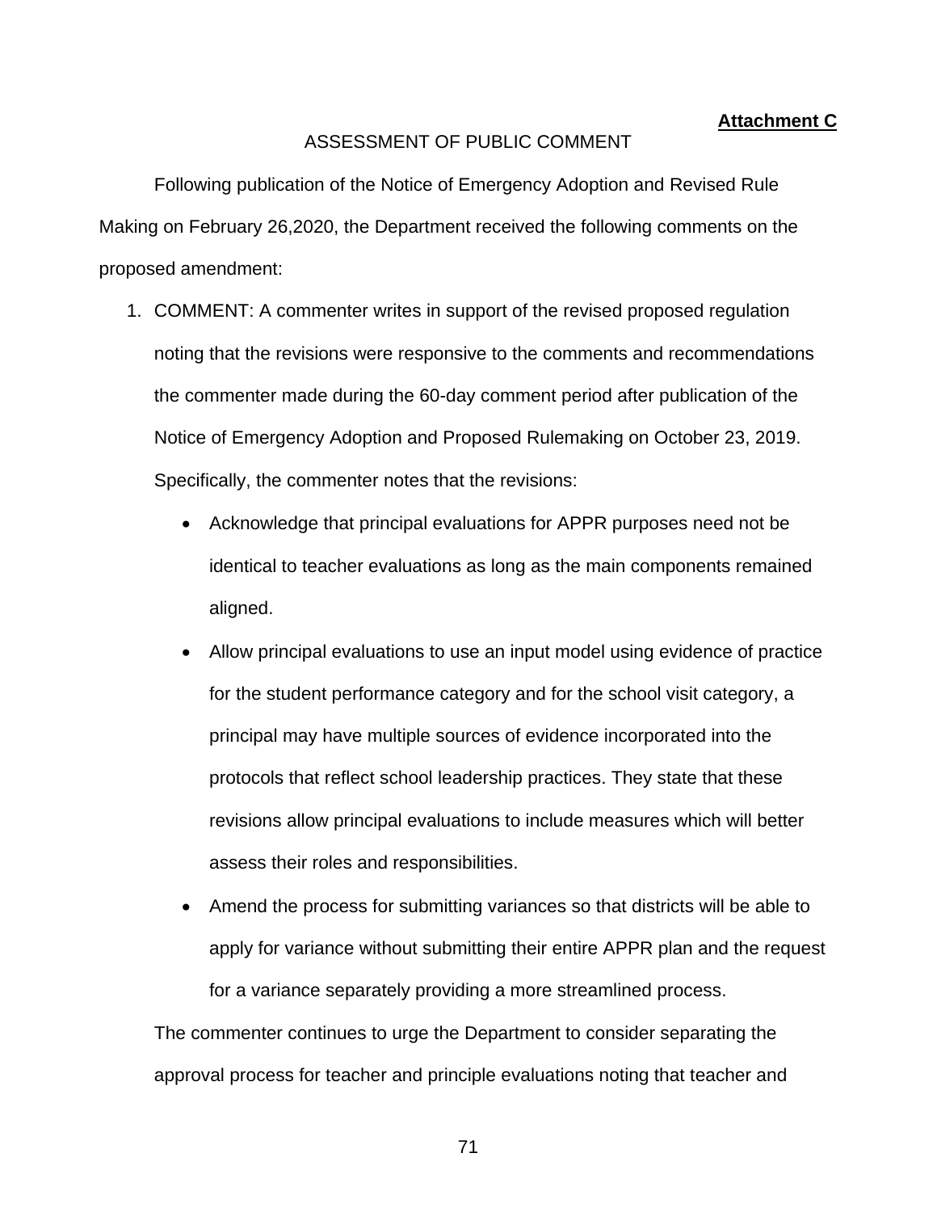**Attachment C**

ASSESSMENT OF PUBLIC COMMENT

Following publication of the Notice of Emergency Adoption and Revised Rule Making on February 26,2020, the Department received the following comments on the proposed amendment:

1. COMMENT: A commenter writes in support of the revised proposed regulation noting that the revisions were responsive to the comments and recommendations the commenter made during the 60-day comment period after publication of the Notice of Emergency Adoption and Proposed Rulemaking on October 23, 2019. Specifically, the commenter notes that the revisions:

   - Acknowledge that principal evaluations for APPR purposes need not be identical to teacher evaluations as long as the main components remained aligned.
   - Allow principal evaluations to use an input model using evidence of practice for the student performance category and for the school visit category, a principal may have multiple sources of evidence incorporated into the protocols that reflect school leadership practices. They state that these revisions allow principal evaluations to include measures which will better assess their roles and responsibilities.
   - Amend the process for submitting variances so that districts will be able to apply for variance without submitting their entire APPR plan and the request for a variance separately providing a more streamlined process.

   The commenter continues to urge the Department to consider separating the approval process for teacher and principle evaluations noting that teacher and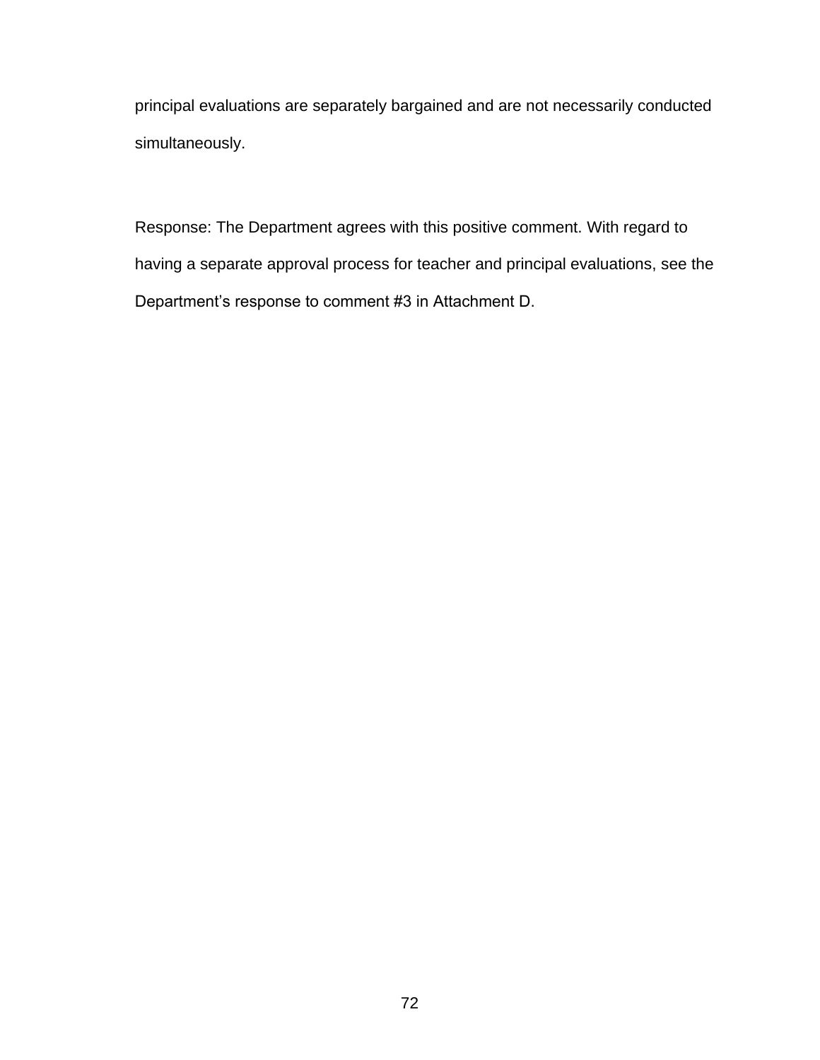principal evaluations are separately bargained and are not necessarily conducted simultaneously.

Response: The Department agrees with this positive comment. With regard to having a separate approval process for teacher and principal evaluations, see the Department's response to comment #3 in Attachment D.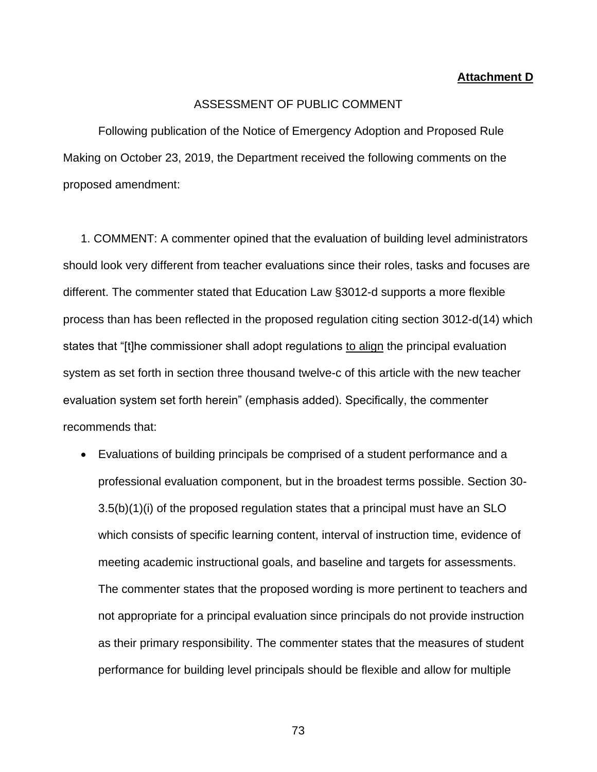**Attachment D**

ASSESSMENT OF PUBLIC COMMENT

Following publication of the Notice of Emergency Adoption and Proposed Rule Making on October 23, 2019, the Department received the following comments on the proposed amendment:

1. COMMENT: A commenter opined that the evaluation of building level administrators should look very different from teacher evaluations since their roles, tasks and focuses are different. The commenter stated that Education Law §3012-d supports a more flexible process than has been reflected in the proposed regulation citing section 3012-d(14) which states that "[t]he commissioner shall adopt regulations <u>to align</u> the principal evaluation system as set forth in section three thousand twelve-c of this article with the new teacher evaluation system set forth herein" (emphasis added). Specifically, the commenter recommends that:

- Evaluations of building principals be comprised of a student performance and a professional evaluation component, but in the broadest terms possible. Section 30-3.5(b)(1)(i) of the proposed regulation states that a principal must have an SLO which consists of specific learning content, interval of instruction time, evidence of meeting academic instructional goals, and baseline and targets for assessments. The commenter states that the proposed wording is more pertinent to teachers and not appropriate for a principal evaluation since principals do not provide instruction as their primary responsibility. The commenter states that the measures of student performance for building level principals should be flexible and allow for multiple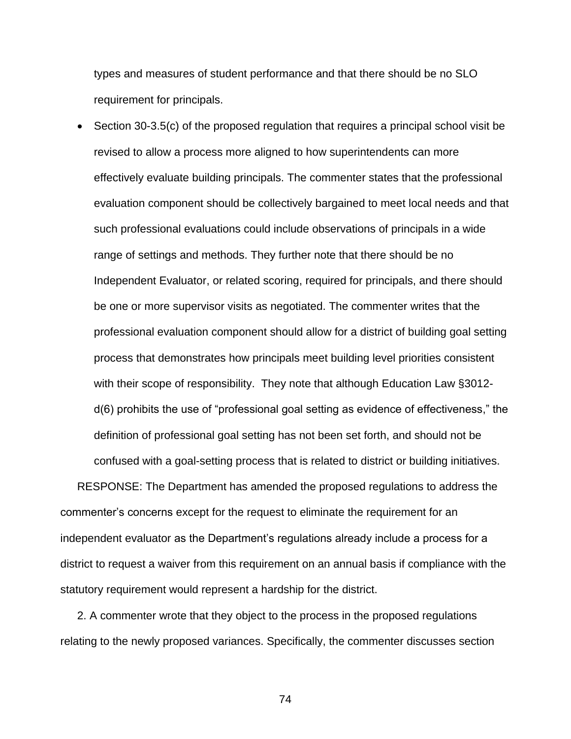types and measures of student performance and that there should be no SLO requirement for principals.

- Section 30-3.5(c) of the proposed regulation that requires a principal school visit be revised to allow a process more aligned to how superintendents can more effectively evaluate building principals. The commenter states that the professional evaluation component should be collectively bargained to meet local needs and that such professional evaluations could include observations of principals in a wide range of settings and methods. They further note that there should be no Independent Evaluator, or related scoring, required for principals, and there should be one or more supervisor visits as negotiated. The commenter writes that the professional evaluation component should allow for a district of building goal setting process that demonstrates how principals meet building level priorities consistent with their scope of responsibility. They note that although Education Law §3012-d(6) prohibits the use of "professional goal setting as evidence of effectiveness," the definition of professional goal setting has not been set forth, and should not be confused with a goal-setting process that is related to district or building initiatives.

RESPONSE: The Department has amended the proposed regulations to address the commenter's concerns except for the request to eliminate the requirement for an independent evaluator as the Department's regulations already include a process for a district to request a waiver from this requirement on an annual basis if compliance with the statutory requirement would represent a hardship for the district.

2. A commenter wrote that they object to the process in the proposed regulations relating to the newly proposed variances. Specifically, the commenter discusses section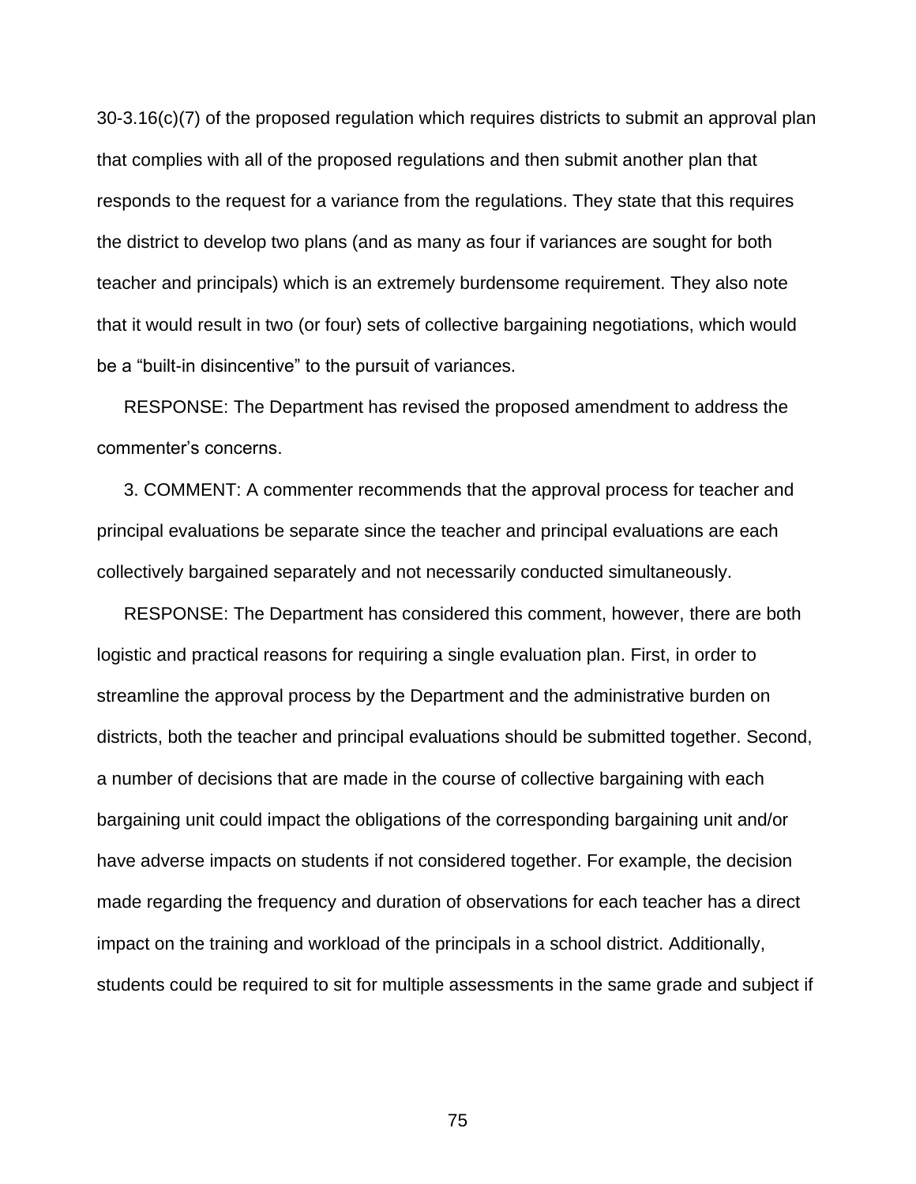30-3.16(c)(7) of the proposed regulation which requires districts to submit an approval plan that complies with all of the proposed regulations and then submit another plan that responds to the request for a variance from the regulations. They state that this requires the district to develop two plans (and as many as four if variances are sought for both teacher and principals) which is an extremely burdensome requirement. They also note that it would result in two (or four) sets of collective bargaining negotiations, which would be a "built-in disincentive" to the pursuit of variances.

RESPONSE: The Department has revised the proposed amendment to address the commenter's concerns.

3. COMMENT: A commenter recommends that the approval process for teacher and principal evaluations be separate since the teacher and principal evaluations are each collectively bargained separately and not necessarily conducted simultaneously.

RESPONSE: The Department has considered this comment, however, there are both logistic and practical reasons for requiring a single evaluation plan. First, in order to streamline the approval process by the Department and the administrative burden on districts, both the teacher and principal evaluations should be submitted together. Second, a number of decisions that are made in the course of collective bargaining with each bargaining unit could impact the obligations of the corresponding bargaining unit and/or have adverse impacts on students if not considered together. For example, the decision made regarding the frequency and duration of observations for each teacher has a direct impact on the training and workload of the principals in a school district. Additionally, students could be required to sit for multiple assessments in the same grade and subject if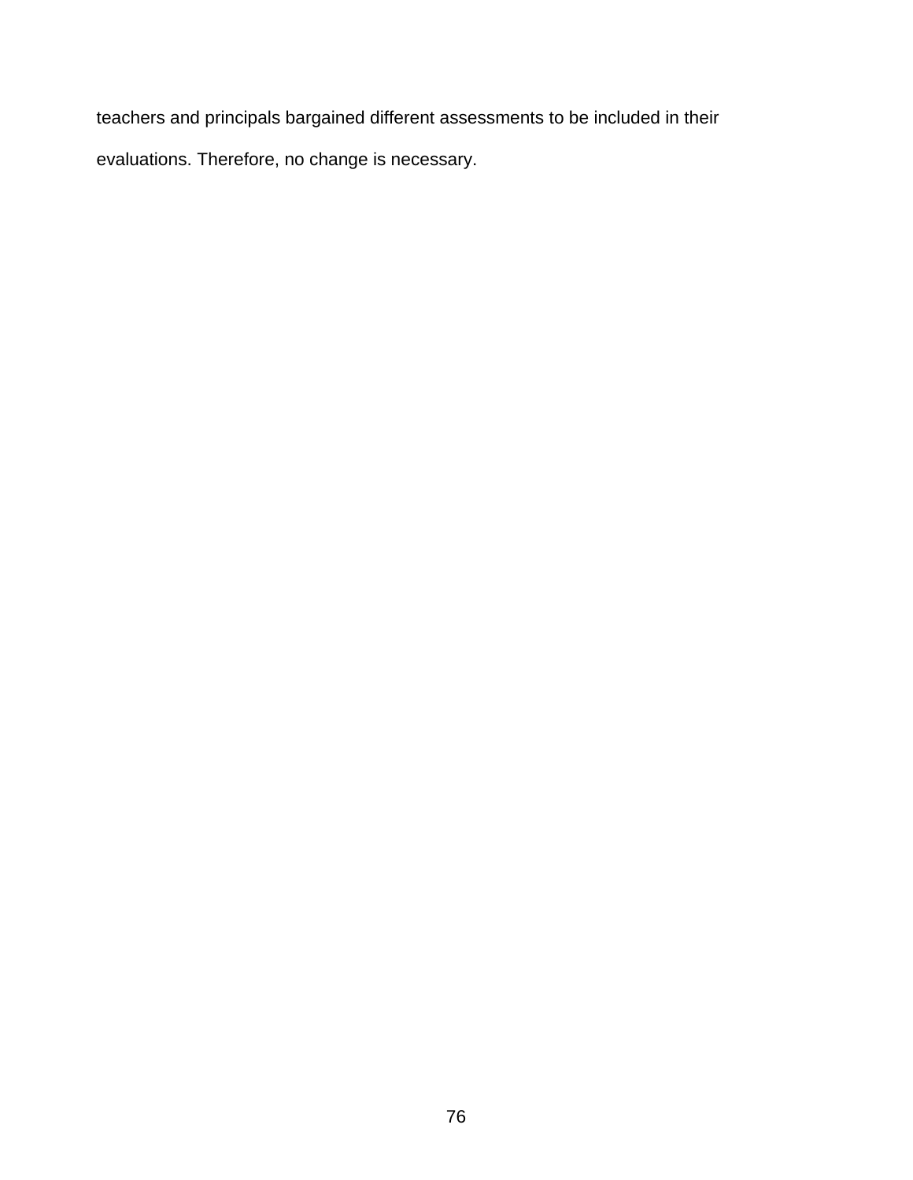teachers and principals bargained different assessments to be included in their evaluations. Therefore, no change is necessary.